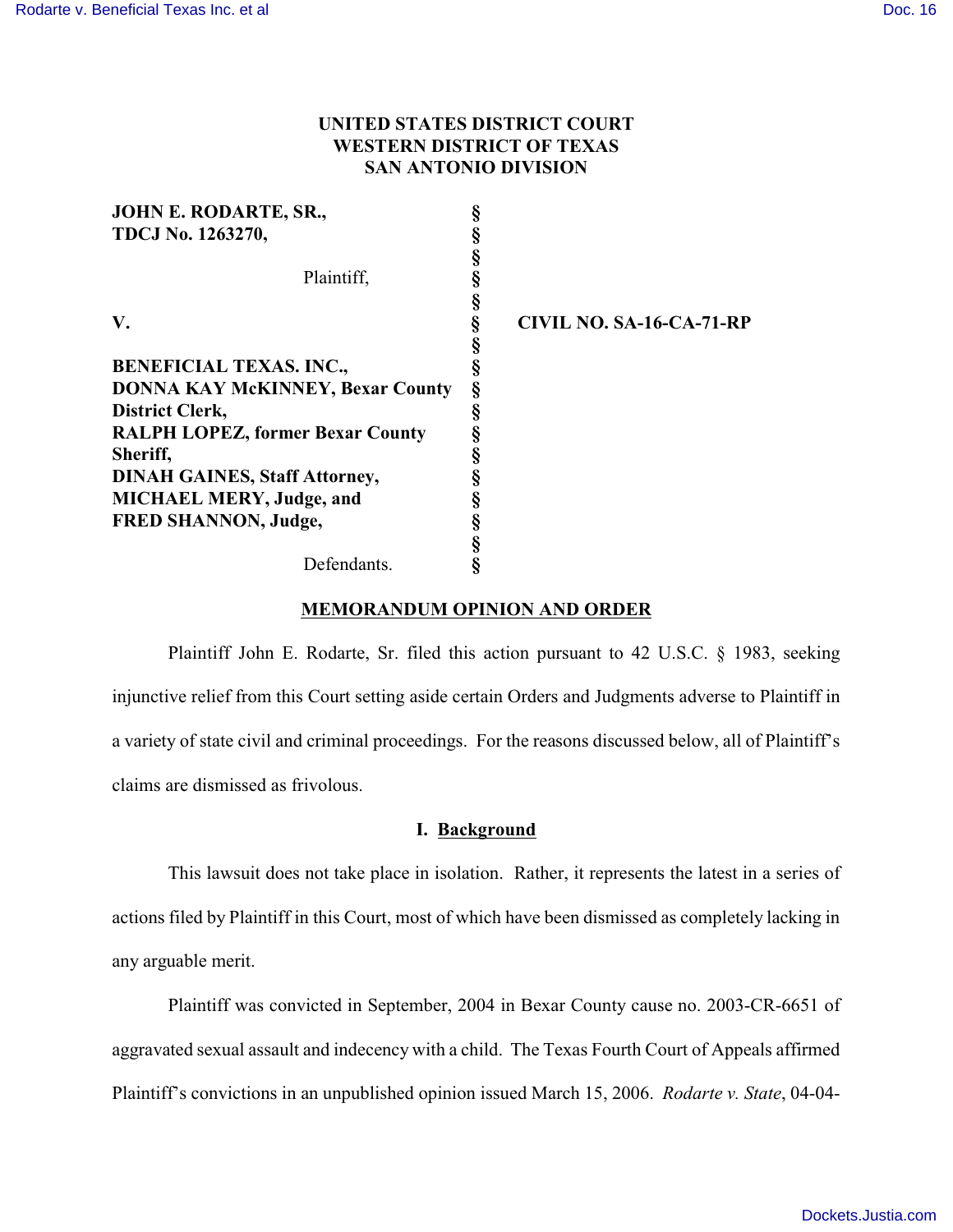**UNITED STATES DISTRICT COURT**
**WESTERN DISTRICT OF TEXAS**
**SAN ANTONIO DIVISION**

| | | |
|---|---|---|
| **JOHN E. RODARTE, SR.,** | § | |
| **TDCJ No. 1263270,** | § | |
| | § | |
| Plaintiff, | § | |
| | § | |
| **V.** | § | **CIVIL NO. SA-16-CA-71-RP** |
| | § | |
| **BENEFICIAL TEXAS. INC.,** | § | |
| **DONNA KAY McKINNEY, Bexar County District Clerk,** | § | |
| **RALPH LOPEZ, former Bexar County Sheriff,** | § | |
| **DINAH GAINES, Staff Attorney,** | § | |
| **MICHAEL MERY, Judge, and** | § | |
| **FRED SHANNON, Judge,** | § | |
| | § | |
| Defendants. | § | |

## MEMORANDUM OPINION AND ORDER

Plaintiff John E. Rodarte, Sr. filed this action pursuant to 42 U.S.C. § 1983, seeking injunctive relief from this Court setting aside certain Orders and Judgments adverse to Plaintiff in a variety of state civil and criminal proceedings. For the reasons discussed below, all of Plaintiff's claims are dismissed as frivolous.

### I. Background

This lawsuit does not take place in isolation. Rather, it represents the latest in a series of actions filed by Plaintiff in this Court, most of which have been dismissed as completely lacking in any arguable merit.

Plaintiff was convicted in September, 2004 in Bexar County cause no. 2003-CR-6651 of aggravated sexual assault and indecency with a child. The Texas Fourth Court of Appeals affirmed Plaintiff's convictions in an unpublished opinion issued March 15, 2006. *Rodarte v. State*, 04-04-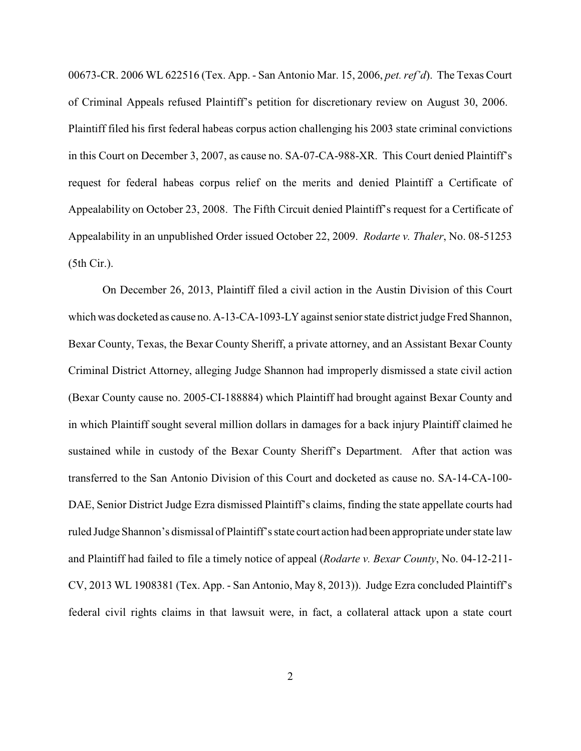00673-CR. 2006 WL 622516 (Tex. App. - San Antonio Mar. 15, 2006, *pet. ref'd*). The Texas Court of Criminal Appeals refused Plaintiff's petition for discretionary review on August 30, 2006. Plaintiff filed his first federal habeas corpus action challenging his 2003 state criminal convictions in this Court on December 3, 2007, as cause no. SA-07-CA-988-XR. This Court denied Plaintiff's request for federal habeas corpus relief on the merits and denied Plaintiff a Certificate of Appealability on October 23, 2008. The Fifth Circuit denied Plaintiff's request for a Certificate of Appealability in an unpublished Order issued October 22, 2009. *Rodarte v. Thaler*, No. 08-51253 (5th Cir.).

On December 26, 2013, Plaintiff filed a civil action in the Austin Division of this Court which was docketed as cause no. A-13-CA-1093-LY against senior state district judge Fred Shannon, Bexar County, Texas, the Bexar County Sheriff, a private attorney, and an Assistant Bexar County Criminal District Attorney, alleging Judge Shannon had improperly dismissed a state civil action (Bexar County cause no. 2005-CI-188884) which Plaintiff had brought against Bexar County and in which Plaintiff sought several million dollars in damages for a back injury Plaintiff claimed he sustained while in custody of the Bexar County Sheriff's Department. After that action was transferred to the San Antonio Division of this Court and docketed as cause no. SA-14-CA-100-DAE, Senior District Judge Ezra dismissed Plaintiff's claims, finding the state appellate courts had ruled Judge Shannon's dismissal of Plaintiff's state court action had been appropriate under state law and Plaintiff had failed to file a timely notice of appeal (*Rodarte v. Bexar County*, No. 04-12-211-CV, 2013 WL 1908381 (Tex. App. - San Antonio, May 8, 2013)). Judge Ezra concluded Plaintiff's federal civil rights claims in that lawsuit were, in fact, a collateral attack upon a state court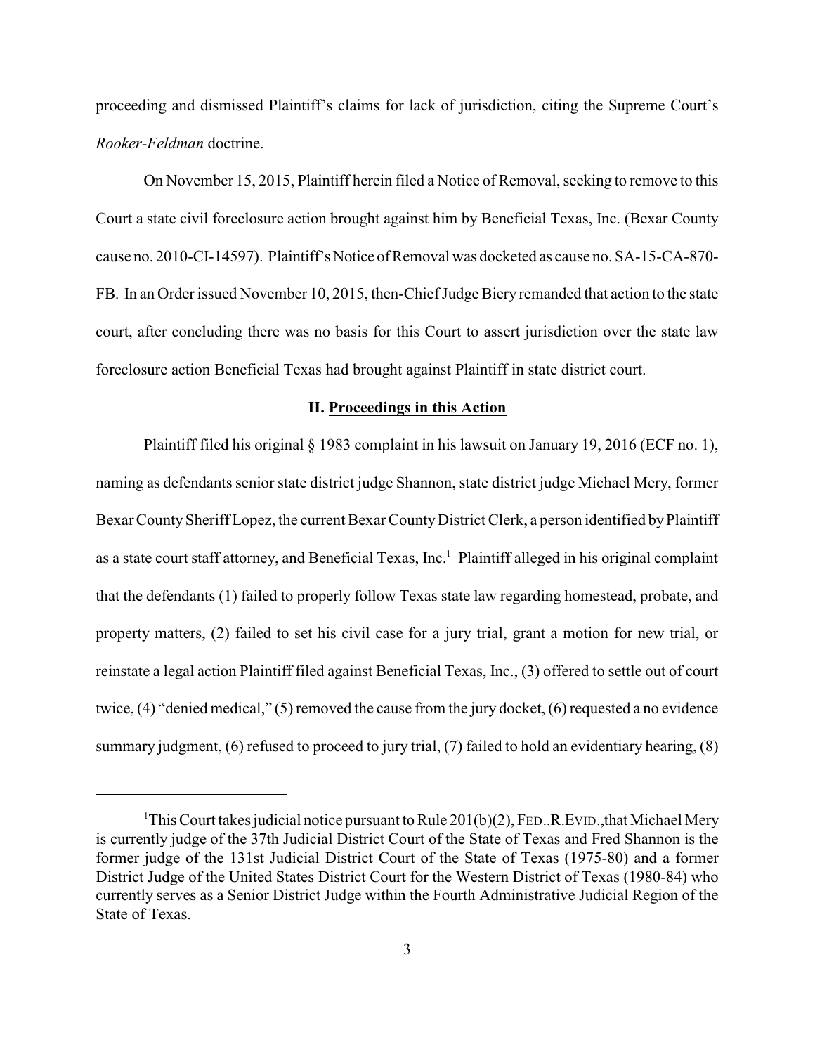proceeding and dismissed Plaintiff's claims for lack of jurisdiction, citing the Supreme Court's *Rooker-Feldman* doctrine.

On November 15, 2015, Plaintiff herein filed a Notice of Removal, seeking to remove to this Court a state civil foreclosure action brought against him by Beneficial Texas, Inc. (Bexar County cause no. 2010-CI-14597). Plaintiff's Notice of Removal was docketed as cause no. SA-15-CA-870-FB. In an Order issued November 10, 2015, then-Chief Judge Biery remanded that action to the state court, after concluding there was no basis for this Court to assert jurisdiction over the state law foreclosure action Beneficial Texas had brought against Plaintiff in state district court.

## II. Proceedings in this Action

Plaintiff filed his original § 1983 complaint in his lawsuit on January 19, 2016 (ECF no. 1), naming as defendants senior state district judge Shannon, state district judge Michael Mery, former Bexar County Sheriff Lopez, the current Bexar County District Clerk, a person identified by Plaintiff as a state court staff attorney, and Beneficial Texas, Inc.[1] Plaintiff alleged in his original complaint that the defendants (1) failed to properly follow Texas state law regarding homestead, probate, and property matters, (2) failed to set his civil case for a jury trial, grant a motion for new trial, or reinstate a legal action Plaintiff filed against Beneficial Texas, Inc., (3) offered to settle out of court twice, (4) "denied medical," (5) removed the cause from the jury docket, (6) requested a no evidence summary judgment, (6) refused to proceed to jury trial, (7) failed to hold an evidentiary hearing, (8)

[1] This Court takes judicial notice pursuant to Rule 201(b)(2), FED..R.EVID., that Michael Mery is currently judge of the 37th Judicial District Court of the State of Texas and Fred Shannon is the former judge of the 131st Judicial District Court of the State of Texas (1975-80) and a former District Judge of the United States District Court for the Western District of Texas (1980-84) who currently serves as a Senior District Judge within the Fourth Administrative Judicial Region of the State of Texas.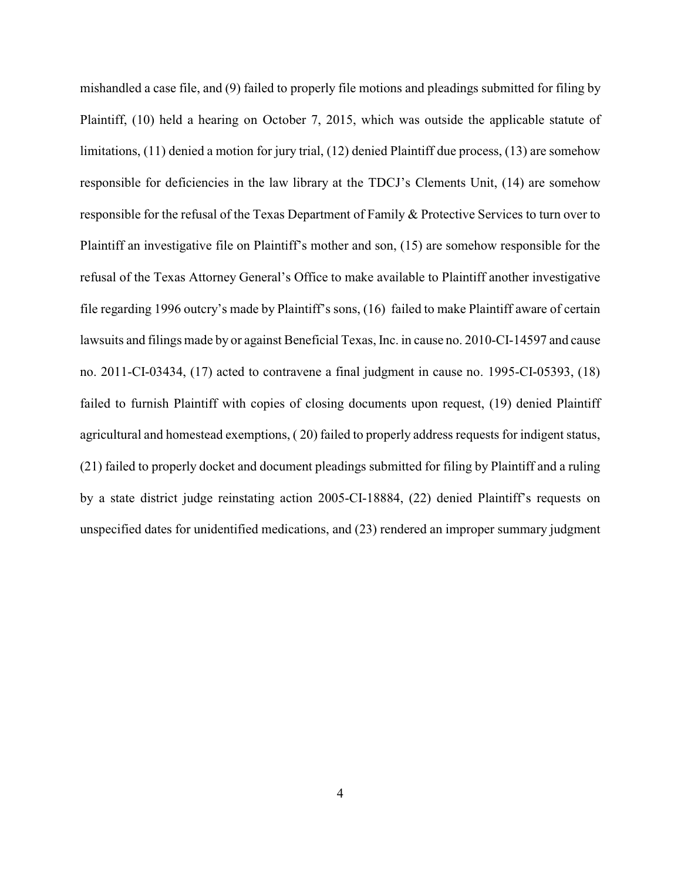mishandled a case file, and (9) failed to properly file motions and pleadings submitted for filing by Plaintiff, (10) held a hearing on October 7, 2015, which was outside the applicable statute of limitations, (11) denied a motion for jury trial, (12) denied Plaintiff due process, (13) are somehow responsible for deficiencies in the law library at the TDCJ's Clements Unit, (14) are somehow responsible for the refusal of the Texas Department of Family & Protective Services to turn over to Plaintiff an investigative file on Plaintiff's mother and son, (15) are somehow responsible for the refusal of the Texas Attorney General's Office to make available to Plaintiff another investigative file regarding 1996 outcry's made by Plaintiff's sons, (16) failed to make Plaintiff aware of certain lawsuits and filings made by or against Beneficial Texas, Inc. in cause no. 2010-CI-14597 and cause no. 2011-CI-03434, (17) acted to contravene a final judgment in cause no. 1995-CI-05393, (18) failed to furnish Plaintiff with copies of closing documents upon request, (19) denied Plaintiff agricultural and homestead exemptions, ( 20) failed to properly address requests for indigent status, (21) failed to properly docket and document pleadings submitted for filing by Plaintiff and a ruling by a state district judge reinstating action 2005-CI-18884, (22) denied Plaintiff's requests on unspecified dates for unidentified medications, and (23) rendered an improper summary judgment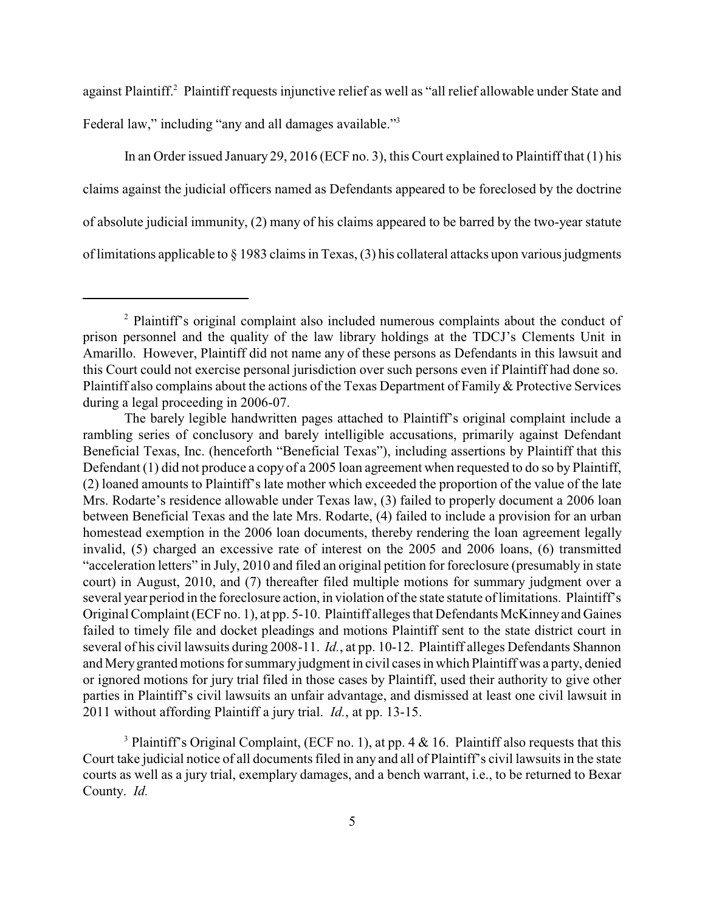against Plaintiff.[2] Plaintiff requests injunctive relief as well as "all relief allowable under State and Federal law," including "any and all damages available."[3]

In an Order issued January 29, 2016 (ECF no. 3), this Court explained to Plaintiff that (1) his claims against the judicial officers named as Defendants appeared to be foreclosed by the doctrine of absolute judicial immunity, (2) many of his claims appeared to be barred by the two-year statute of limitations applicable to § 1983 claims in Texas, (3) his collateral attacks upon various judgments

---

[2] Plaintiff's original complaint also included numerous complaints about the conduct of prison personnel and the quality of the law library holdings at the TDCJ's Clements Unit in Amarillo. However, Plaintiff did not name any of these persons as Defendants in this lawsuit and this Court could not exercise personal jurisdiction over such persons even if Plaintiff had done so. Plaintiff also complains about the actions of the Texas Department of Family & Protective Services during a legal proceeding in 2006-07.

The barely legible handwritten pages attached to Plaintiff's original complaint include a rambling series of conclusory and barely intelligible accusations, primarily against Defendant Beneficial Texas, Inc. (henceforth "Beneficial Texas"), including assertions by Plaintiff that this Defendant (1) did not produce a copy of a 2005 loan agreement when requested to do so by Plaintiff, (2) loaned amounts to Plaintiff's late mother which exceeded the proportion of the value of the late Mrs. Rodarte's residence allowable under Texas law, (3) failed to properly document a 2006 loan between Beneficial Texas and the late Mrs. Rodarte, (4) failed to include a provision for an urban homestead exemption in the 2006 loan documents, thereby rendering the loan agreement legally invalid, (5) charged an excessive rate of interest on the 2005 and 2006 loans, (6) transmitted "acceleration letters" in July, 2010 and filed an original petition for foreclosure (presumably in state court) in August, 2010, and (7) thereafter filed multiple motions for summary judgment over a several year period in the foreclosure action, in violation of the state statute of limitations. Plaintiff's Original Complaint (ECF no. 1), at pp. 5-10. Plaintiff alleges that Defendants McKinney and Gaines failed to timely file and docket pleadings and motions Plaintiff sent to the state district court in several of his civil lawsuits during 2008-11. *Id.*, at pp. 10-12. Plaintiff alleges Defendants Shannon and Mery granted motions for summary judgment in civil cases in which Plaintiff was a party, denied or ignored motions for jury trial filed in those cases by Plaintiff, used their authority to give other parties in Plaintiff's civil lawsuits an unfair advantage, and dismissed at least one civil lawsuit in 2011 without affording Plaintiff a jury trial. *Id.*, at pp. 13-15.

[3] Plaintiff's Original Complaint, (ECF no. 1), at pp. 4 & 16. Plaintiff also requests that this Court take judicial notice of all documents filed in any and all of Plaintiff's civil lawsuits in the state courts as well as a jury trial, exemplary damages, and a bench warrant, i.e., to be returned to Bexar County. *Id.*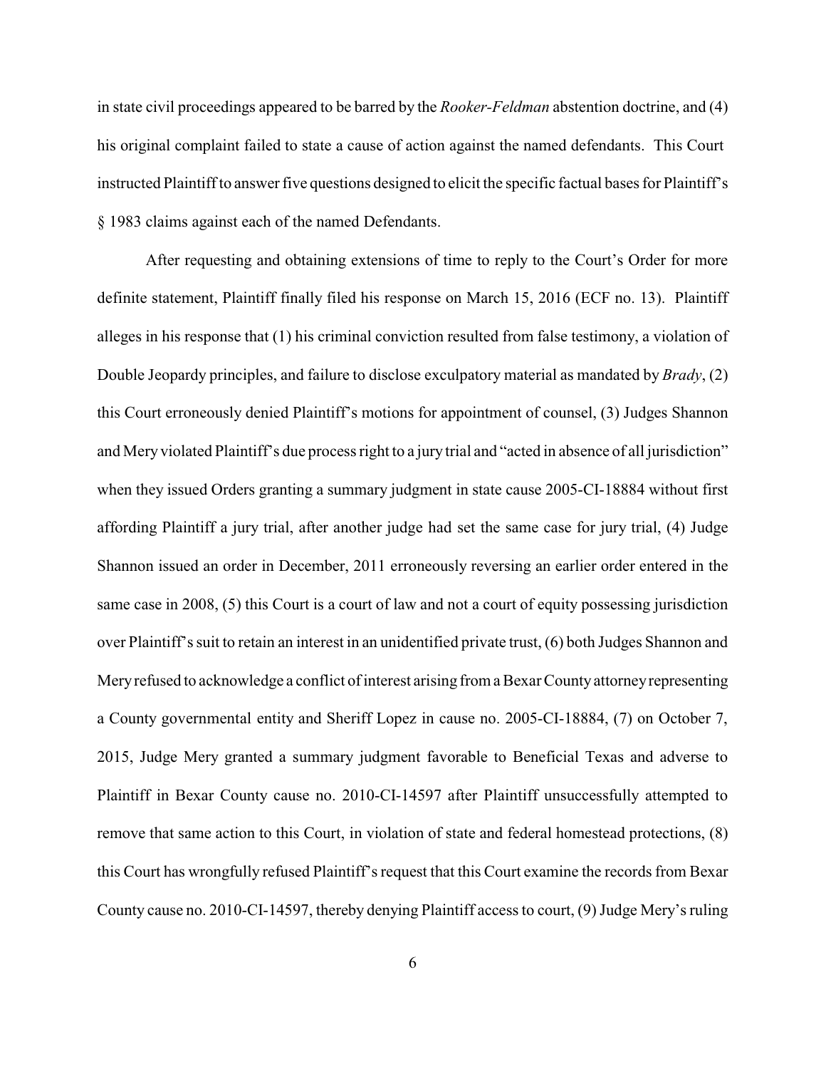in state civil proceedings appeared to be barred by the *Rooker-Feldman* abstention doctrine, and (4) his original complaint failed to state a cause of action against the named defendants. This Court instructed Plaintiff to answer five questions designed to elicit the specific factual bases for Plaintiff's § 1983 claims against each of the named Defendants.

After requesting and obtaining extensions of time to reply to the Court's Order for more definite statement, Plaintiff finally filed his response on March 15, 2016 (ECF no. 13). Plaintiff alleges in his response that (1) his criminal conviction resulted from false testimony, a violation of Double Jeopardy principles, and failure to disclose exculpatory material as mandated by *Brady*, (2) this Court erroneously denied Plaintiff's motions for appointment of counsel, (3) Judges Shannon and Mery violated Plaintiff's due process right to a jury trial and "acted in absence of all jurisdiction" when they issued Orders granting a summary judgment in state cause 2005-CI-18884 without first affording Plaintiff a jury trial, after another judge had set the same case for jury trial, (4) Judge Shannon issued an order in December, 2011 erroneously reversing an earlier order entered in the same case in 2008, (5) this Court is a court of law and not a court of equity possessing jurisdiction over Plaintiff's suit to retain an interest in an unidentified private trust, (6) both Judges Shannon and Mery refused to acknowledge a conflict of interest arising from a Bexar County attorney representing a County governmental entity and Sheriff Lopez in cause no. 2005-CI-18884, (7) on October 7, 2015, Judge Mery granted a summary judgment favorable to Beneficial Texas and adverse to Plaintiff in Bexar County cause no. 2010-CI-14597 after Plaintiff unsuccessfully attempted to remove that same action to this Court, in violation of state and federal homestead protections, (8) this Court has wrongfully refused Plaintiff's request that this Court examine the records from Bexar County cause no. 2010-CI-14597, thereby denying Plaintiff access to court, (9) Judge Mery's ruling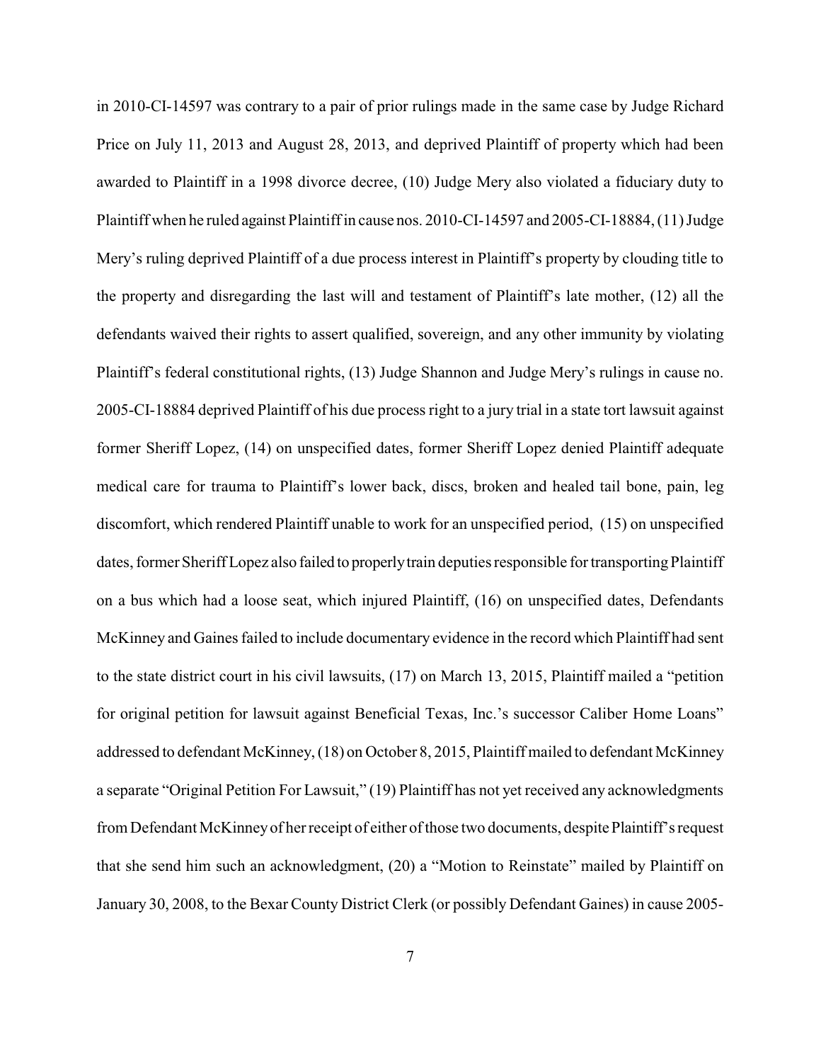in 2010-CI-14597 was contrary to a pair of prior rulings made in the same case by Judge Richard Price on July 11, 2013 and August 28, 2013, and deprived Plaintiff of property which had been awarded to Plaintiff in a 1998 divorce decree, (10) Judge Mery also violated a fiduciary duty to Plaintiff when he ruled against Plaintiff in cause nos. 2010-CI-14597 and 2005-CI-18884, (11) Judge Mery's ruling deprived Plaintiff of a due process interest in Plaintiff's property by clouding title to the property and disregarding the last will and testament of Plaintiff's late mother, (12) all the defendants waived their rights to assert qualified, sovereign, and any other immunity by violating Plaintiff's federal constitutional rights, (13) Judge Shannon and Judge Mery's rulings in cause no. 2005-CI-18884 deprived Plaintiff of his due process right to a jury trial in a state tort lawsuit against former Sheriff Lopez, (14) on unspecified dates, former Sheriff Lopez denied Plaintiff adequate medical care for trauma to Plaintiff's lower back, discs, broken and healed tail bone, pain, leg discomfort, which rendered Plaintiff unable to work for an unspecified period, (15) on unspecified dates, former Sheriff Lopez also failed to properly train deputies responsible for transporting Plaintiff on a bus which had a loose seat, which injured Plaintiff, (16) on unspecified dates, Defendants McKinney and Gaines failed to include documentary evidence in the record which Plaintiff had sent to the state district court in his civil lawsuits, (17) on March 13, 2015, Plaintiff mailed a "petition for original petition for lawsuit against Beneficial Texas, Inc.'s successor Caliber Home Loans" addressed to defendant McKinney, (18) on October 8, 2015, Plaintiff mailed to defendant McKinney a separate "Original Petition For Lawsuit," (19) Plaintiff has not yet received any acknowledgments from Defendant McKinney of her receipt of either of those two documents, despite Plaintiff's request that she send him such an acknowledgment, (20) a "Motion to Reinstate" mailed by Plaintiff on January 30, 2008, to the Bexar County District Clerk (or possibly Defendant Gaines) in cause 2005-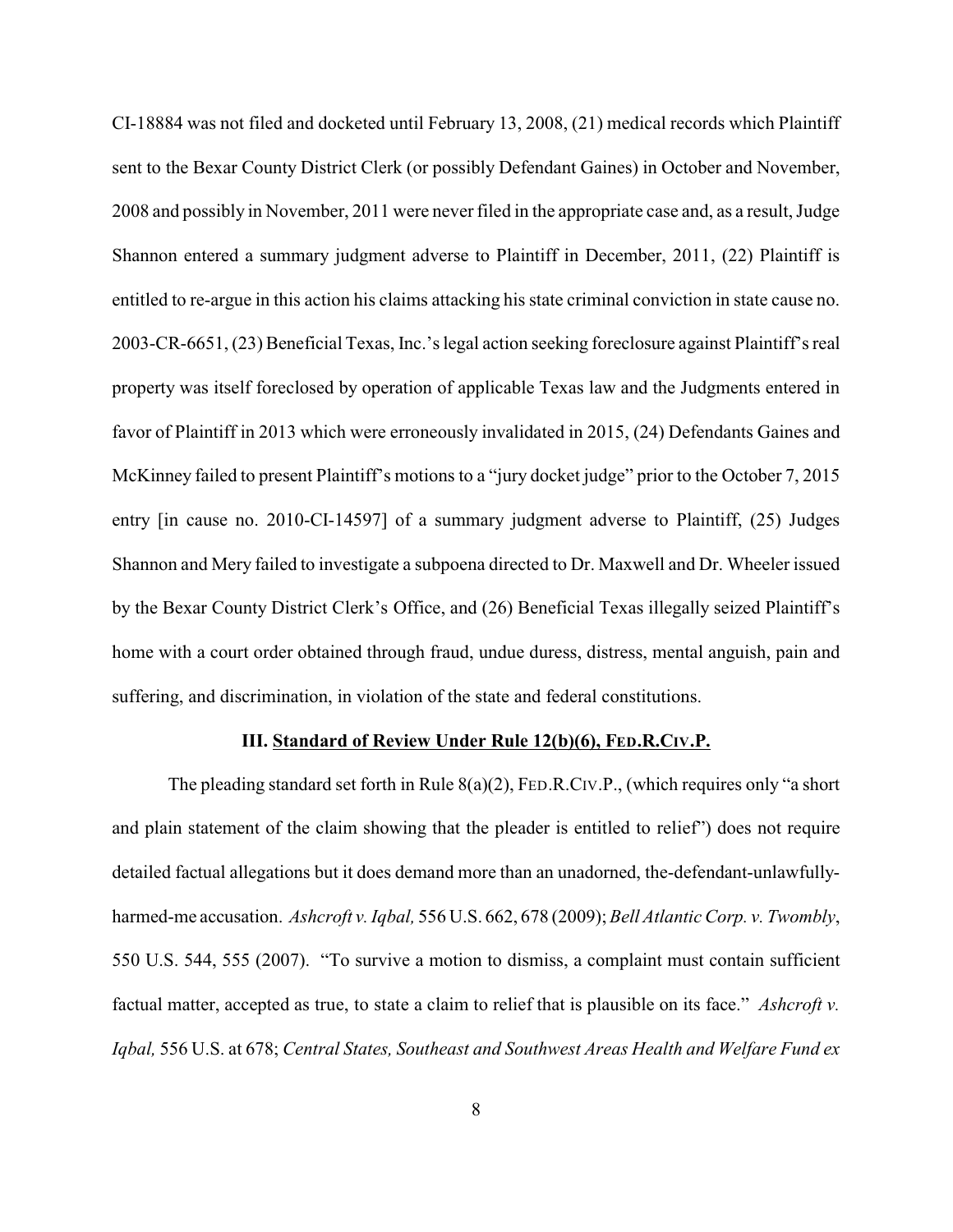CI-18884 was not filed and docketed until February 13, 2008, (21) medical records which Plaintiff sent to the Bexar County District Clerk (or possibly Defendant Gaines) in October and November, 2008 and possibly in November, 2011 were never filed in the appropriate case and, as a result, Judge Shannon entered a summary judgment adverse to Plaintiff in December, 2011, (22) Plaintiff is entitled to re-argue in this action his claims attacking his state criminal conviction in state cause no. 2003-CR-6651, (23) Beneficial Texas, Inc.'s legal action seeking foreclosure against Plaintiff's real property was itself foreclosed by operation of applicable Texas law and the Judgments entered in favor of Plaintiff in 2013 which were erroneously invalidated in 2015, (24) Defendants Gaines and McKinney failed to present Plaintiff's motions to a "jury docket judge" prior to the October 7, 2015 entry [in cause no. 2010-CI-14597] of a summary judgment adverse to Plaintiff, (25) Judges Shannon and Mery failed to investigate a subpoena directed to Dr. Maxwell and Dr. Wheeler issued by the Bexar County District Clerk's Office, and (26) Beneficial Texas illegally seized Plaintiff's home with a court order obtained through fraud, undue duress, distress, mental anguish, pain and suffering, and discrimination, in violation of the state and federal constitutions.

### III. Standard of Review Under Rule 12(b)(6), FED.R.CIV.P.

The pleading standard set forth in Rule 8(a)(2), FED.R.CIV.P., (which requires only "a short and plain statement of the claim showing that the pleader is entitled to relief") does not require detailed factual allegations but it does demand more than an unadorned, the-defendant-unlawfully-harmed-me accusation. *Ashcroft v. Iqbal,* 556 U.S. 662, 678 (2009); *Bell Atlantic Corp. v. Twombly*, 550 U.S. 544, 555 (2007). "To survive a motion to dismiss, a complaint must contain sufficient factual matter, accepted as true, to state a claim to relief that is plausible on its face." *Ashcroft v. Iqbal,* 556 U.S. at 678; *Central States, Southeast and Southwest Areas Health and Welfare Fund ex*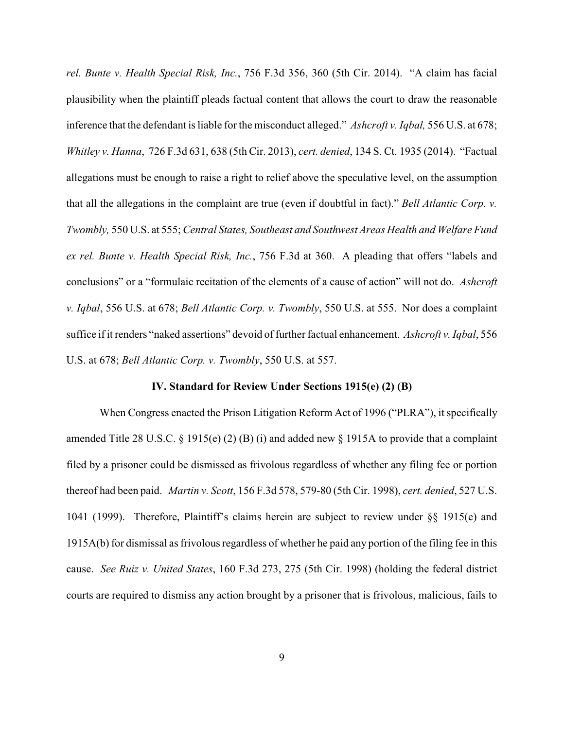*rel. Bunte v. Health Special Risk, Inc.*, 756 F.3d 356, 360 (5th Cir. 2014). "A claim has facial plausibility when the plaintiff pleads factual content that allows the court to draw the reasonable inference that the defendant is liable for the misconduct alleged." *Ashcroft v. Iqbal,* 556 U.S. at 678; *Whitley v. Hanna*, 726 F.3d 631, 638 (5th Cir. 2013), *cert. denied*, 134 S. Ct. 1935 (2014). "Factual allegations must be enough to raise a right to relief above the speculative level, on the assumption that all the allegations in the complaint are true (even if doubtful in fact)." *Bell Atlantic Corp. v. Twombly,* 550 U.S. at 555; *Central States, Southeast and Southwest Areas Health and Welfare Fund ex rel. Bunte v. Health Special Risk, Inc.*, 756 F.3d at 360. A pleading that offers "labels and conclusions" or a "formulaic recitation of the elements of a cause of action" will not do. *Ashcroft v. Iqbal*, 556 U.S. at 678; *Bell Atlantic Corp. v. Twombly*, 550 U.S. at 555. Nor does a complaint suffice if it renders "naked assertions" devoid of further factual enhancement. *Ashcroft v. Iqbal*, 556 U.S. at 678; *Bell Atlantic Corp. v. Twombly*, 550 U.S. at 557.

## IV. Standard for Review Under Sections 1915(e) (2) (B)

When Congress enacted the Prison Litigation Reform Act of 1996 ("PLRA"), it specifically amended Title 28 U.S.C. § 1915(e) (2) (B) (i) and added new § 1915A to provide that a complaint filed by a prisoner could be dismissed as frivolous regardless of whether any filing fee or portion thereof had been paid. *Martin v. Scott*, 156 F.3d 578, 579-80 (5th Cir. 1998), *cert. denied*, 527 U.S. 1041 (1999). Therefore, Plaintiff's claims herein are subject to review under §§ 1915(e) and 1915A(b) for dismissal as frivolous regardless of whether he paid any portion of the filing fee in this cause. *See Ruiz v. United States*, 160 F.3d 273, 275 (5th Cir. 1998) (holding the federal district courts are required to dismiss any action brought by a prisoner that is frivolous, malicious, fails to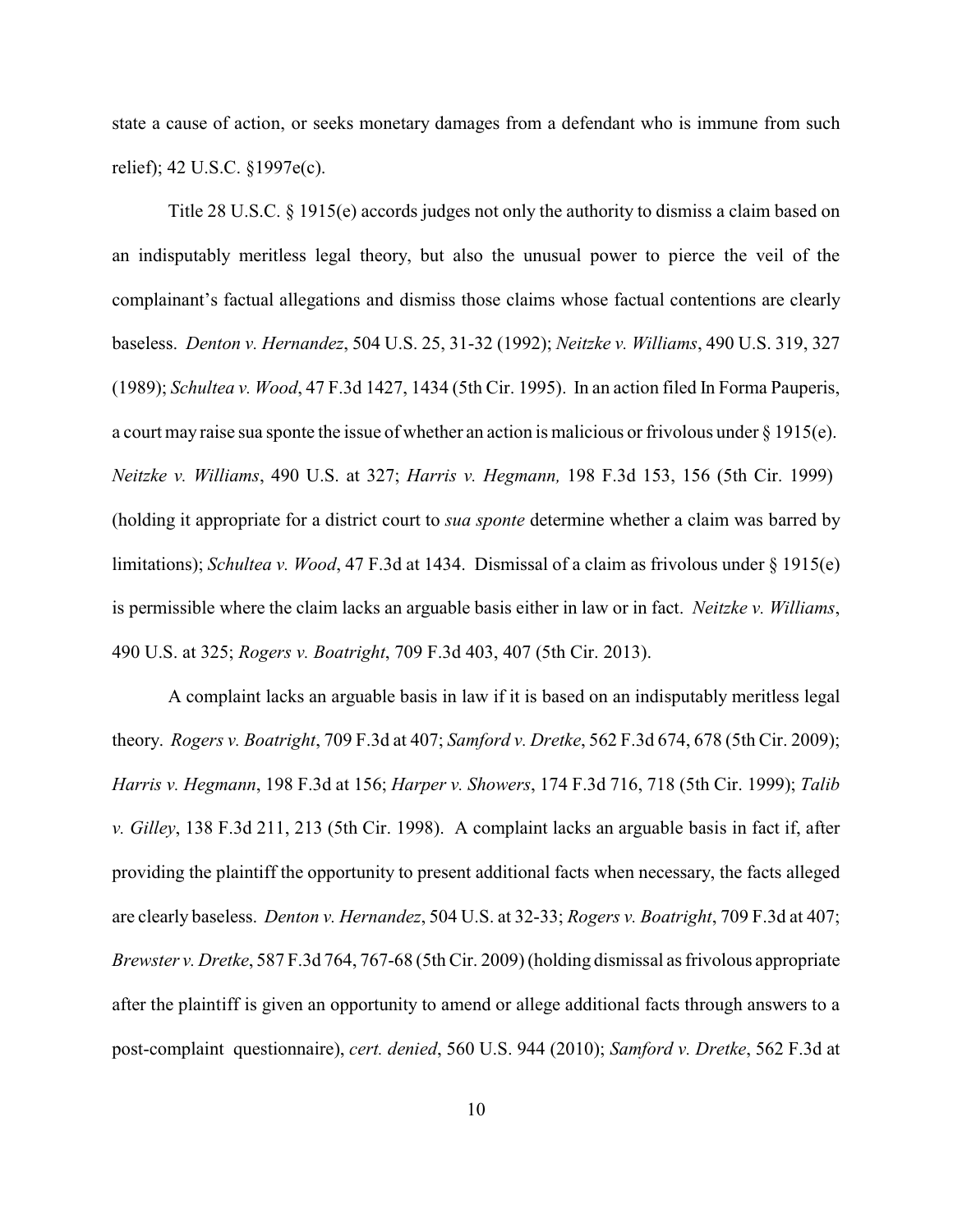state a cause of action, or seeks monetary damages from a defendant who is immune from such relief); 42 U.S.C. §1997e(c).

Title 28 U.S.C. § 1915(e) accords judges not only the authority to dismiss a claim based on an indisputably meritless legal theory, but also the unusual power to pierce the veil of the complainant's factual allegations and dismiss those claims whose factual contentions are clearly baseless. *Denton v. Hernandez*, 504 U.S. 25, 31-32 (1992); *Neitzke v. Williams*, 490 U.S. 319, 327 (1989); *Schultea v. Wood*, 47 F.3d 1427, 1434 (5th Cir. 1995). In an action filed In Forma Pauperis, a court may raise sua sponte the issue of whether an action is malicious or frivolous under § 1915(e). *Neitzke v. Williams*, 490 U.S. at 327; *Harris v. Hegmann,* 198 F.3d 153, 156 (5th Cir. 1999) (holding it appropriate for a district court to *sua sponte* determine whether a claim was barred by limitations); *Schultea v. Wood*, 47 F.3d at 1434. Dismissal of a claim as frivolous under § 1915(e) is permissible where the claim lacks an arguable basis either in law or in fact. *Neitzke v. Williams*, 490 U.S. at 325; *Rogers v. Boatright*, 709 F.3d 403, 407 (5th Cir. 2013).

A complaint lacks an arguable basis in law if it is based on an indisputably meritless legal theory. *Rogers v. Boatright*, 709 F.3d at 407; *Samford v. Dretke*, 562 F.3d 674, 678 (5th Cir. 2009); *Harris v. Hegmann*, 198 F.3d at 156; *Harper v. Showers*, 174 F.3d 716, 718 (5th Cir. 1999); *Talib v. Gilley*, 138 F.3d 211, 213 (5th Cir. 1998). A complaint lacks an arguable basis in fact if, after providing the plaintiff the opportunity to present additional facts when necessary, the facts alleged are clearly baseless. *Denton v. Hernandez*, 504 U.S. at 32-33; *Rogers v. Boatright*, 709 F.3d at 407; *Brewster v. Dretke*, 587 F.3d 764, 767-68 (5th Cir. 2009) (holding dismissal as frivolous appropriate after the plaintiff is given an opportunity to amend or allege additional facts through answers to a post-complaint questionnaire), *cert. denied*, 560 U.S. 944 (2010); *Samford v. Dretke*, 562 F.3d at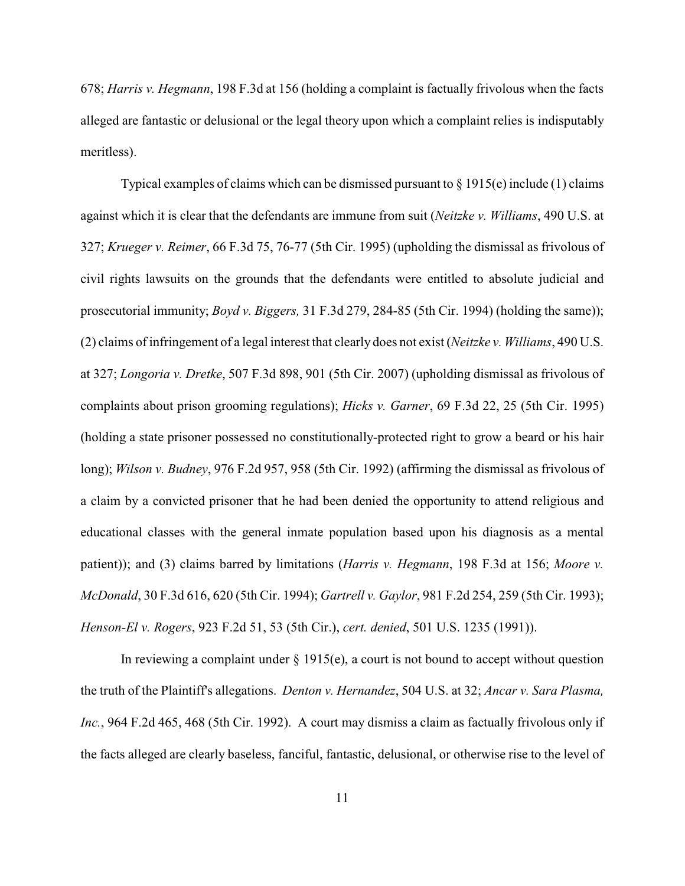678; *Harris v. Hegmann*, 198 F.3d at 156 (holding a complaint is factually frivolous when the facts alleged are fantastic or delusional or the legal theory upon which a complaint relies is indisputably meritless).

Typical examples of claims which can be dismissed pursuant to § 1915(e) include (1) claims against which it is clear that the defendants are immune from suit (*Neitzke v. Williams*, 490 U.S. at 327; *Krueger v. Reimer*, 66 F.3d 75, 76-77 (5th Cir. 1995) (upholding the dismissal as frivolous of civil rights lawsuits on the grounds that the defendants were entitled to absolute judicial and prosecutorial immunity; *Boyd v. Biggers,* 31 F.3d 279, 284-85 (5th Cir. 1994) (holding the same)); (2) claims of infringement of a legal interest that clearly does not exist (*Neitzke v. Williams*, 490 U.S. at 327; *Longoria v. Dretke*, 507 F.3d 898, 901 (5th Cir. 2007) (upholding dismissal as frivolous of complaints about prison grooming regulations); *Hicks v. Garner*, 69 F.3d 22, 25 (5th Cir. 1995) (holding a state prisoner possessed no constitutionally-protected right to grow a beard or his hair long); *Wilson v. Budney*, 976 F.2d 957, 958 (5th Cir. 1992) (affirming the dismissal as frivolous of a claim by a convicted prisoner that he had been denied the opportunity to attend religious and educational classes with the general inmate population based upon his diagnosis as a mental patient)); and (3) claims barred by limitations (*Harris v. Hegmann*, 198 F.3d at 156; *Moore v. McDonald*, 30 F.3d 616, 620 (5th Cir. 1994); *Gartrell v. Gaylor*, 981 F.2d 254, 259 (5th Cir. 1993); *Henson-El v. Rogers*, 923 F.2d 51, 53 (5th Cir.), *cert. denied*, 501 U.S. 1235 (1991)).

In reviewing a complaint under § 1915(e), a court is not bound to accept without question the truth of the Plaintiff's allegations. *Denton v. Hernandez*, 504 U.S. at 32; *Ancar v. Sara Plasma, Inc.*, 964 F.2d 465, 468 (5th Cir. 1992). A court may dismiss a claim as factually frivolous only if the facts alleged are clearly baseless, fanciful, fantastic, delusional, or otherwise rise to the level of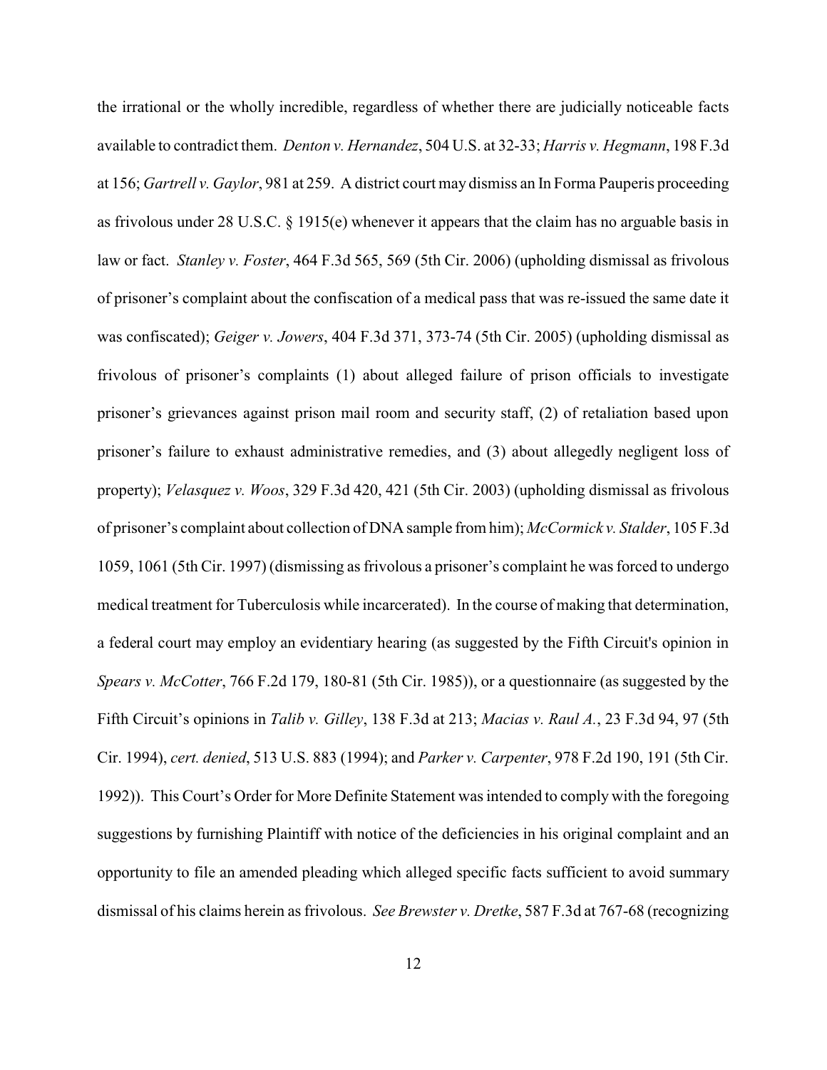the irrational or the wholly incredible, regardless of whether there are judicially noticeable facts available to contradict them. *Denton v. Hernandez*, 504 U.S. at 32-33; *Harris v. Hegmann*, 198 F.3d at 156; *Gartrell v. Gaylor*, 981 at 259. A district court may dismiss an In Forma Pauperis proceeding as frivolous under 28 U.S.C. § 1915(e) whenever it appears that the claim has no arguable basis in law or fact. *Stanley v. Foster*, 464 F.3d 565, 569 (5th Cir. 2006) (upholding dismissal as frivolous of prisoner's complaint about the confiscation of a medical pass that was re-issued the same date it was confiscated); *Geiger v. Jowers*, 404 F.3d 371, 373-74 (5th Cir. 2005) (upholding dismissal as frivolous of prisoner's complaints (1) about alleged failure of prison officials to investigate prisoner's grievances against prison mail room and security staff, (2) of retaliation based upon prisoner's failure to exhaust administrative remedies, and (3) about allegedly negligent loss of property); *Velasquez v. Woos*, 329 F.3d 420, 421 (5th Cir. 2003) (upholding dismissal as frivolous of prisoner's complaint about collection of DNA sample from him); *McCormick v. Stalder*, 105 F.3d 1059, 1061 (5th Cir. 1997) (dismissing as frivolous a prisoner's complaint he was forced to undergo medical treatment for Tuberculosis while incarcerated). In the course of making that determination, a federal court may employ an evidentiary hearing (as suggested by the Fifth Circuit's opinion in *Spears v. McCotter*, 766 F.2d 179, 180-81 (5th Cir. 1985)), or a questionnaire (as suggested by the Fifth Circuit's opinions in *Talib v. Gilley*, 138 F.3d at 213; *Macias v. Raul A.*, 23 F.3d 94, 97 (5th Cir. 1994), *cert. denied*, 513 U.S. 883 (1994); and *Parker v. Carpenter*, 978 F.2d 190, 191 (5th Cir. 1992)). This Court's Order for More Definite Statement was intended to comply with the foregoing suggestions by furnishing Plaintiff with notice of the deficiencies in his original complaint and an opportunity to file an amended pleading which alleged specific facts sufficient to avoid summary dismissal of his claims herein as frivolous. *See Brewster v. Dretke*, 587 F.3d at 767-68 (recognizing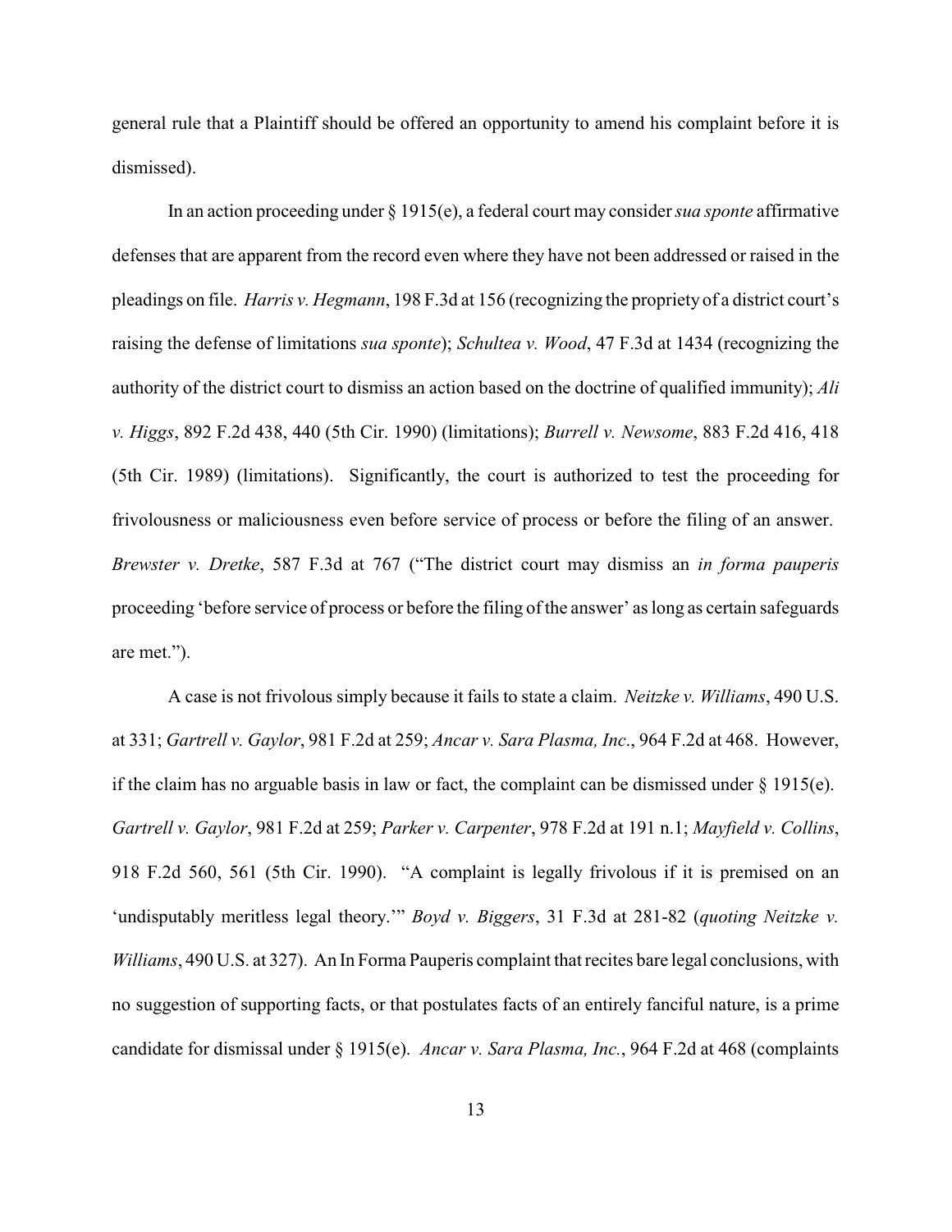general rule that a Plaintiff should be offered an opportunity to amend his complaint before it is dismissed).

In an action proceeding under § 1915(e), a federal court may consider *sua sponte* affirmative defenses that are apparent from the record even where they have not been addressed or raised in the pleadings on file. *Harris v. Hegmann*, 198 F.3d at 156 (recognizing the propriety of a district court's raising the defense of limitations *sua sponte*); *Schultea v. Wood*, 47 F.3d at 1434 (recognizing the authority of the district court to dismiss an action based on the doctrine of qualified immunity); *Ali v. Higgs*, 892 F.2d 438, 440 (5th Cir. 1990) (limitations); *Burrell v. Newsome*, 883 F.2d 416, 418 (5th Cir. 1989) (limitations). Significantly, the court is authorized to test the proceeding for frivolousness or maliciousness even before service of process or before the filing of an answer. *Brewster v. Dretke*, 587 F.3d at 767 ("The district court may dismiss an *in forma pauperis* proceeding 'before service of process or before the filing of the answer' as long as certain safeguards are met.").

A case is not frivolous simply because it fails to state a claim. *Neitzke v. Williams*, 490 U.S. at 331; *Gartrell v. Gaylor*, 981 F.2d at 259; *Ancar v. Sara Plasma, Inc.*, 964 F.2d at 468. However, if the claim has no arguable basis in law or fact, the complaint can be dismissed under § 1915(e). *Gartrell v. Gaylor*, 981 F.2d at 259; *Parker v. Carpenter*, 978 F.2d at 191 n.1; *Mayfield v. Collins*, 918 F.2d 560, 561 (5th Cir. 1990). "A complaint is legally frivolous if it is premised on an 'undisputably meritless legal theory.'" *Boyd v. Biggers*, 31 F.3d at 281-82 (*quoting Neitzke v. Williams*, 490 U.S. at 327). An In Forma Pauperis complaint that recites bare legal conclusions, with no suggestion of supporting facts, or that postulates facts of an entirely fanciful nature, is a prime candidate for dismissal under § 1915(e). *Ancar v. Sara Plasma, Inc.*, 964 F.2d at 468 (complaints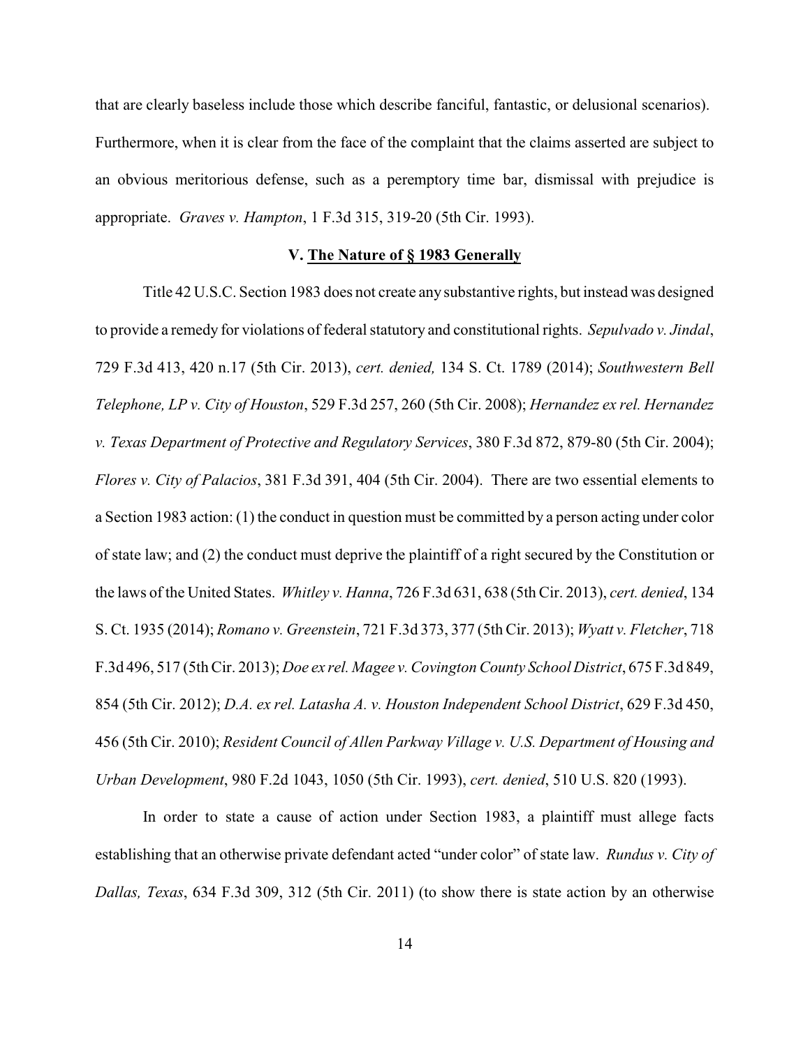that are clearly baseless include those which describe fanciful, fantastic, or delusional scenarios). Furthermore, when it is clear from the face of the complaint that the claims asserted are subject to an obvious meritorious defense, such as a peremptory time bar, dismissal with prejudice is appropriate. *Graves v. Hampton*, 1 F.3d 315, 319-20 (5th Cir. 1993).

### V. The Nature of § 1983 Generally

Title 42 U.S.C. Section 1983 does not create any substantive rights, but instead was designed to provide a remedy for violations of federal statutory and constitutional rights. *Sepulvado v. Jindal*, 729 F.3d 413, 420 n.17 (5th Cir. 2013), *cert. denied,* 134 S. Ct. 1789 (2014); *Southwestern Bell Telephone, LP v. City of Houston*, 529 F.3d 257, 260 (5th Cir. 2008); *Hernandez ex rel. Hernandez v. Texas Department of Protective and Regulatory Services*, 380 F.3d 872, 879-80 (5th Cir. 2004); *Flores v. City of Palacios*, 381 F.3d 391, 404 (5th Cir. 2004). There are two essential elements to a Section 1983 action: (1) the conduct in question must be committed by a person acting under color of state law; and (2) the conduct must deprive the plaintiff of a right secured by the Constitution or the laws of the United States. *Whitley v. Hanna*, 726 F.3d 631, 638 (5th Cir. 2013), *cert. denied*, 134 S. Ct. 1935 (2014); *Romano v. Greenstein*, 721 F.3d 373, 377 (5th Cir. 2013); *Wyatt v. Fletcher*, 718 F.3d 496, 517 (5th Cir. 2013); *Doe ex rel. Magee v. Covington County School District*, 675 F.3d 849, 854 (5th Cir. 2012); *D.A. ex rel. Latasha A. v. Houston Independent School District*, 629 F.3d 450, 456 (5th Cir. 2010); *Resident Council of Allen Parkway Village v. U.S. Department of Housing and Urban Development*, 980 F.2d 1043, 1050 (5th Cir. 1993), *cert. denied*, 510 U.S. 820 (1993).

In order to state a cause of action under Section 1983, a plaintiff must allege facts establishing that an otherwise private defendant acted "under color" of state law. *Rundus v. City of Dallas, Texas*, 634 F.3d 309, 312 (5th Cir. 2011) (to show there is state action by an otherwise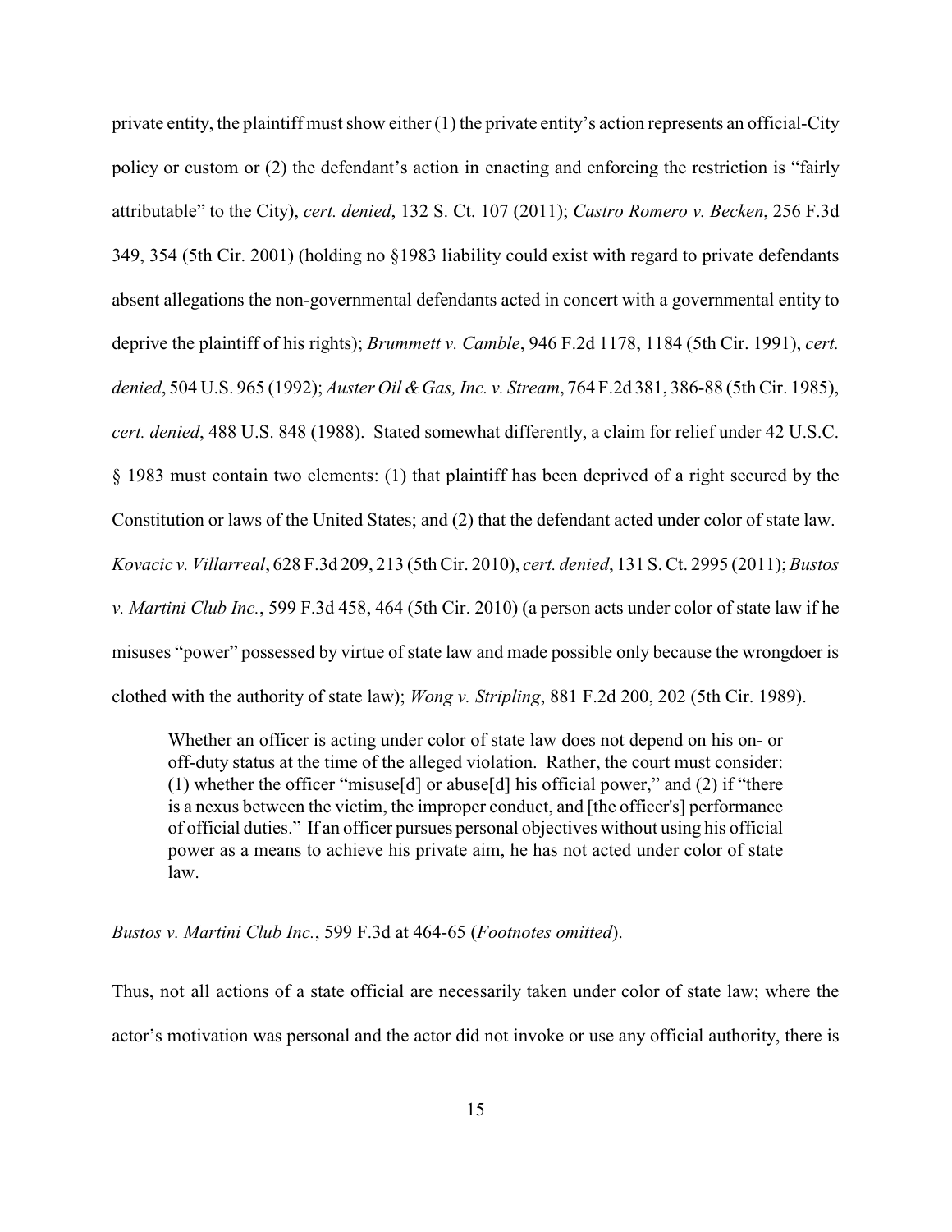private entity, the plaintiff must show either (1) the private entity's action represents an official-City policy or custom or (2) the defendant's action in enacting and enforcing the restriction is "fairly attributable" to the City), *cert. denied*, 132 S. Ct. 107 (2011); *Castro Romero v. Becken*, 256 F.3d 349, 354 (5th Cir. 2001) (holding no §1983 liability could exist with regard to private defendants absent allegations the non-governmental defendants acted in concert with a governmental entity to deprive the plaintiff of his rights); *Brummett v. Camble*, 946 F.2d 1178, 1184 (5th Cir. 1991), *cert. denied*, 504 U.S. 965 (1992); *Auster Oil & Gas, Inc. v. Stream*, 764 F.2d 381, 386-88 (5th Cir. 1985), *cert. denied*, 488 U.S. 848 (1988). Stated somewhat differently, a claim for relief under 42 U.S.C. § 1983 must contain two elements: (1) that plaintiff has been deprived of a right secured by the Constitution or laws of the United States; and (2) that the defendant acted under color of state law. *Kovacic v. Villarreal*, 628 F.3d 209, 213 (5th Cir. 2010), *cert. denied*, 131 S. Ct. 2995 (2011); *Bustos v. Martini Club Inc.*, 599 F.3d 458, 464 (5th Cir. 2010) (a person acts under color of state law if he misuses "power" possessed by virtue of state law and made possible only because the wrongdoer is clothed with the authority of state law); *Wong v. Stripling*, 881 F.2d 200, 202 (5th Cir. 1989).

> Whether an officer is acting under color of state law does not depend on his on- or off-duty status at the time of the alleged violation. Rather, the court must consider: (1) whether the officer "misuse[d] or abuse[d] his official power," and (2) if "there is a nexus between the victim, the improper conduct, and [the officer's] performance of official duties." If an officer pursues personal objectives without using his official power as a means to achieve his private aim, he has not acted under color of state law.

*Bustos v. Martini Club Inc.*, 599 F.3d at 464-65 (*Footnotes omitted*).

Thus, not all actions of a state official are necessarily taken under color of state law; where the actor's motivation was personal and the actor did not invoke or use any official authority, there is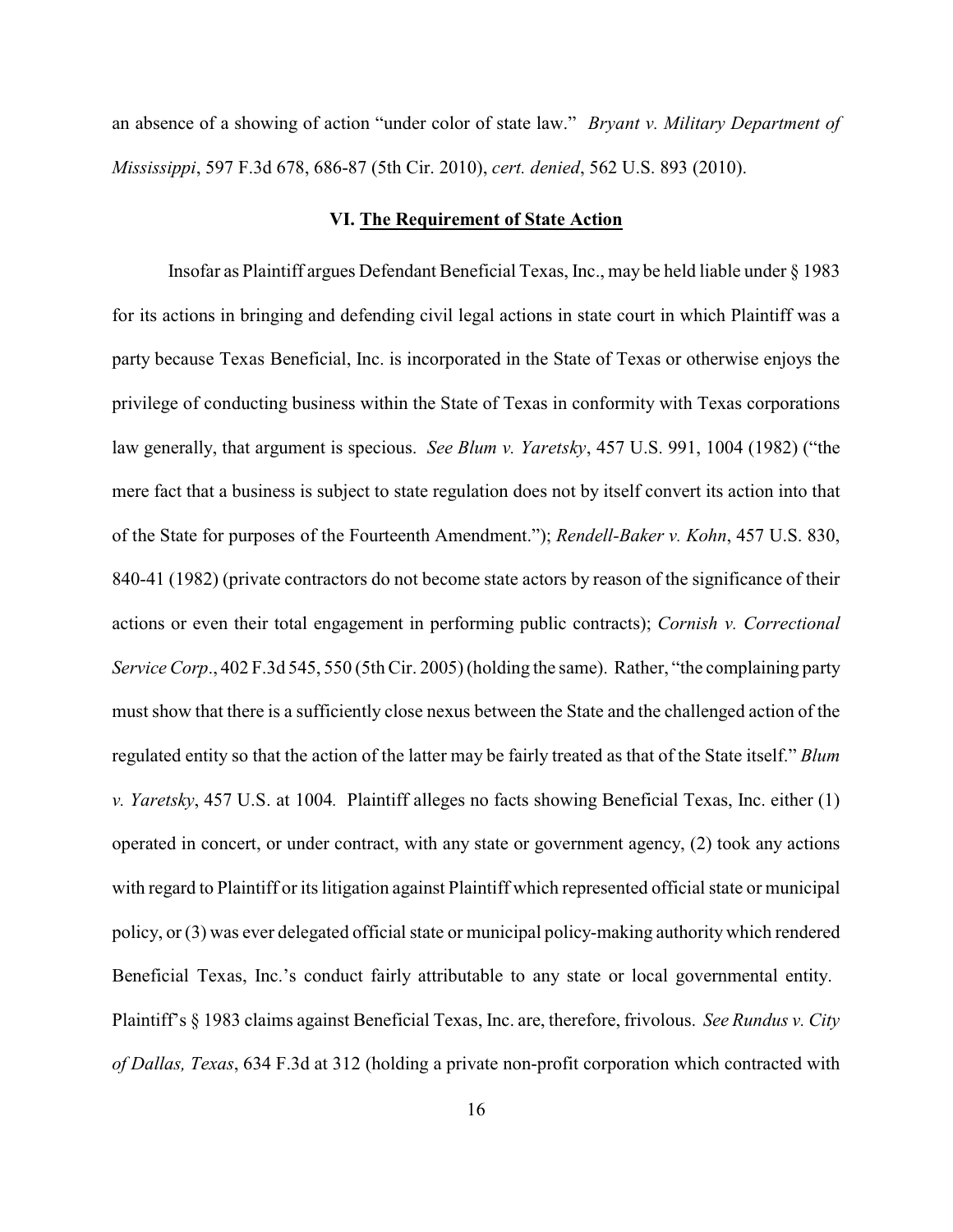an absence of a showing of action "under color of state law." *Bryant v. Military Department of Mississippi*, 597 F.3d 678, 686-87 (5th Cir. 2010), *cert. denied*, 562 U.S. 893 (2010).

## VI. <u>The Requirement of State Action</u>

Insofar as Plaintiff argues Defendant Beneficial Texas, Inc., may be held liable under § 1983 for its actions in bringing and defending civil legal actions in state court in which Plaintiff was a party because Texas Beneficial, Inc. is incorporated in the State of Texas or otherwise enjoys the privilege of conducting business within the State of Texas in conformity with Texas corporations law generally, that argument is specious. *See Blum v. Yaretsky*, 457 U.S. 991, 1004 (1982) ("the mere fact that a business is subject to state regulation does not by itself convert its action into that of the State for purposes of the Fourteenth Amendment."); *Rendell-Baker v. Kohn*, 457 U.S. 830, 840-41 (1982) (private contractors do not become state actors by reason of the significance of their actions or even their total engagement in performing public contracts); *Cornish v. Correctional Service Corp*., 402 F.3d 545, 550 (5th Cir. 2005) (holding the same). Rather, "the complaining party must show that there is a sufficiently close nexus between the State and the challenged action of the regulated entity so that the action of the latter may be fairly treated as that of the State itself." *Blum v. Yaretsky*, 457 U.S. at 1004. Plaintiff alleges no facts showing Beneficial Texas, Inc. either (1) operated in concert, or under contract, with any state or government agency, (2) took any actions with regard to Plaintiff or its litigation against Plaintiff which represented official state or municipal policy, or (3) was ever delegated official state or municipal policy-making authority which rendered Beneficial Texas, Inc.'s conduct fairly attributable to any state or local governmental entity. Plaintiff's § 1983 claims against Beneficial Texas, Inc. are, therefore, frivolous. *See Rundus v. City of Dallas, Texas*, 634 F.3d at 312 (holding a private non-profit corporation which contracted with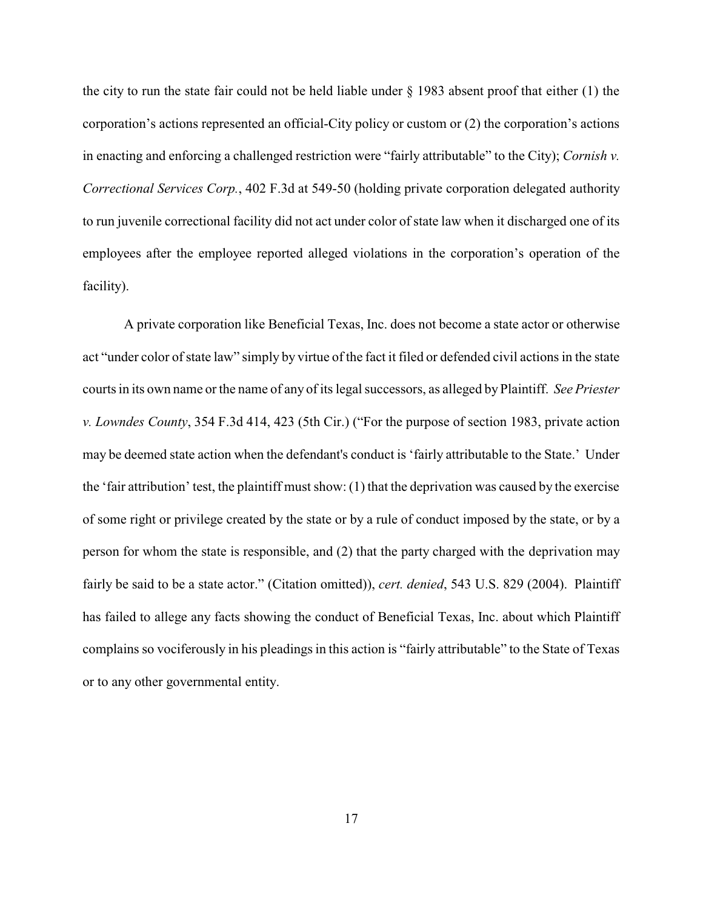the city to run the state fair could not be held liable under § 1983 absent proof that either (1) the corporation's actions represented an official-City policy or custom or (2) the corporation's actions in enacting and enforcing a challenged restriction were "fairly attributable" to the City); *Cornish v. Correctional Services Corp.*, 402 F.3d at 549-50 (holding private corporation delegated authority to run juvenile correctional facility did not act under color of state law when it discharged one of its employees after the employee reported alleged violations in the corporation's operation of the facility).

A private corporation like Beneficial Texas, Inc. does not become a state actor or otherwise act "under color of state law" simply by virtue of the fact it filed or defended civil actions in the state courts in its own name or the name of any of its legal successors, as alleged by Plaintiff. *See Priester v. Lowndes County*, 354 F.3d 414, 423 (5th Cir.) ("For the purpose of section 1983, private action may be deemed state action when the defendant's conduct is 'fairly attributable to the State.' Under the 'fair attribution' test, the plaintiff must show: (1) that the deprivation was caused by the exercise of some right or privilege created by the state or by a rule of conduct imposed by the state, or by a person for whom the state is responsible, and (2) that the party charged with the deprivation may fairly be said to be a state actor." (Citation omitted)), *cert. denied*, 543 U.S. 829 (2004). Plaintiff has failed to allege any facts showing the conduct of Beneficial Texas, Inc. about which Plaintiff complains so vociferously in his pleadings in this action is "fairly attributable" to the State of Texas or to any other governmental entity.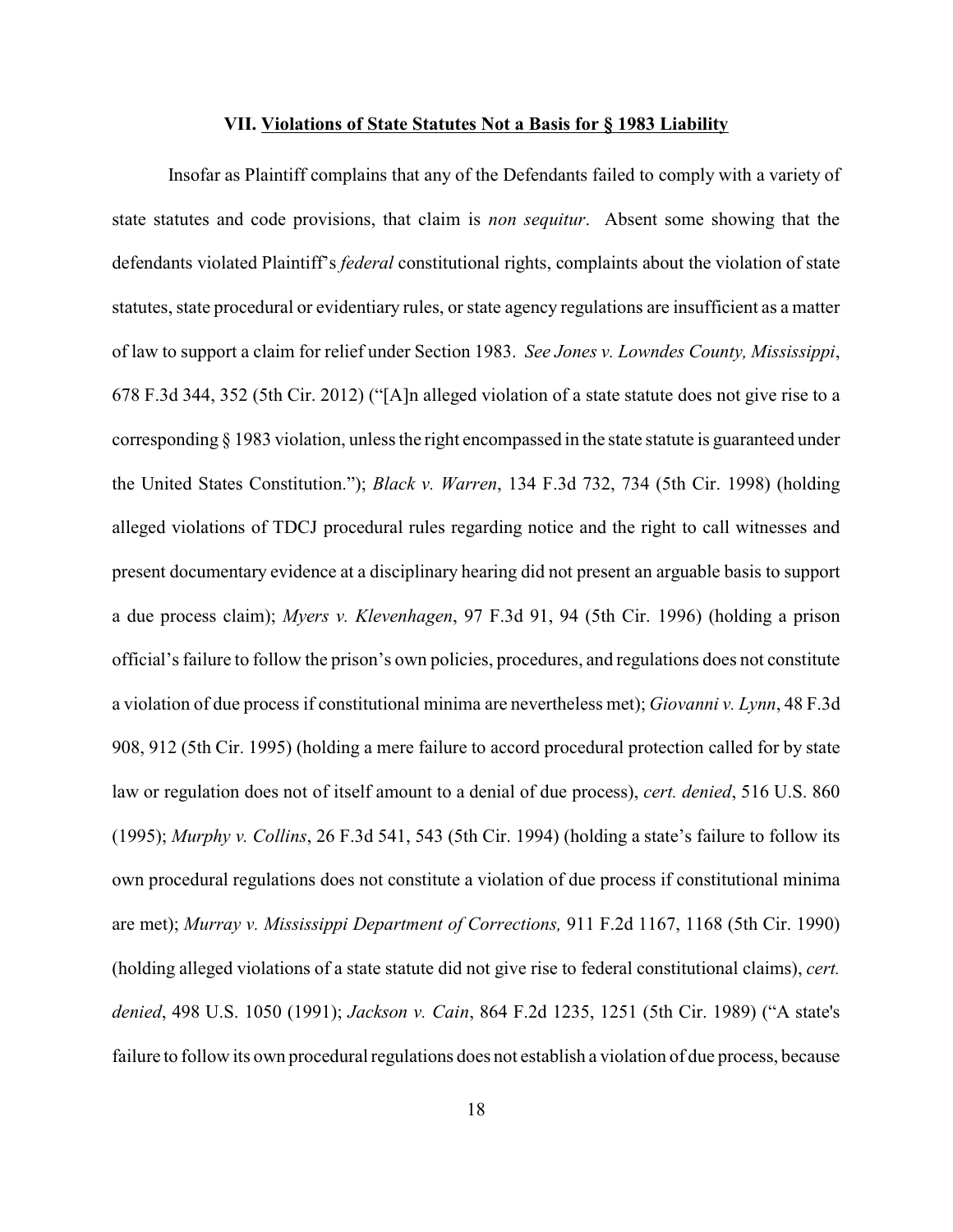**VII. Violations of State Statutes Not a Basis for § 1983 Liability**

Insofar as Plaintiff complains that any of the Defendants failed to comply with a variety of state statutes and code provisions, that claim is *non sequitur*. Absent some showing that the defendants violated Plaintiff's *federal* constitutional rights, complaints about the violation of state statutes, state procedural or evidentiary rules, or state agency regulations are insufficient as a matter of law to support a claim for relief under Section 1983. *See Jones v. Lowndes County, Mississippi*, 678 F.3d 344, 352 (5th Cir. 2012) ("[A]n alleged violation of a state statute does not give rise to a corresponding § 1983 violation, unless the right encompassed in the state statute is guaranteed under the United States Constitution."); *Black v. Warren*, 134 F.3d 732, 734 (5th Cir. 1998) (holding alleged violations of TDCJ procedural rules regarding notice and the right to call witnesses and present documentary evidence at a disciplinary hearing did not present an arguable basis to support a due process claim); *Myers v. Klevenhagen*, 97 F.3d 91, 94 (5th Cir. 1996) (holding a prison official's failure to follow the prison's own policies, procedures, and regulations does not constitute a violation of due process if constitutional minima are nevertheless met); *Giovanni v. Lynn*, 48 F.3d 908, 912 (5th Cir. 1995) (holding a mere failure to accord procedural protection called for by state law or regulation does not of itself amount to a denial of due process), *cert. denied*, 516 U.S. 860 (1995); *Murphy v. Collins*, 26 F.3d 541, 543 (5th Cir. 1994) (holding a state's failure to follow its own procedural regulations does not constitute a violation of due process if constitutional minima are met); *Murray v. Mississippi Department of Corrections,* 911 F.2d 1167, 1168 (5th Cir. 1990) (holding alleged violations of a state statute did not give rise to federal constitutional claims), *cert. denied*, 498 U.S. 1050 (1991); *Jackson v. Cain*, 864 F.2d 1235, 1251 (5th Cir. 1989) ("A state's failure to follow its own procedural regulations does not establish a violation of due process, because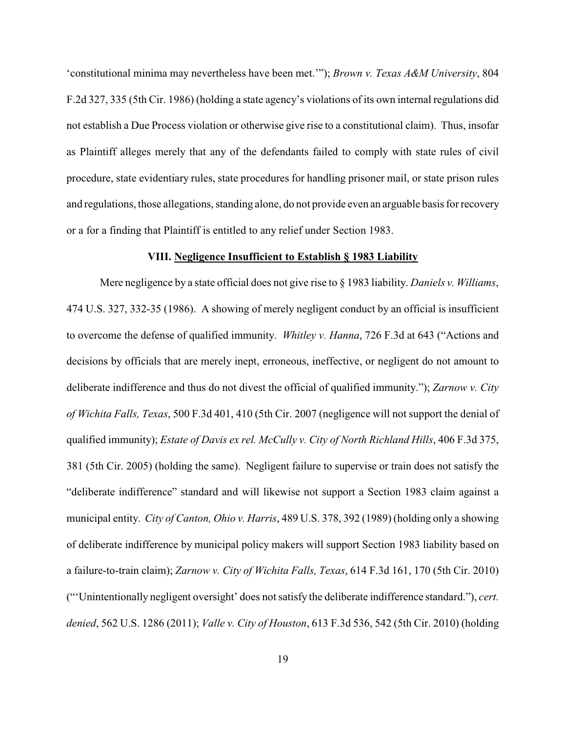'constitutional minima may nevertheless have been met.'"); *Brown v. Texas A&M University*, 804 F.2d 327, 335 (5th Cir. 1986) (holding a state agency's violations of its own internal regulations did not establish a Due Process violation or otherwise give rise to a constitutional claim). Thus, insofar as Plaintiff alleges merely that any of the defendants failed to comply with state rules of civil procedure, state evidentiary rules, state procedures for handling prisoner mail, or state prison rules and regulations, those allegations, standing alone, do not provide even an arguable basis for recovery or a for a finding that Plaintiff is entitled to any relief under Section 1983.

### VIII. Negligence Insufficient to Establish § 1983 Liability

Mere negligence by a state official does not give rise to § 1983 liability. *Daniels v. Williams*, 474 U.S. 327, 332-35 (1986). A showing of merely negligent conduct by an official is insufficient to overcome the defense of qualified immunity. *Whitley v. Hanna*, 726 F.3d at 643 ("Actions and decisions by officials that are merely inept, erroneous, ineffective, or negligent do not amount to deliberate indifference and thus do not divest the official of qualified immunity."); *Zarnow v. City of Wichita Falls, Texas*, 500 F.3d 401, 410 (5th Cir. 2007 (negligence will not support the denial of qualified immunity); *Estate of Davis ex rel. McCully v. City of North Richland Hills*, 406 F.3d 375, 381 (5th Cir. 2005) (holding the same). Negligent failure to supervise or train does not satisfy the "deliberate indifference" standard and will likewise not support a Section 1983 claim against a municipal entity. *City of Canton, Ohio v. Harris*, 489 U.S. 378, 392 (1989) (holding only a showing of deliberate indifference by municipal policy makers will support Section 1983 liability based on a failure-to-train claim); *Zarnow v. City of Wichita Falls, Texas*, 614 F.3d 161, 170 (5th Cir. 2010) ("'Unintentionally negligent oversight' does not satisfy the deliberate indifference standard."), *cert. denied*, 562 U.S. 1286 (2011); *Valle v. City of Houston*, 613 F.3d 536, 542 (5th Cir. 2010) (holding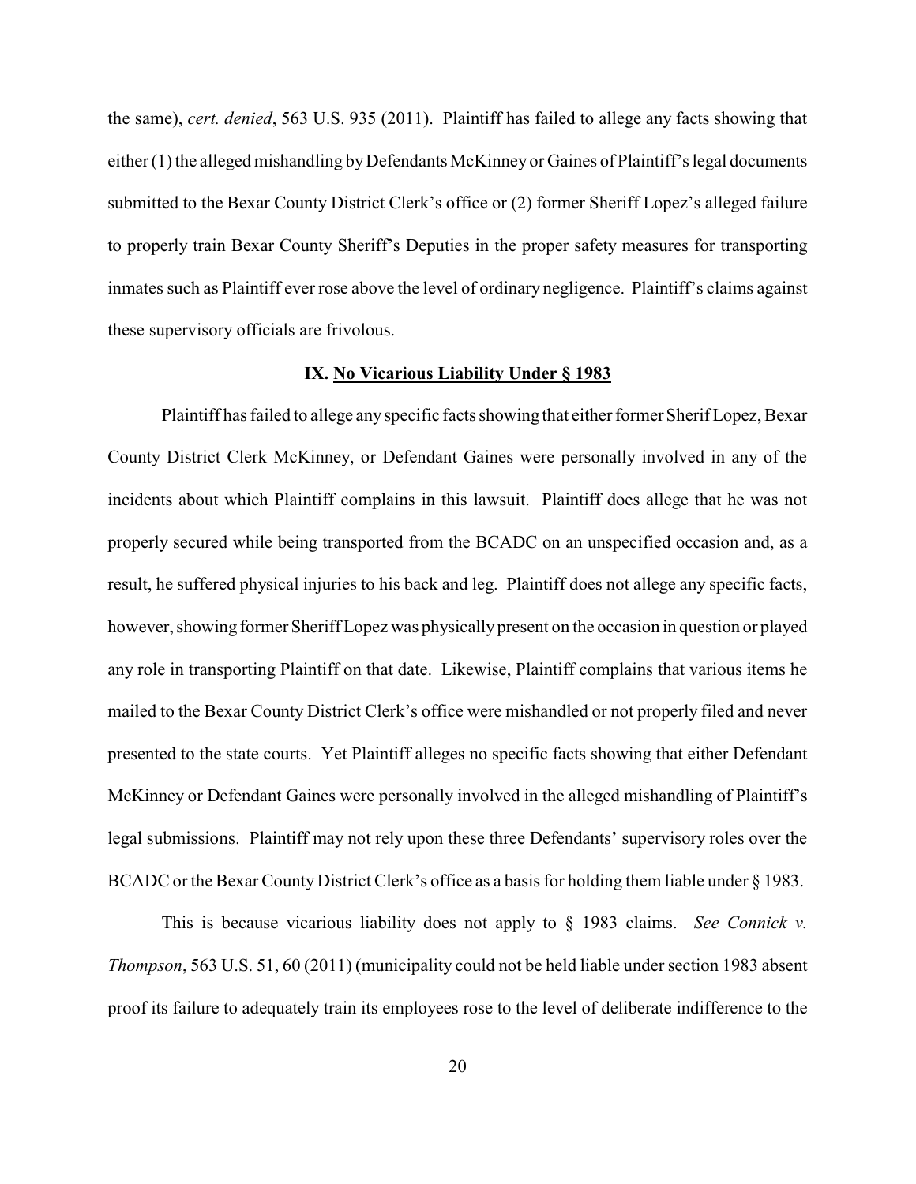the same), *cert. denied*, 563 U.S. 935 (2011). Plaintiff has failed to allege any facts showing that either (1) the alleged mishandling by Defendants McKinney or Gaines of Plaintiff's legal documents submitted to the Bexar County District Clerk's office or (2) former Sheriff Lopez's alleged failure to properly train Bexar County Sheriff's Deputies in the proper safety measures for transporting inmates such as Plaintiff ever rose above the level of ordinary negligence. Plaintiff's claims against these supervisory officials are frivolous.

### IX. No Vicarious Liability Under § 1983

Plaintiff has failed to allege any specific facts showing that either former Sherif Lopez, Bexar County District Clerk McKinney, or Defendant Gaines were personally involved in any of the incidents about which Plaintiff complains in this lawsuit. Plaintiff does allege that he was not properly secured while being transported from the BCADC on an unspecified occasion and, as a result, he suffered physical injuries to his back and leg. Plaintiff does not allege any specific facts, however, showing former Sheriff Lopez was physically present on the occasion in question or played any role in transporting Plaintiff on that date. Likewise, Plaintiff complains that various items he mailed to the Bexar County District Clerk's office were mishandled or not properly filed and never presented to the state courts. Yet Plaintiff alleges no specific facts showing that either Defendant McKinney or Defendant Gaines were personally involved in the alleged mishandling of Plaintiff's legal submissions. Plaintiff may not rely upon these three Defendants' supervisory roles over the BCADC or the Bexar County District Clerk's office as a basis for holding them liable under § 1983.

This is because vicarious liability does not apply to § 1983 claims. *See Connick v. Thompson*, 563 U.S. 51, 60 (2011) (municipality could not be held liable under section 1983 absent proof its failure to adequately train its employees rose to the level of deliberate indifference to the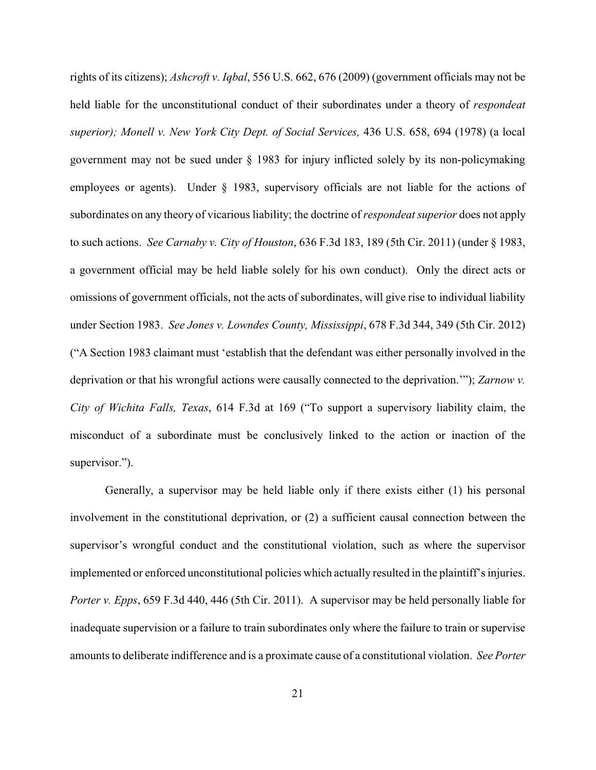rights of its citizens); *Ashcroft v. Iqbal*, 556 U.S. 662, 676 (2009) (government officials may not be held liable for the unconstitutional conduct of their subordinates under a theory of *respondeat superior); Monell v. New York City Dept. of Social Services,* 436 U.S. 658, 694 (1978) (a local government may not be sued under § 1983 for injury inflicted solely by its non-policymaking employees or agents). Under § 1983, supervisory officials are not liable for the actions of subordinates on any theory of vicarious liability; the doctrine of *respondeat superior* does not apply to such actions. *See Carnaby v. City of Houston*, 636 F.3d 183, 189 (5th Cir. 2011) (under § 1983, a government official may be held liable solely for his own conduct). Only the direct acts or omissions of government officials, not the acts of subordinates, will give rise to individual liability under Section 1983. *See Jones v. Lowndes County, Mississippi*, 678 F.3d 344, 349 (5th Cir. 2012) ("A Section 1983 claimant must 'establish that the defendant was either personally involved in the deprivation or that his wrongful actions were causally connected to the deprivation.'"); *Zarnow v. City of Wichita Falls, Texas*, 614 F.3d at 169 ("To support a supervisory liability claim, the misconduct of a subordinate must be conclusively linked to the action or inaction of the supervisor.").

Generally, a supervisor may be held liable only if there exists either (1) his personal involvement in the constitutional deprivation, or (2) a sufficient causal connection between the supervisor's wrongful conduct and the constitutional violation, such as where the supervisor implemented or enforced unconstitutional policies which actually resulted in the plaintiff's injuries. *Porter v. Epps*, 659 F.3d 440, 446 (5th Cir. 2011). A supervisor may be held personally liable for inadequate supervision or a failure to train subordinates only where the failure to train or supervise amounts to deliberate indifference and is a proximate cause of a constitutional violation. *See Porter*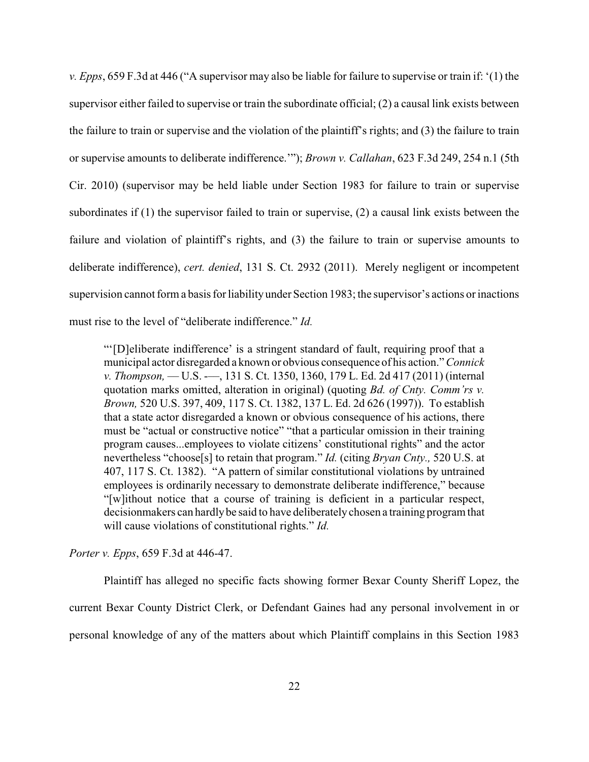*v. Epps*, 659 F.3d at 446 ("A supervisor may also be liable for failure to supervise or train if: '(1) the supervisor either failed to supervise or train the subordinate official; (2) a causal link exists between the failure to train or supervise and the violation of the plaintiff's rights; and (3) the failure to train or supervise amounts to deliberate indifference.'"); *Brown v. Callahan*, 623 F.3d 249, 254 n.1 (5th Cir. 2010) (supervisor may be held liable under Section 1983 for failure to train or supervise subordinates if (1) the supervisor failed to train or supervise, (2) a causal link exists between the failure and violation of plaintiff's rights, and (3) the failure to train or supervise amounts to deliberate indifference), *cert. denied*, 131 S. Ct. 2932 (2011). Merely negligent or incompetent supervision cannot form a basis for liability under Section 1983; the supervisor's actions or inactions must rise to the level of "deliberate indifference." *Id.*

> "'[D]eliberate indifference' is a stringent standard of fault, requiring proof that a municipal actor disregarded a known or obvious consequence of his action." *Connick v. Thompson,* — U.S. -—, 131 S. Ct. 1350, 1360, 179 L. Ed. 2d 417 (2011) (internal quotation marks omitted, alteration in original) (quoting *Bd. of Cnty. Comm'rs v. Brown,* 520 U.S. 397, 409, 117 S. Ct. 1382, 137 L. Ed. 2d 626 (1997)). To establish that a state actor disregarded a known or obvious consequence of his actions, there must be "actual or constructive notice" "that a particular omission in their training program causes...employees to violate citizens' constitutional rights" and the actor nevertheless "choose[s] to retain that program." *Id.* (citing *Bryan Cnty.,* 520 U.S. at 407, 117 S. Ct. 1382). "A pattern of similar constitutional violations by untrained employees is ordinarily necessary to demonstrate deliberate indifference," because "[w]ithout notice that a course of training is deficient in a particular respect, decisionmakers can hardly be said to have deliberately chosen a training program that will cause violations of constitutional rights." *Id.*

*Porter v. Epps*, 659 F.3d at 446-47.

Plaintiff has alleged no specific facts showing former Bexar County Sheriff Lopez, the current Bexar County District Clerk, or Defendant Gaines had any personal involvement in or personal knowledge of any of the matters about which Plaintiff complains in this Section 1983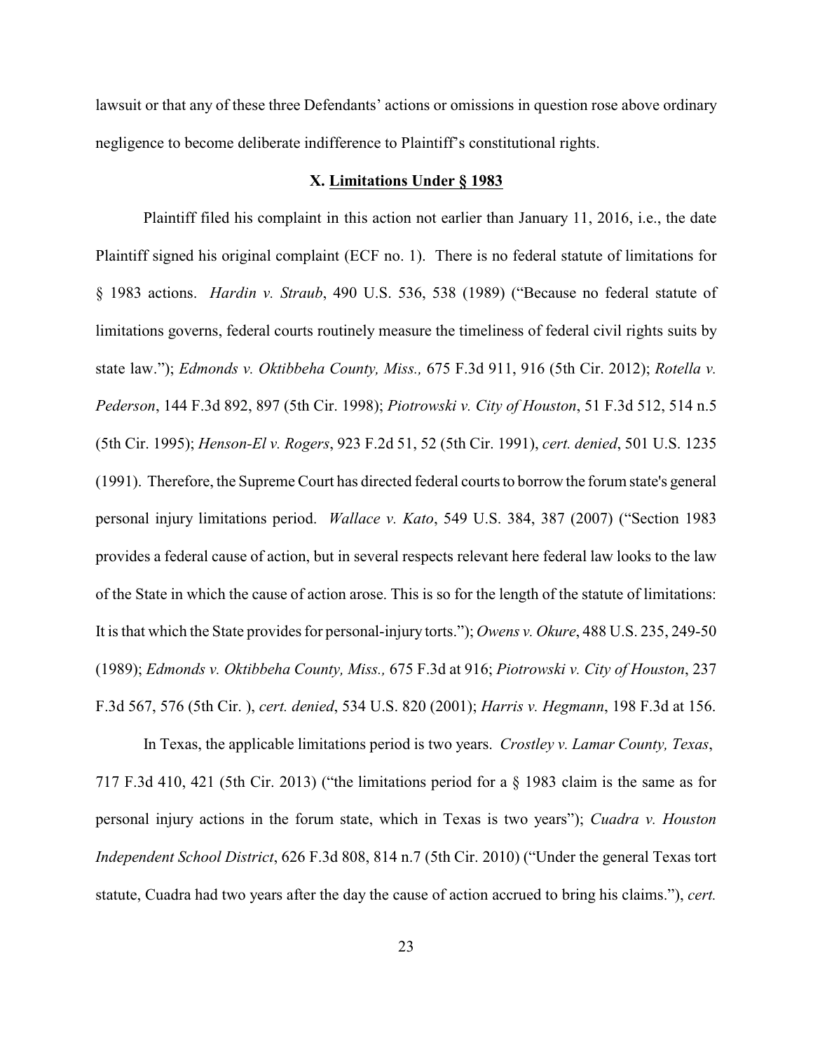lawsuit or that any of these three Defendants' actions or omissions in question rose above ordinary negligence to become deliberate indifference to Plaintiff's constitutional rights.

### X. Limitations Under § 1983

Plaintiff filed his complaint in this action not earlier than January 11, 2016, i.e., the date Plaintiff signed his original complaint (ECF no. 1). There is no federal statute of limitations for § 1983 actions. *Hardin v. Straub*, 490 U.S. 536, 538 (1989) ("Because no federal statute of limitations governs, federal courts routinely measure the timeliness of federal civil rights suits by state law."); *Edmonds v. Oktibbeha County, Miss.,* 675 F.3d 911, 916 (5th Cir. 2012); *Rotella v. Pederson*, 144 F.3d 892, 897 (5th Cir. 1998); *Piotrowski v. City of Houston*, 51 F.3d 512, 514 n.5 (5th Cir. 1995); *Henson-El v. Rogers*, 923 F.2d 51, 52 (5th Cir. 1991), *cert. denied*, 501 U.S. 1235 (1991). Therefore, the Supreme Court has directed federal courts to borrow the forum state's general personal injury limitations period. *Wallace v. Kato*, 549 U.S. 384, 387 (2007) ("Section 1983 provides a federal cause of action, but in several respects relevant here federal law looks to the law of the State in which the cause of action arose. This is so for the length of the statute of limitations: It is that which the State provides for personal-injury torts."); *Owens v. Okure*, 488 U.S. 235, 249-50 (1989); *Edmonds v. Oktibbeha County, Miss.,* 675 F.3d at 916; *Piotrowski v. City of Houston*, 237 F.3d 567, 576 (5th Cir. ), *cert. denied*, 534 U.S. 820 (2001); *Harris v. Hegmann*, 198 F.3d at 156.

In Texas, the applicable limitations period is two years. *Crostley v. Lamar County, Texas*, 717 F.3d 410, 421 (5th Cir. 2013) ("the limitations period for a § 1983 claim is the same as for personal injury actions in the forum state, which in Texas is two years"); *Cuadra v. Houston Independent School District*, 626 F.3d 808, 814 n.7 (5th Cir. 2010) ("Under the general Texas tort statute, Cuadra had two years after the day the cause of action accrued to bring his claims."), *cert.*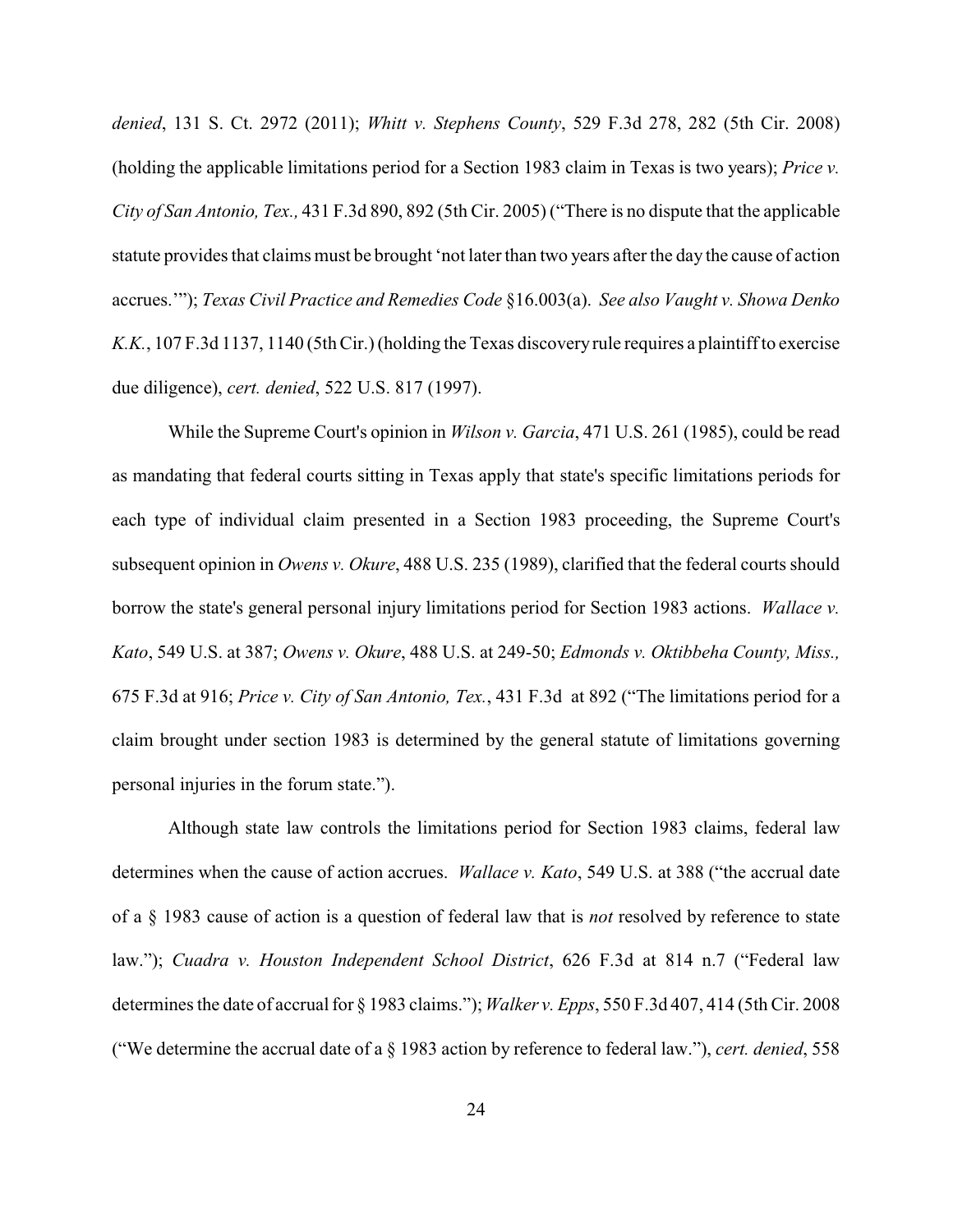*denied*, 131 S. Ct. 2972 (2011); *Whitt v. Stephens County*, 529 F.3d 278, 282 (5th Cir. 2008) (holding the applicable limitations period for a Section 1983 claim in Texas is two years); *Price v. City of San Antonio, Tex.,* 431 F.3d 890, 892 (5th Cir. 2005) ("There is no dispute that the applicable statute provides that claims must be brought 'not later than two years after the day the cause of action accrues.'"); *Texas Civil Practice and Remedies Code* §16.003(a). *See also Vaught v. Showa Denko K.K.*, 107 F.3d 1137, 1140 (5th Cir.) (holding the Texas discovery rule requires a plaintiff to exercise due diligence), *cert. denied*, 522 U.S. 817 (1997).

While the Supreme Court's opinion in *Wilson v. Garcia*, 471 U.S. 261 (1985), could be read as mandating that federal courts sitting in Texas apply that state's specific limitations periods for each type of individual claim presented in a Section 1983 proceeding, the Supreme Court's subsequent opinion in *Owens v. Okure*, 488 U.S. 235 (1989), clarified that the federal courts should borrow the state's general personal injury limitations period for Section 1983 actions. *Wallace v. Kato*, 549 U.S. at 387; *Owens v. Okure*, 488 U.S. at 249-50; *Edmonds v. Oktibbeha County, Miss.,* 675 F.3d at 916; *Price v. City of San Antonio, Tex.*, 431 F.3d at 892 ("The limitations period for a claim brought under section 1983 is determined by the general statute of limitations governing personal injuries in the forum state.").

Although state law controls the limitations period for Section 1983 claims, federal law determines when the cause of action accrues. *Wallace v. Kato*, 549 U.S. at 388 ("the accrual date of a § 1983 cause of action is a question of federal law that is *not* resolved by reference to state law."); *Cuadra v. Houston Independent School District*, 626 F.3d at 814 n.7 ("Federal law determines the date of accrual for § 1983 claims."); *Walker v. Epps*, 550 F.3d 407, 414 (5th Cir. 2008 ("We determine the accrual date of a § 1983 action by reference to federal law."), *cert. denied*, 558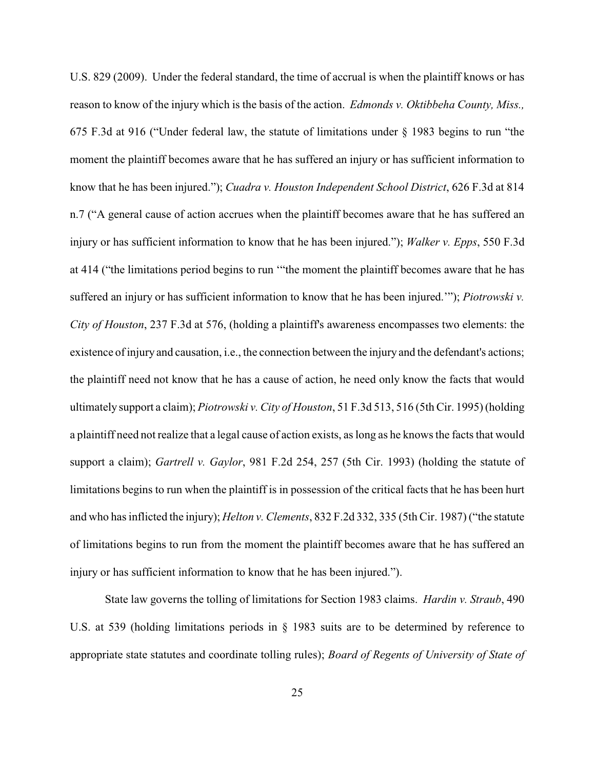U.S. 829 (2009). Under the federal standard, the time of accrual is when the plaintiff knows or has reason to know of the injury which is the basis of the action. *Edmonds v. Oktibbeha County, Miss.,* 675 F.3d at 916 ("Under federal law, the statute of limitations under § 1983 begins to run "the moment the plaintiff becomes aware that he has suffered an injury or has sufficient information to know that he has been injured."); *Cuadra v. Houston Independent School District*, 626 F.3d at 814 n.7 ("A general cause of action accrues when the plaintiff becomes aware that he has suffered an injury or has sufficient information to know that he has been injured."); *Walker v. Epps*, 550 F.3d at 414 ("the limitations period begins to run '"the moment the plaintiff becomes aware that he has suffered an injury or has sufficient information to know that he has been injured.'"); *Piotrowski v. City of Houston*, 237 F.3d at 576, (holding a plaintiff's awareness encompasses two elements: the existence of injury and causation, i.e., the connection between the injury and the defendant's actions; the plaintiff need not know that he has a cause of action, he need only know the facts that would ultimately support a claim); *Piotrowski v. City of Houston*, 51 F.3d 513, 516 (5th Cir. 1995) (holding a plaintiff need not realize that a legal cause of action exists, as long as he knows the facts that would support a claim); *Gartrell v. Gaylor*, 981 F.2d 254, 257 (5th Cir. 1993) (holding the statute of limitations begins to run when the plaintiff is in possession of the critical facts that he has been hurt and who has inflicted the injury); *Helton v. Clements*, 832 F.2d 332, 335 (5th Cir. 1987) ("the statute of limitations begins to run from the moment the plaintiff becomes aware that he has suffered an injury or has sufficient information to know that he has been injured.").

State law governs the tolling of limitations for Section 1983 claims. *Hardin v. Straub*, 490 U.S. at 539 (holding limitations periods in § 1983 suits are to be determined by reference to appropriate state statutes and coordinate tolling rules); *Board of Regents of University of State of*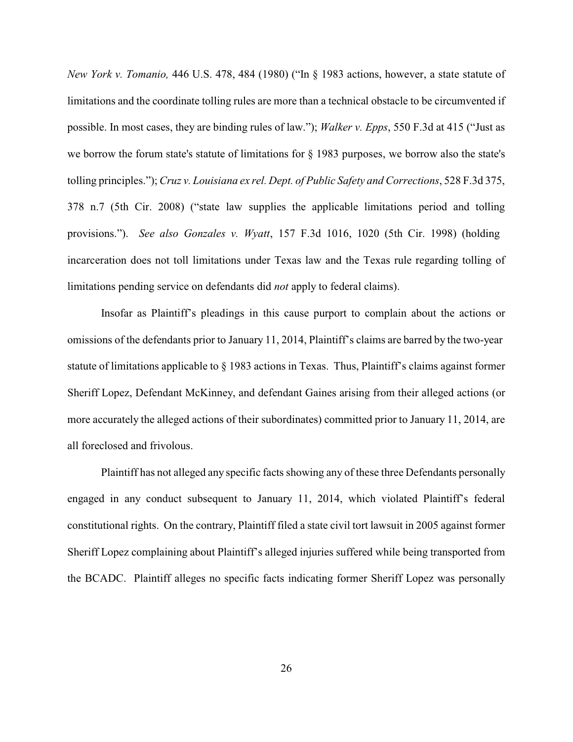*New York v. Tomanio,* 446 U.S. 478, 484 (1980) ("In § 1983 actions, however, a state statute of limitations and the coordinate tolling rules are more than a technical obstacle to be circumvented if possible. In most cases, they are binding rules of law."); *Walker v. Epps*, 550 F.3d at 415 ("Just as we borrow the forum state's statute of limitations for § 1983 purposes, we borrow also the state's tolling principles."); *Cruz v. Louisiana ex rel. Dept. of Public Safety and Corrections*, 528 F.3d 375, 378 n.7 (5th Cir. 2008) ("state law supplies the applicable limitations period and tolling provisions."). *See also Gonzales v. Wyatt*, 157 F.3d 1016, 1020 (5th Cir. 1998) (holding incarceration does not toll limitations under Texas law and the Texas rule regarding tolling of limitations pending service on defendants did *not* apply to federal claims).

Insofar as Plaintiff's pleadings in this cause purport to complain about the actions or omissions of the defendants prior to January 11, 2014, Plaintiff's claims are barred by the two-year statute of limitations applicable to § 1983 actions in Texas. Thus, Plaintiff's claims against former Sheriff Lopez, Defendant McKinney, and defendant Gaines arising from their alleged actions (or more accurately the alleged actions of their subordinates) committed prior to January 11, 2014, are all foreclosed and frivolous.

Plaintiff has not alleged any specific facts showing any of these three Defendants personally engaged in any conduct subsequent to January 11, 2014, which violated Plaintiff's federal constitutional rights. On the contrary, Plaintiff filed a state civil tort lawsuit in 2005 against former Sheriff Lopez complaining about Plaintiff's alleged injuries suffered while being transported from the BCADC. Plaintiff alleges no specific facts indicating former Sheriff Lopez was personally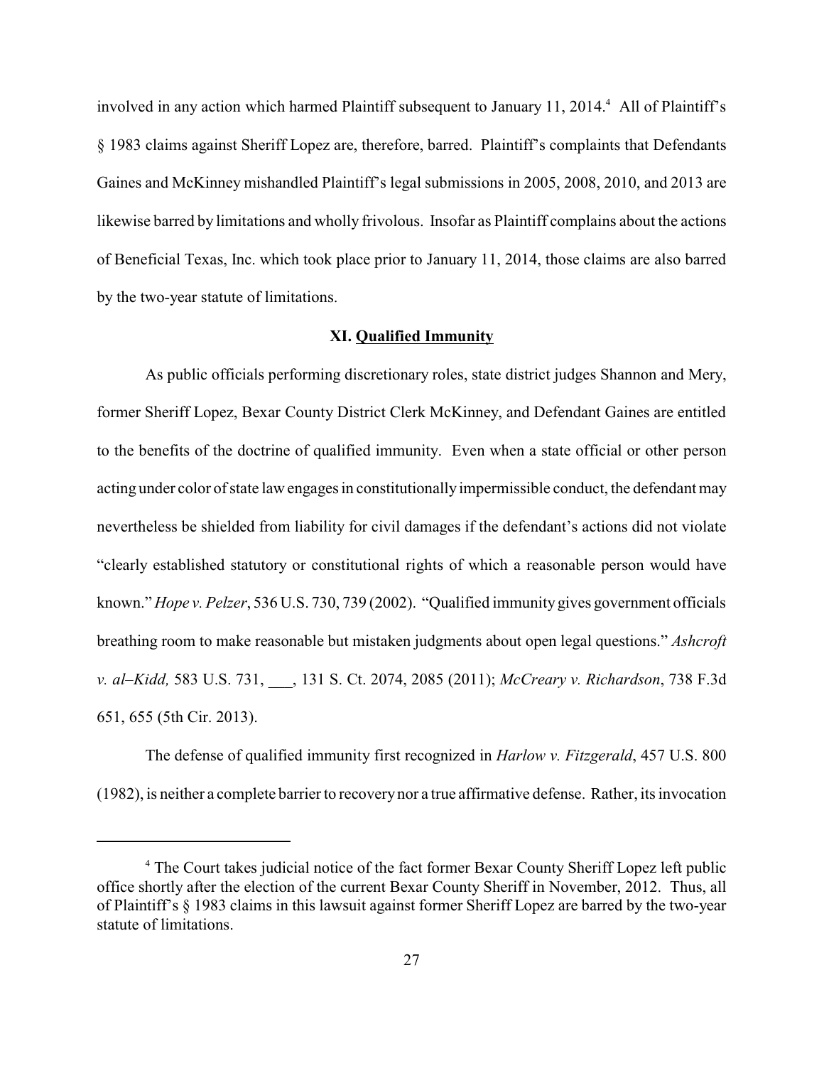involved in any action which harmed Plaintiff subsequent to January 11, 2014.[4] All of Plaintiff's § 1983 claims against Sheriff Lopez are, therefore, barred. Plaintiff's complaints that Defendants Gaines and McKinney mishandled Plaintiff's legal submissions in 2005, 2008, 2010, and 2013 are likewise barred by limitations and wholly frivolous. Insofar as Plaintiff complains about the actions of Beneficial Texas, Inc. which took place prior to January 11, 2014, those claims are also barred by the two-year statute of limitations.

## XI. Qualified Immunity

As public officials performing discretionary roles, state district judges Shannon and Mery, former Sheriff Lopez, Bexar County District Clerk McKinney, and Defendant Gaines are entitled to the benefits of the doctrine of qualified immunity. Even when a state official or other person acting under color of state law engages in constitutionally impermissible conduct, the defendant may nevertheless be shielded from liability for civil damages if the defendant's actions did not violate "clearly established statutory or constitutional rights of which a reasonable person would have known." *Hope v. Pelzer*, 536 U.S. 730, 739 (2002). "Qualified immunity gives government officials breathing room to make reasonable but mistaken judgments about open legal questions." *Ashcroft v. al–Kidd,* 583 U.S. 731, ___, 131 S. Ct. 2074, 2085 (2011); *McCreary v. Richardson*, 738 F.3d 651, 655 (5th Cir. 2013).

The defense of qualified immunity first recognized in *Harlow v. Fitzgerald*, 457 U.S. 800 (1982), is neither a complete barrier to recovery nor a true affirmative defense. Rather, its invocation

---

[4] The Court takes judicial notice of the fact former Bexar County Sheriff Lopez left public office shortly after the election of the current Bexar County Sheriff in November, 2012. Thus, all of Plaintiff's § 1983 claims in this lawsuit against former Sheriff Lopez are barred by the two-year statute of limitations.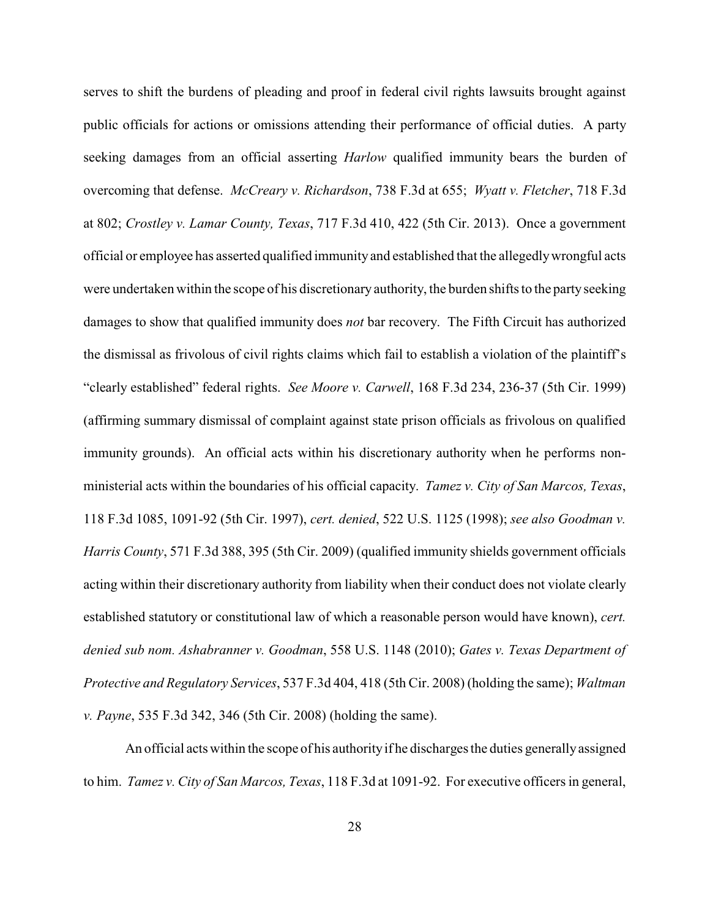serves to shift the burdens of pleading and proof in federal civil rights lawsuits brought against public officials for actions or omissions attending their performance of official duties. A party seeking damages from an official asserting *Harlow* qualified immunity bears the burden of overcoming that defense. *McCreary v. Richardson*, 738 F.3d at 655; *Wyatt v. Fletcher*, 718 F.3d at 802; *Crostley v. Lamar County, Texas*, 717 F.3d 410, 422 (5th Cir. 2013). Once a government official or employee has asserted qualified immunity and established that the allegedly wrongful acts were undertaken within the scope of his discretionary authority, the burden shifts to the party seeking damages to show that qualified immunity does *not* bar recovery. The Fifth Circuit has authorized the dismissal as frivolous of civil rights claims which fail to establish a violation of the plaintiff's "clearly established" federal rights. *See Moore v. Carwell*, 168 F.3d 234, 236-37 (5th Cir. 1999) (affirming summary dismissal of complaint against state prison officials as frivolous on qualified immunity grounds). An official acts within his discretionary authority when he performs non-ministerial acts within the boundaries of his official capacity. *Tamez v. City of San Marcos, Texas*, 118 F.3d 1085, 1091-92 (5th Cir. 1997), *cert. denied*, 522 U.S. 1125 (1998); *see also Goodman v. Harris County*, 571 F.3d 388, 395 (5th Cir. 2009) (qualified immunity shields government officials acting within their discretionary authority from liability when their conduct does not violate clearly established statutory or constitutional law of which a reasonable person would have known), *cert. denied sub nom. Ashabranner v. Goodman*, 558 U.S. 1148 (2010); *Gates v. Texas Department of Protective and Regulatory Services*, 537 F.3d 404, 418 (5th Cir. 2008) (holding the same); *Waltman v. Payne*, 535 F.3d 342, 346 (5th Cir. 2008) (holding the same).

An official acts within the scope of his authority if he discharges the duties generally assigned to him. *Tamez v. City of San Marcos, Texas*, 118 F.3d at 1091-92. For executive officers in general,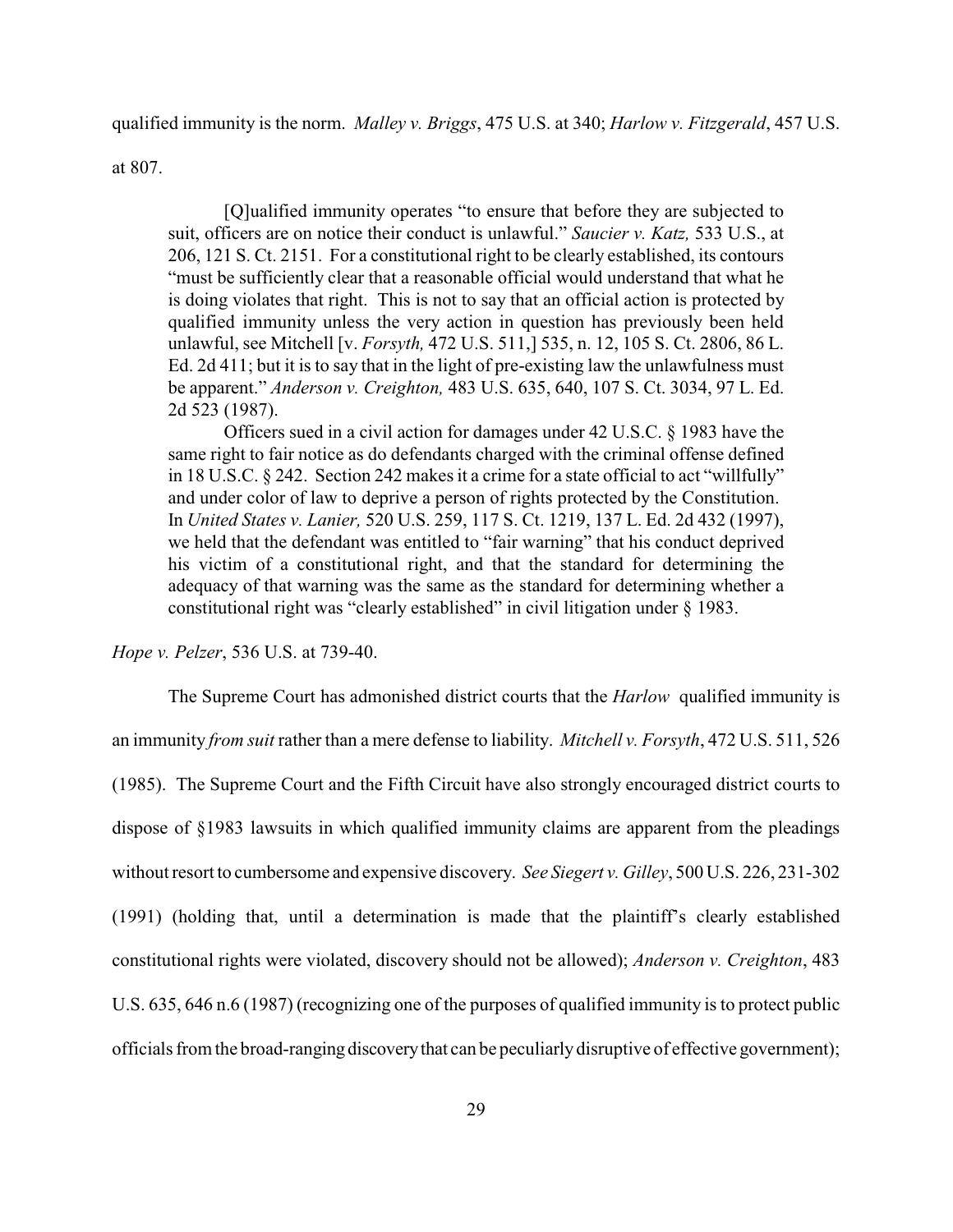qualified immunity is the norm. *Malley v. Briggs*, 475 U.S. at 340; *Harlow v. Fitzgerald*, 457 U.S. at 807.

> [Q]ualified immunity operates "to ensure that before they are subjected to suit, officers are on notice their conduct is unlawful." *Saucier v. Katz,* 533 U.S., at 206, 121 S. Ct. 2151. For a constitutional right to be clearly established, its contours "must be sufficiently clear that a reasonable official would understand that what he is doing violates that right. This is not to say that an official action is protected by qualified immunity unless the very action in question has previously been held unlawful, see Mitchell [v. *Forsyth,* 472 U.S. 511,] 535, n. 12, 105 S. Ct. 2806, 86 L. Ed. 2d 411; but it is to say that in the light of pre-existing law the unlawfulness must be apparent." *Anderson v. Creighton,* 483 U.S. 635, 640, 107 S. Ct. 3034, 97 L. Ed. 2d 523 (1987).
>
> Officers sued in a civil action for damages under 42 U.S.C. § 1983 have the same right to fair notice as do defendants charged with the criminal offense defined in 18 U.S.C. § 242. Section 242 makes it a crime for a state official to act "willfully" and under color of law to deprive a person of rights protected by the Constitution. In *United States v. Lanier,* 520 U.S. 259, 117 S. Ct. 1219, 137 L. Ed. 2d 432 (1997), we held that the defendant was entitled to "fair warning" that his conduct deprived his victim of a constitutional right, and that the standard for determining the adequacy of that warning was the same as the standard for determining whether a constitutional right was "clearly established" in civil litigation under § 1983.

*Hope v. Pelzer*, 536 U.S. at 739-40.

The Supreme Court has admonished district courts that the *Harlow* qualified immunity is an immunity *from suit* rather than a mere defense to liability. *Mitchell v. Forsyth*, 472 U.S. 511, 526 (1985). The Supreme Court and the Fifth Circuit have also strongly encouraged district courts to dispose of §1983 lawsuits in which qualified immunity claims are apparent from the pleadings without resort to cumbersome and expensive discovery. *See Siegert v. Gilley*, 500 U.S. 226, 231-302 (1991) (holding that, until a determination is made that the plaintiff's clearly established constitutional rights were violated, discovery should not be allowed); *Anderson v. Creighton*, 483 U.S. 635, 646 n.6 (1987) (recognizing one of the purposes of qualified immunity is to protect public officials from the broad-ranging discovery that can be peculiarly disruptive of effective government);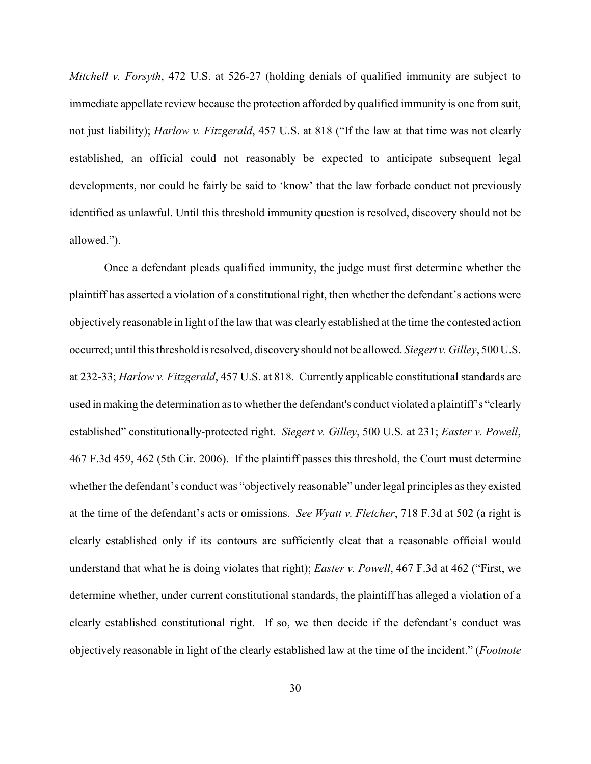*Mitchell v. Forsyth*, 472 U.S. at 526-27 (holding denials of qualified immunity are subject to immediate appellate review because the protection afforded by qualified immunity is one from suit, not just liability); *Harlow v. Fitzgerald*, 457 U.S. at 818 ("If the law at that time was not clearly established, an official could not reasonably be expected to anticipate subsequent legal developments, nor could he fairly be said to 'know' that the law forbade conduct not previously identified as unlawful. Until this threshold immunity question is resolved, discovery should not be allowed.").

Once a defendant pleads qualified immunity, the judge must first determine whether the plaintiff has asserted a violation of a constitutional right, then whether the defendant's actions were objectively reasonable in light of the law that was clearly established at the time the contested action occurred; until this threshold is resolved, discovery should not be allowed. *Siegert v. Gilley*, 500 U.S. at 232-33; *Harlow v. Fitzgerald*, 457 U.S. at 818. Currently applicable constitutional standards are used in making the determination as to whether the defendant's conduct violated a plaintiff's "clearly established" constitutionally-protected right. *Siegert v. Gilley*, 500 U.S. at 231; *Easter v. Powell*, 467 F.3d 459, 462 (5th Cir. 2006). If the plaintiff passes this threshold, the Court must determine whether the defendant's conduct was "objectively reasonable" under legal principles as they existed at the time of the defendant's acts or omissions. *See Wyatt v. Fletcher*, 718 F.3d at 502 (a right is clearly established only if its contours are sufficiently cleat that a reasonable official would understand that what he is doing violates that right); *Easter v. Powell*, 467 F.3d at 462 ("First, we determine whether, under current constitutional standards, the plaintiff has alleged a violation of a clearly established constitutional right. If so, we then decide if the defendant's conduct was objectively reasonable in light of the clearly established law at the time of the incident." (*Footnote*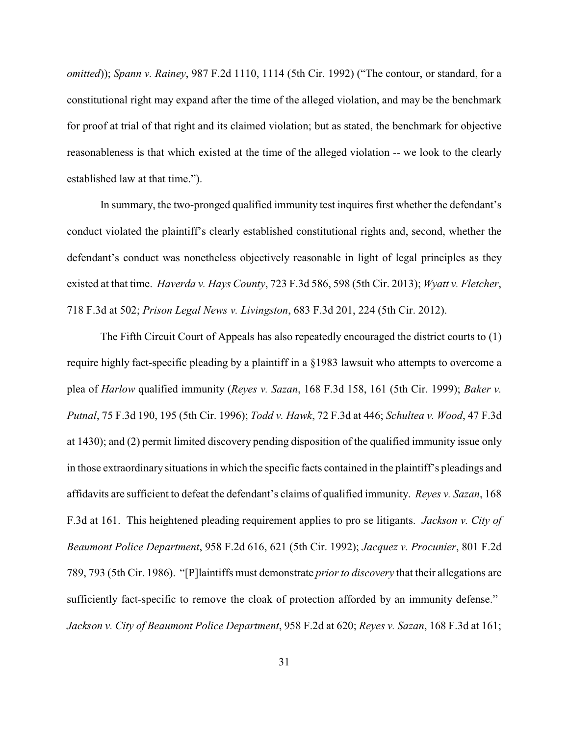*omitted*)); *Spann v. Rainey*, 987 F.2d 1110, 1114 (5th Cir. 1992) ("The contour, or standard, for a constitutional right may expand after the time of the alleged violation, and may be the benchmark for proof at trial of that right and its claimed violation; but as stated, the benchmark for objective reasonableness is that which existed at the time of the alleged violation -- we look to the clearly established law at that time.").

In summary, the two-pronged qualified immunity test inquires first whether the defendant's conduct violated the plaintiff's clearly established constitutional rights and, second, whether the defendant's conduct was nonetheless objectively reasonable in light of legal principles as they existed at that time. *Haverda v. Hays County*, 723 F.3d 586, 598 (5th Cir. 2013); *Wyatt v. Fletcher*, 718 F.3d at 502; *Prison Legal News v. Livingston*, 683 F.3d 201, 224 (5th Cir. 2012).

The Fifth Circuit Court of Appeals has also repeatedly encouraged the district courts to (1) require highly fact-specific pleading by a plaintiff in a §1983 lawsuit who attempts to overcome a plea of *Harlow* qualified immunity (*Reyes v. Sazan*, 168 F.3d 158, 161 (5th Cir. 1999); *Baker v. Putnal*, 75 F.3d 190, 195 (5th Cir. 1996); *Todd v. Hawk*, 72 F.3d at 446; *Schultea v. Wood*, 47 F.3d at 1430); and (2) permit limited discovery pending disposition of the qualified immunity issue only in those extraordinary situations in which the specific facts contained in the plaintiff's pleadings and affidavits are sufficient to defeat the defendant's claims of qualified immunity. *Reyes v. Sazan*, 168 F.3d at 161. This heightened pleading requirement applies to pro se litigants. *Jackson v. City of Beaumont Police Department*, 958 F.2d 616, 621 (5th Cir. 1992); *Jacquez v. Procunier*, 801 F.2d 789, 793 (5th Cir. 1986). "[P]laintiffs must demonstrate *prior to discovery* that their allegations are sufficiently fact-specific to remove the cloak of protection afforded by an immunity defense." *Jackson v. City of Beaumont Police Department*, 958 F.2d at 620; *Reyes v. Sazan*, 168 F.3d at 161;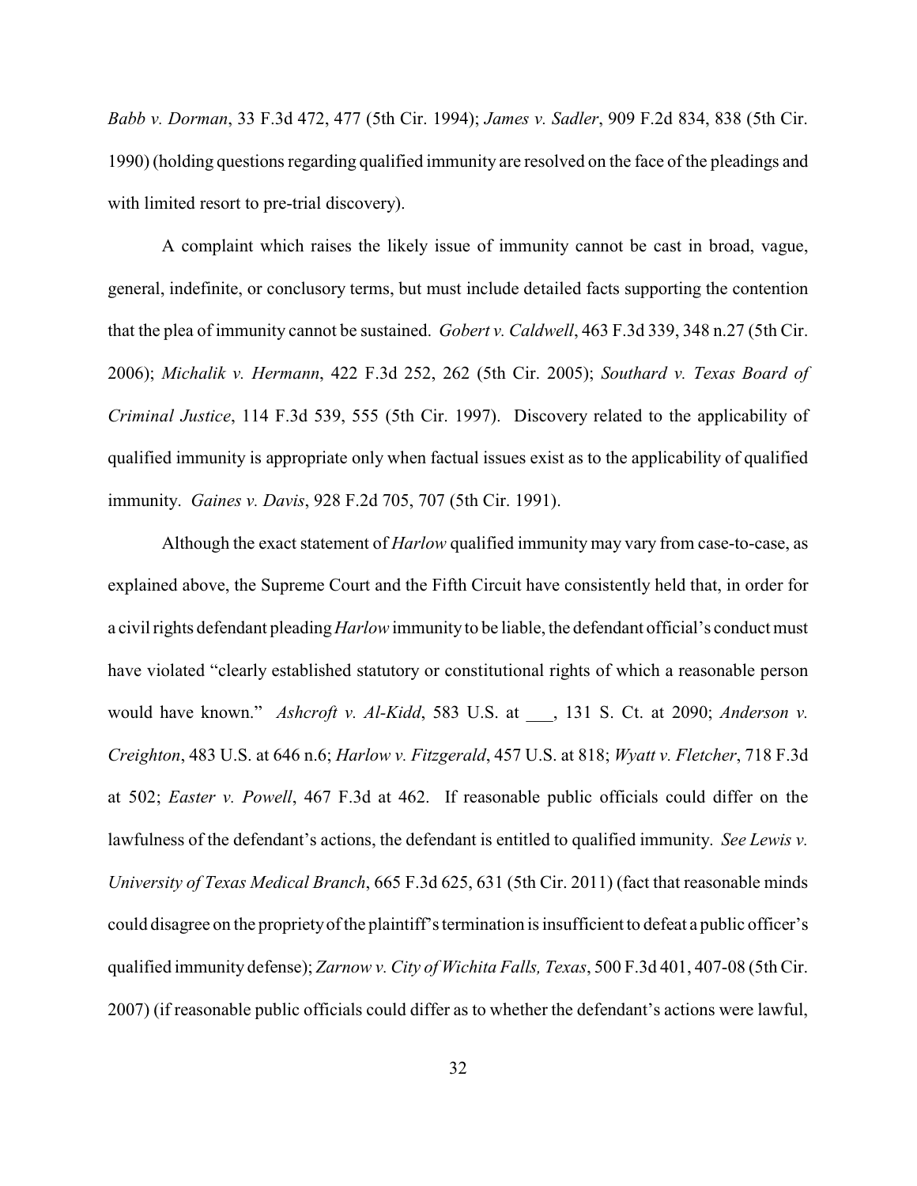*Babb v. Dorman*, 33 F.3d 472, 477 (5th Cir. 1994); *James v. Sadler*, 909 F.2d 834, 838 (5th Cir. 1990) (holding questions regarding qualified immunity are resolved on the face of the pleadings and with limited resort to pre-trial discovery).

A complaint which raises the likely issue of immunity cannot be cast in broad, vague, general, indefinite, or conclusory terms, but must include detailed facts supporting the contention that the plea of immunity cannot be sustained. *Gobert v. Caldwell*, 463 F.3d 339, 348 n.27 (5th Cir. 2006); *Michalik v. Hermann*, 422 F.3d 252, 262 (5th Cir. 2005); *Southard v. Texas Board of Criminal Justice*, 114 F.3d 539, 555 (5th Cir. 1997). Discovery related to the applicability of qualified immunity is appropriate only when factual issues exist as to the applicability of qualified immunity. *Gaines v. Davis*, 928 F.2d 705, 707 (5th Cir. 1991).

Although the exact statement of *Harlow* qualified immunity may vary from case-to-case, as explained above, the Supreme Court and the Fifth Circuit have consistently held that, in order for a civil rights defendant pleading *Harlow* immunity to be liable, the defendant official's conduct must have violated "clearly established statutory or constitutional rights of which a reasonable person would have known." *Ashcroft v. Al-Kidd*, 583 U.S. at ___, 131 S. Ct. at 2090; *Anderson v. Creighton*, 483 U.S. at 646 n.6; *Harlow v. Fitzgerald*, 457 U.S. at 818; *Wyatt v. Fletcher*, 718 F.3d at 502; *Easter v. Powell*, 467 F.3d at 462. If reasonable public officials could differ on the lawfulness of the defendant's actions, the defendant is entitled to qualified immunity. *See Lewis v. University of Texas Medical Branch*, 665 F.3d 625, 631 (5th Cir. 2011) (fact that reasonable minds could disagree on the propriety of the plaintiff's termination is insufficient to defeat a public officer's qualified immunity defense); *Zarnow v. City of Wichita Falls, Texas*, 500 F.3d 401, 407-08 (5th Cir. 2007) (if reasonable public officials could differ as to whether the defendant's actions were lawful,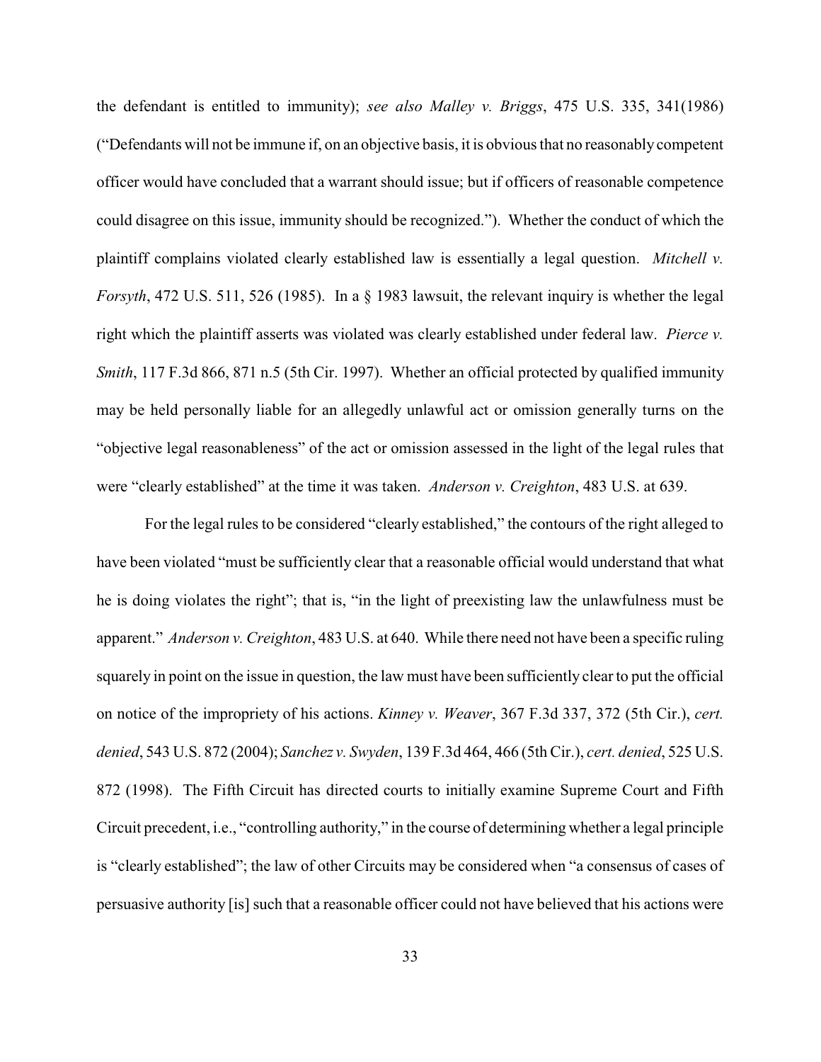the defendant is entitled to immunity); *see also Malley v. Briggs*, 475 U.S. 335, 341(1986) ("Defendants will not be immune if, on an objective basis, it is obvious that no reasonably competent officer would have concluded that a warrant should issue; but if officers of reasonable competence could disagree on this issue, immunity should be recognized."). Whether the conduct of which the plaintiff complains violated clearly established law is essentially a legal question. *Mitchell v. Forsyth*, 472 U.S. 511, 526 (1985). In a § 1983 lawsuit, the relevant inquiry is whether the legal right which the plaintiff asserts was violated was clearly established under federal law. *Pierce v. Smith*, 117 F.3d 866, 871 n.5 (5th Cir. 1997). Whether an official protected by qualified immunity may be held personally liable for an allegedly unlawful act or omission generally turns on the "objective legal reasonableness" of the act or omission assessed in the light of the legal rules that were "clearly established" at the time it was taken. *Anderson v. Creighton*, 483 U.S. at 639.

For the legal rules to be considered "clearly established," the contours of the right alleged to have been violated "must be sufficiently clear that a reasonable official would understand that what he is doing violates the right"; that is, "in the light of preexisting law the unlawfulness must be apparent." *Anderson v. Creighton*, 483 U.S. at 640. While there need not have been a specific ruling squarely in point on the issue in question, the law must have been sufficiently clear to put the official on notice of the impropriety of his actions. *Kinney v. Weaver*, 367 F.3d 337, 372 (5th Cir.), *cert. denied*, 543 U.S. 872 (2004); *Sanchez v. Swyden*, 139 F.3d 464, 466 (5th Cir.), *cert. denied*, 525 U.S. 872 (1998). The Fifth Circuit has directed courts to initially examine Supreme Court and Fifth Circuit precedent, i.e., "controlling authority," in the course of determining whether a legal principle is "clearly established"; the law of other Circuits may be considered when "a consensus of cases of persuasive authority [is] such that a reasonable officer could not have believed that his actions were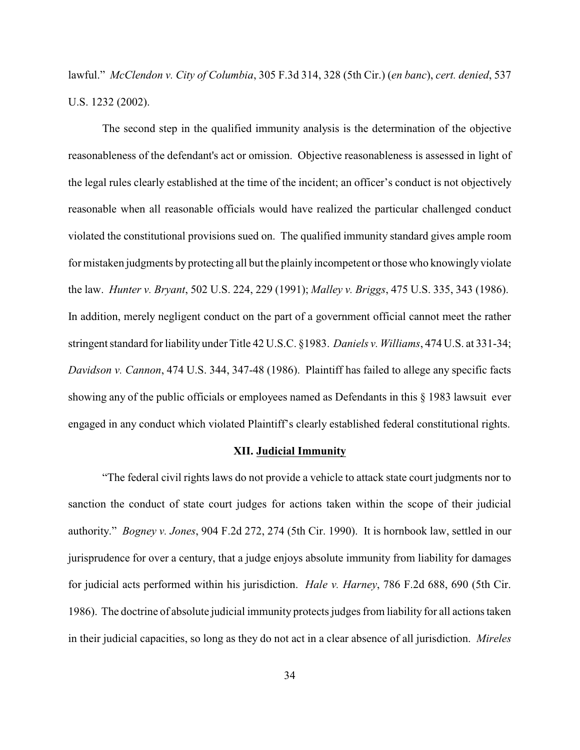lawful." *McClendon v. City of Columbia*, 305 F.3d 314, 328 (5th Cir.) (*en banc*), *cert. denied*, 537 U.S. 1232 (2002).

The second step in the qualified immunity analysis is the determination of the objective reasonableness of the defendant's act or omission. Objective reasonableness is assessed in light of the legal rules clearly established at the time of the incident; an officer's conduct is not objectively reasonable when all reasonable officials would have realized the particular challenged conduct violated the constitutional provisions sued on. The qualified immunity standard gives ample room for mistaken judgments by protecting all but the plainly incompetent or those who knowingly violate the law. *Hunter v. Bryant*, 502 U.S. 224, 229 (1991); *Malley v. Briggs*, 475 U.S. 335, 343 (1986). In addition, merely negligent conduct on the part of a government official cannot meet the rather stringent standard for liability under Title 42 U.S.C. §1983. *Daniels v. Williams*, 474 U.S. at 331-34; *Davidson v. Cannon*, 474 U.S. 344, 347-48 (1986). Plaintiff has failed to allege any specific facts showing any of the public officials or employees named as Defendants in this § 1983 lawsuit ever engaged in any conduct which violated Plaintiff's clearly established federal constitutional rights.

## XII. Judicial Immunity

"The federal civil rights laws do not provide a vehicle to attack state court judgments nor to sanction the conduct of state court judges for actions taken within the scope of their judicial authority." *Bogney v. Jones*, 904 F.2d 272, 274 (5th Cir. 1990). It is hornbook law, settled in our jurisprudence for over a century, that a judge enjoys absolute immunity from liability for damages for judicial acts performed within his jurisdiction. *Hale v. Harney*, 786 F.2d 688, 690 (5th Cir. 1986). The doctrine of absolute judicial immunity protects judges from liability for all actions taken in their judicial capacities, so long as they do not act in a clear absence of all jurisdiction. *Mireles*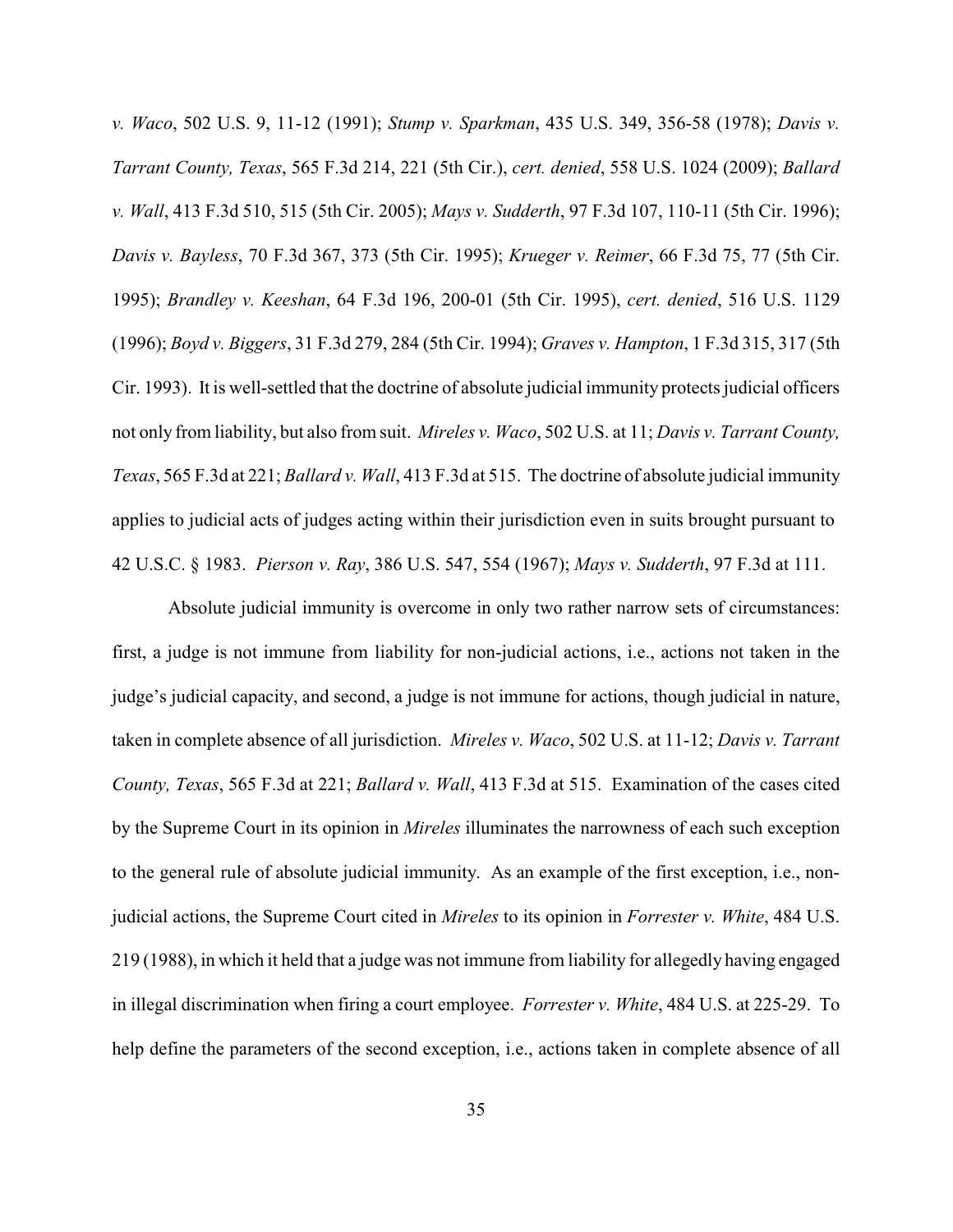*v. Waco*, 502 U.S. 9, 11-12 (1991); *Stump v. Sparkman*, 435 U.S. 349, 356-58 (1978); *Davis v. Tarrant County, Texas*, 565 F.3d 214, 221 (5th Cir.), *cert. denied*, 558 U.S. 1024 (2009); *Ballard v. Wall*, 413 F.3d 510, 515 (5th Cir. 2005); *Mays v. Sudderth*, 97 F.3d 107, 110-11 (5th Cir. 1996); *Davis v. Bayless*, 70 F.3d 367, 373 (5th Cir. 1995); *Krueger v. Reimer*, 66 F.3d 75, 77 (5th Cir. 1995); *Brandley v. Keeshan*, 64 F.3d 196, 200-01 (5th Cir. 1995), *cert. denied*, 516 U.S. 1129 (1996); *Boyd v. Biggers*, 31 F.3d 279, 284 (5th Cir. 1994); *Graves v. Hampton*, 1 F.3d 315, 317 (5th Cir. 1993). It is well-settled that the doctrine of absolute judicial immunity protects judicial officers not only from liability, but also from suit. *Mireles v. Waco*, 502 U.S. at 11; *Davis v. Tarrant County, Texas*, 565 F.3d at 221; *Ballard v. Wall*, 413 F.3d at 515. The doctrine of absolute judicial immunity applies to judicial acts of judges acting within their jurisdiction even in suits brought pursuant to 42 U.S.C. § 1983. *Pierson v. Ray*, 386 U.S. 547, 554 (1967); *Mays v. Sudderth*, 97 F.3d at 111.

Absolute judicial immunity is overcome in only two rather narrow sets of circumstances: first, a judge is not immune from liability for non-judicial actions, i.e., actions not taken in the judge's judicial capacity, and second, a judge is not immune for actions, though judicial in nature, taken in complete absence of all jurisdiction. *Mireles v. Waco*, 502 U.S. at 11-12; *Davis v. Tarrant County, Texas*, 565 F.3d at 221; *Ballard v. Wall*, 413 F.3d at 515. Examination of the cases cited by the Supreme Court in its opinion in *Mireles* illuminates the narrowness of each such exception to the general rule of absolute judicial immunity. As an example of the first exception, i.e., non-judicial actions, the Supreme Court cited in *Mireles* to its opinion in *Forrester v. White*, 484 U.S. 219 (1988), in which it held that a judge was not immune from liability for allegedly having engaged in illegal discrimination when firing a court employee. *Forrester v. White*, 484 U.S. at 225-29. To help define the parameters of the second exception, i.e., actions taken in complete absence of all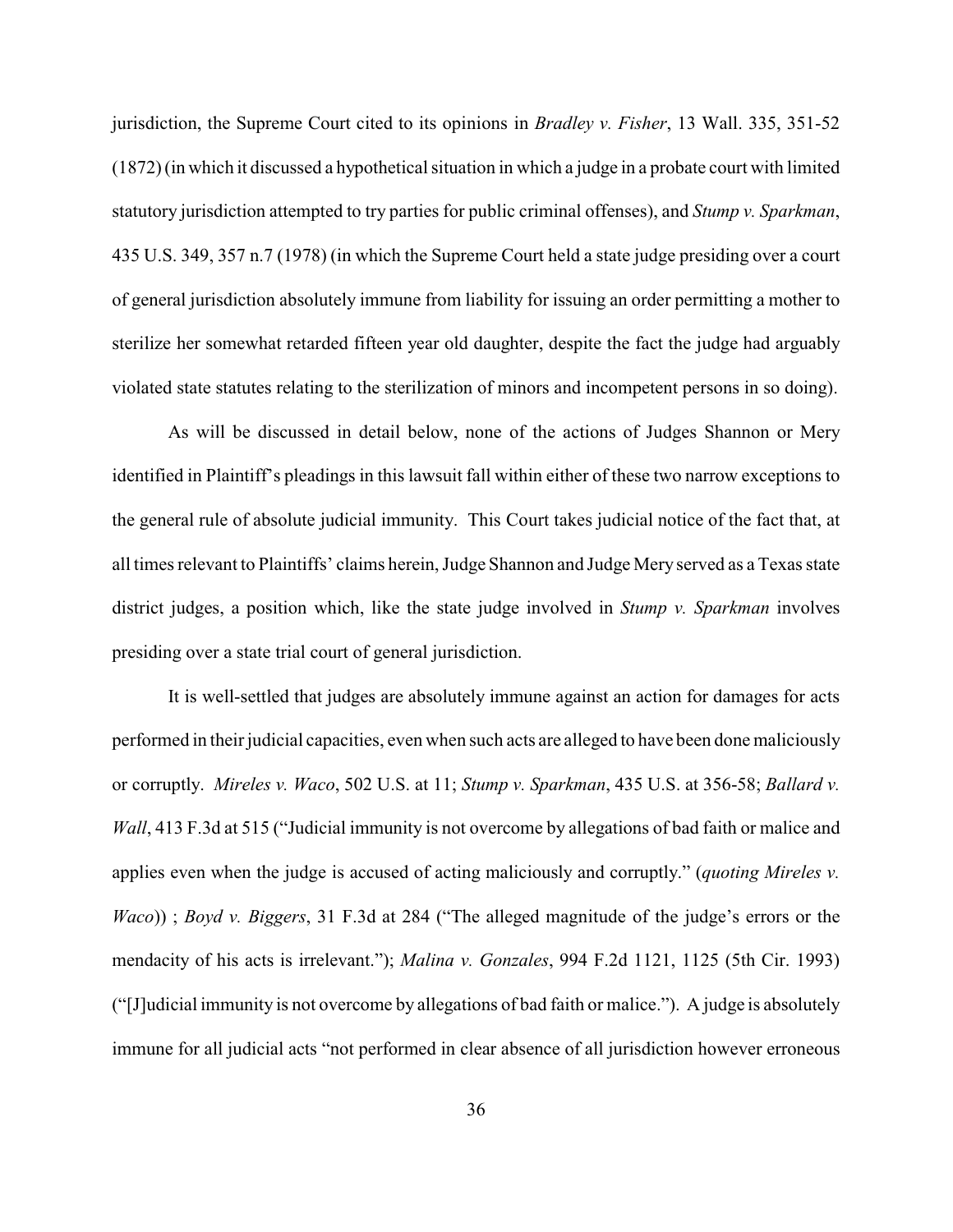jurisdiction, the Supreme Court cited to its opinions in *Bradley v. Fisher*, 13 Wall. 335, 351-52 (1872) (in which it discussed a hypothetical situation in which a judge in a probate court with limited statutory jurisdiction attempted to try parties for public criminal offenses), and *Stump v. Sparkman*, 435 U.S. 349, 357 n.7 (1978) (in which the Supreme Court held a state judge presiding over a court of general jurisdiction absolutely immune from liability for issuing an order permitting a mother to sterilize her somewhat retarded fifteen year old daughter, despite the fact the judge had arguably violated state statutes relating to the sterilization of minors and incompetent persons in so doing).

As will be discussed in detail below, none of the actions of Judges Shannon or Mery identified in Plaintiff's pleadings in this lawsuit fall within either of these two narrow exceptions to the general rule of absolute judicial immunity. This Court takes judicial notice of the fact that, at all times relevant to Plaintiffs' claims herein, Judge Shannon and Judge Mery served as a Texas state district judges, a position which, like the state judge involved in *Stump v. Sparkman* involves presiding over a state trial court of general jurisdiction.

It is well-settled that judges are absolutely immune against an action for damages for acts performed in their judicial capacities, even when such acts are alleged to have been done maliciously or corruptly. *Mireles v. Waco*, 502 U.S. at 11; *Stump v. Sparkman*, 435 U.S. at 356-58; *Ballard v. Wall*, 413 F.3d at 515 ("Judicial immunity is not overcome by allegations of bad faith or malice and applies even when the judge is accused of acting maliciously and corruptly." (*quoting Mireles v. Waco*)) ; *Boyd v. Biggers*, 31 F.3d at 284 ("The alleged magnitude of the judge's errors or the mendacity of his acts is irrelevant."); *Malina v. Gonzales*, 994 F.2d 1121, 1125 (5th Cir. 1993) ("[J]udicial immunity is not overcome by allegations of bad faith or malice."). A judge is absolutely immune for all judicial acts "not performed in clear absence of all jurisdiction however erroneous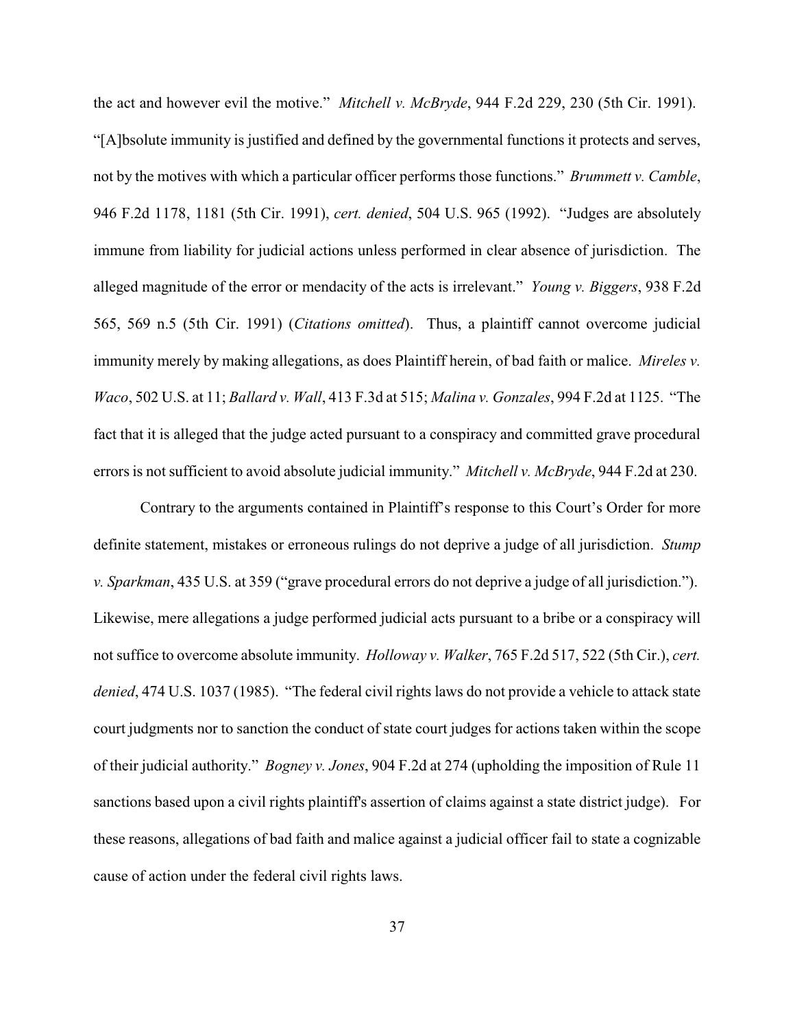the act and however evil the motive." *Mitchell v. McBryde*, 944 F.2d 229, 230 (5th Cir. 1991). "[A]bsolute immunity is justified and defined by the governmental functions it protects and serves, not by the motives with which a particular officer performs those functions." *Brummett v. Camble*, 946 F.2d 1178, 1181 (5th Cir. 1991), *cert. denied*, 504 U.S. 965 (1992). "Judges are absolutely immune from liability for judicial actions unless performed in clear absence of jurisdiction. The alleged magnitude of the error or mendacity of the acts is irrelevant." *Young v. Biggers*, 938 F.2d 565, 569 n.5 (5th Cir. 1991) (*Citations omitted*). Thus, a plaintiff cannot overcome judicial immunity merely by making allegations, as does Plaintiff herein, of bad faith or malice. *Mireles v. Waco*, 502 U.S. at 11; *Ballard v. Wall*, 413 F.3d at 515; *Malina v. Gonzales*, 994 F.2d at 1125. "The fact that it is alleged that the judge acted pursuant to a conspiracy and committed grave procedural errors is not sufficient to avoid absolute judicial immunity." *Mitchell v. McBryde*, 944 F.2d at 230.

Contrary to the arguments contained in Plaintiff's response to this Court's Order for more definite statement, mistakes or erroneous rulings do not deprive a judge of all jurisdiction. *Stump v. Sparkman*, 435 U.S. at 359 ("grave procedural errors do not deprive a judge of all jurisdiction."). Likewise, mere allegations a judge performed judicial acts pursuant to a bribe or a conspiracy will not suffice to overcome absolute immunity. *Holloway v. Walker*, 765 F.2d 517, 522 (5th Cir.), *cert. denied*, 474 U.S. 1037 (1985). "The federal civil rights laws do not provide a vehicle to attack state court judgments nor to sanction the conduct of state court judges for actions taken within the scope of their judicial authority." *Bogney v. Jones*, 904 F.2d at 274 (upholding the imposition of Rule 11 sanctions based upon a civil rights plaintiff's assertion of claims against a state district judge). For these reasons, allegations of bad faith and malice against a judicial officer fail to state a cognizable cause of action under the federal civil rights laws.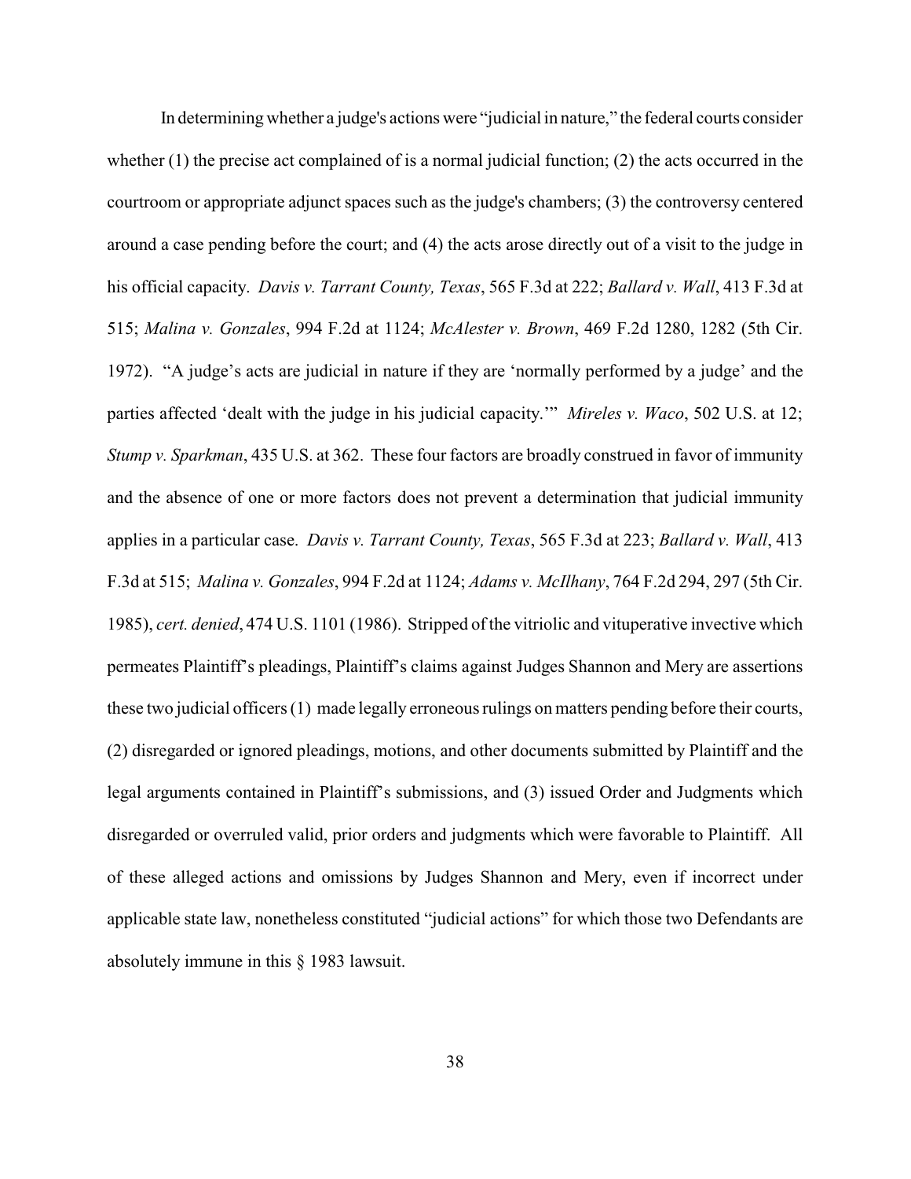In determining whether a judge's actions were "judicial in nature," the federal courts consider whether (1) the precise act complained of is a normal judicial function; (2) the acts occurred in the courtroom or appropriate adjunct spaces such as the judge's chambers; (3) the controversy centered around a case pending before the court; and (4) the acts arose directly out of a visit to the judge in his official capacity. *Davis v. Tarrant County, Texas*, 565 F.3d at 222; *Ballard v. Wall*, 413 F.3d at 515; *Malina v. Gonzales*, 994 F.2d at 1124; *McAlester v. Brown*, 469 F.2d 1280, 1282 (5th Cir. 1972). "A judge's acts are judicial in nature if they are 'normally performed by a judge' and the parties affected 'dealt with the judge in his judicial capacity.'" *Mireles v. Waco*, 502 U.S. at 12; *Stump v. Sparkman*, 435 U.S. at 362. These four factors are broadly construed in favor of immunity and the absence of one or more factors does not prevent a determination that judicial immunity applies in a particular case. *Davis v. Tarrant County, Texas*, 565 F.3d at 223; *Ballard v. Wall*, 413 F.3d at 515; *Malina v. Gonzales*, 994 F.2d at 1124; *Adams v. McIlhany*, 764 F.2d 294, 297 (5th Cir. 1985), *cert. denied*, 474 U.S. 1101 (1986). Stripped of the vitriolic and vituperative invective which permeates Plaintiff's pleadings, Plaintiff's claims against Judges Shannon and Mery are assertions these two judicial officers (1) made legally erroneous rulings on matters pending before their courts, (2) disregarded or ignored pleadings, motions, and other documents submitted by Plaintiff and the legal arguments contained in Plaintiff's submissions, and (3) issued Order and Judgments which disregarded or overruled valid, prior orders and judgments which were favorable to Plaintiff. All of these alleged actions and omissions by Judges Shannon and Mery, even if incorrect under applicable state law, nonetheless constituted "judicial actions" for which those two Defendants are absolutely immune in this § 1983 lawsuit.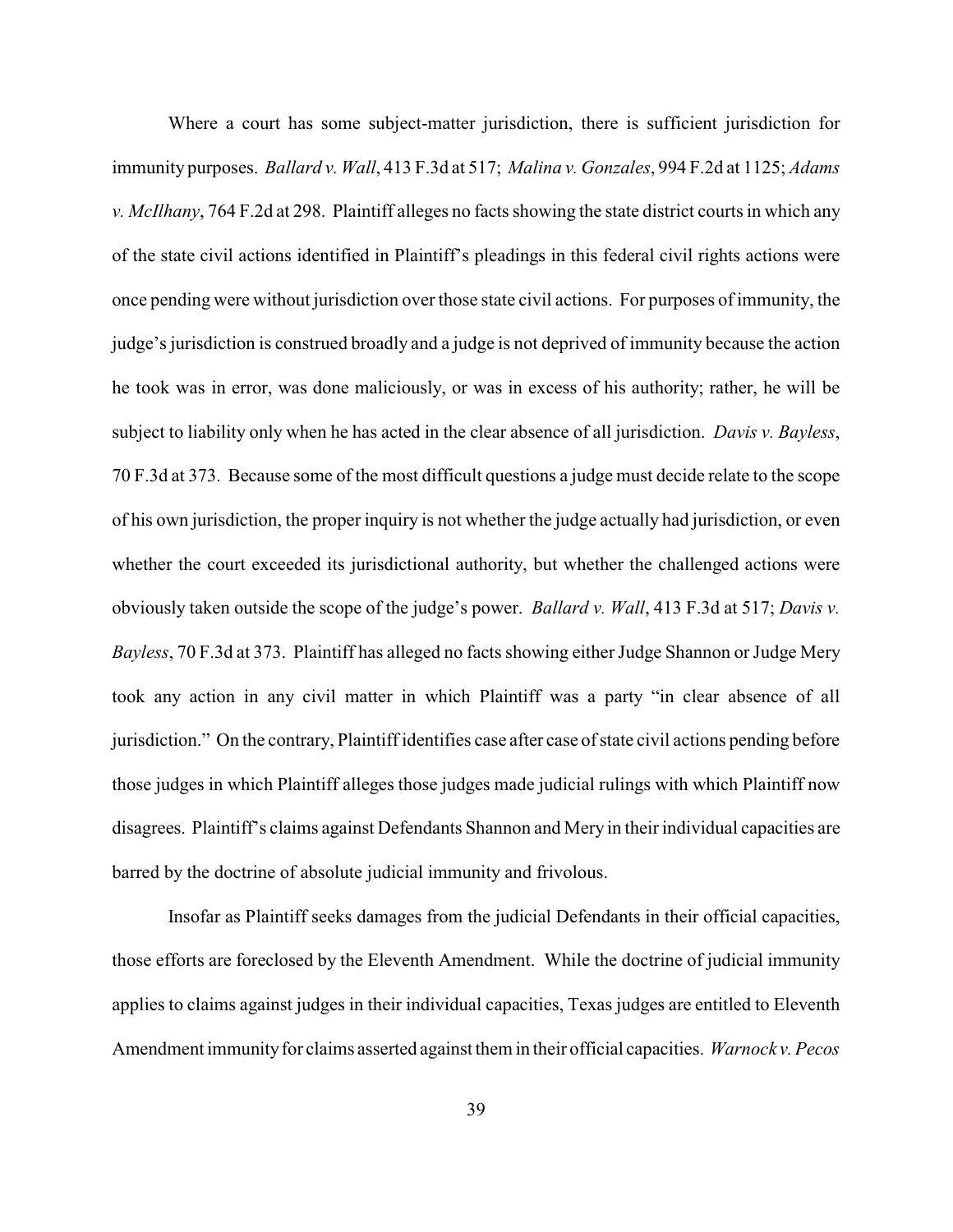Where a court has some subject-matter jurisdiction, there is sufficient jurisdiction for immunity purposes. *Ballard v. Wall*, 413 F.3d at 517; *Malina v. Gonzales*, 994 F.2d at 1125; *Adams v. McIlhany*, 764 F.2d at 298. Plaintiff alleges no facts showing the state district courts in which any of the state civil actions identified in Plaintiff's pleadings in this federal civil rights actions were once pending were without jurisdiction over those state civil actions. For purposes of immunity, the judge's jurisdiction is construed broadly and a judge is not deprived of immunity because the action he took was in error, was done maliciously, or was in excess of his authority; rather, he will be subject to liability only when he has acted in the clear absence of all jurisdiction. *Davis v. Bayless*, 70 F.3d at 373. Because some of the most difficult questions a judge must decide relate to the scope of his own jurisdiction, the proper inquiry is not whether the judge actually had jurisdiction, or even whether the court exceeded its jurisdictional authority, but whether the challenged actions were obviously taken outside the scope of the judge's power. *Ballard v. Wall*, 413 F.3d at 517; *Davis v. Bayless*, 70 F.3d at 373. Plaintiff has alleged no facts showing either Judge Shannon or Judge Mery took any action in any civil matter in which Plaintiff was a party "in clear absence of all jurisdiction." On the contrary, Plaintiff identifies case after case of state civil actions pending before those judges in which Plaintiff alleges those judges made judicial rulings with which Plaintiff now disagrees. Plaintiff's claims against Defendants Shannon and Mery in their individual capacities are barred by the doctrine of absolute judicial immunity and frivolous.

Insofar as Plaintiff seeks damages from the judicial Defendants in their official capacities, those efforts are foreclosed by the Eleventh Amendment. While the doctrine of judicial immunity applies to claims against judges in their individual capacities, Texas judges are entitled to Eleventh Amendment immunity for claims asserted against them in their official capacities. *Warnock v. Pecos*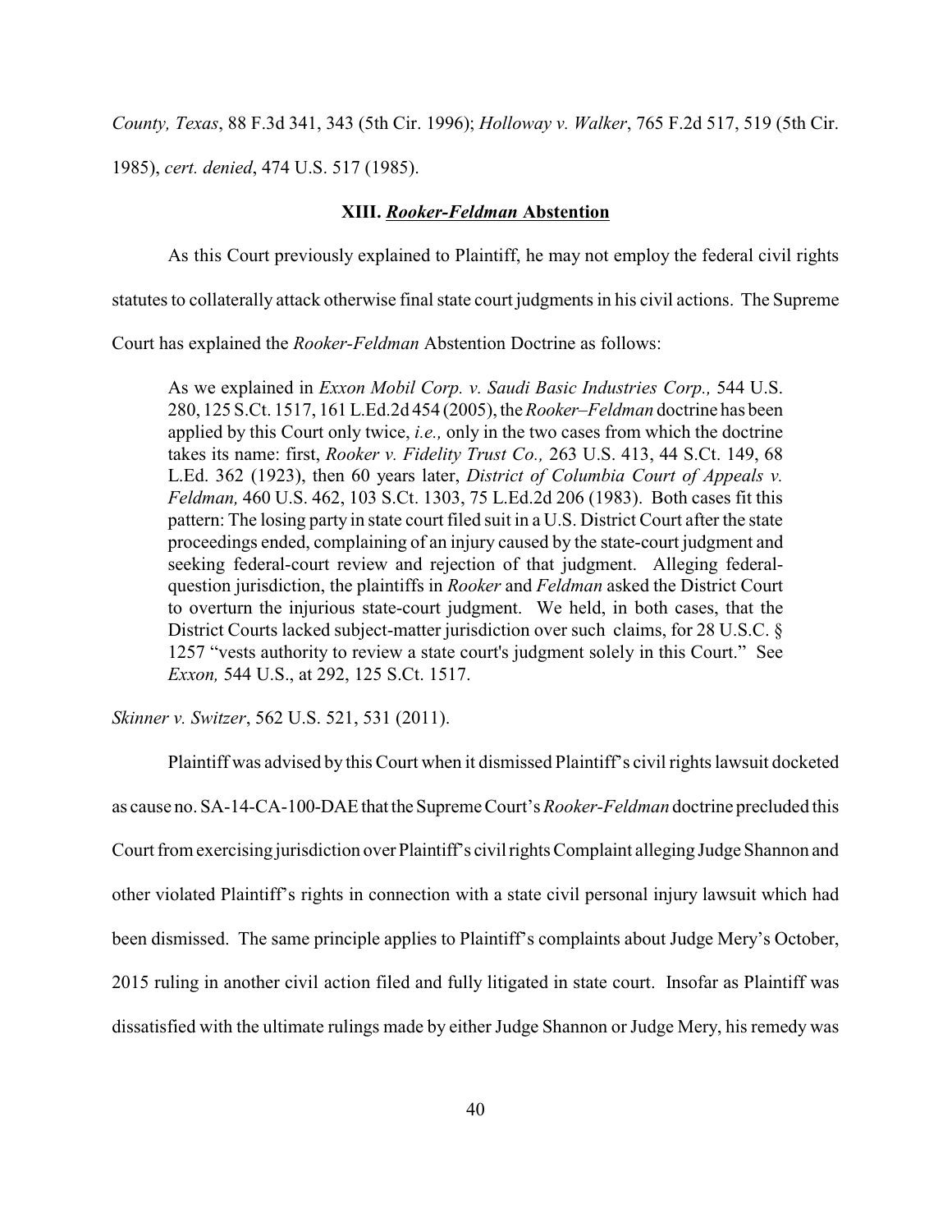*County, Texas*, 88 F.3d 341, 343 (5th Cir. 1996); *Holloway v. Walker*, 765 F.2d 517, 519 (5th Cir. 1985), *cert. denied*, 474 U.S. 517 (1985).

### XIII. *Rooker-Feldman* Abstention

As this Court previously explained to Plaintiff, he may not employ the federal civil rights statutes to collaterally attack otherwise final state court judgments in his civil actions. The Supreme Court has explained the *Rooker-Feldman* Abstention Doctrine as follows:

> As we explained in *Exxon Mobil Corp. v. Saudi Basic Industries Corp.,* 544 U.S. 280, 125 S.Ct. 1517, 161 L.Ed.2d 454 (2005), the *Rooker–Feldman* doctrine has been applied by this Court only twice, *i.e.,* only in the two cases from which the doctrine takes its name: first, *Rooker v. Fidelity Trust Co.,* 263 U.S. 413, 44 S.Ct. 149, 68 L.Ed. 362 (1923), then 60 years later, *District of Columbia Court of Appeals v. Feldman,* 460 U.S. 462, 103 S.Ct. 1303, 75 L.Ed.2d 206 (1983). Both cases fit this pattern: The losing party in state court filed suit in a U.S. District Court after the state proceedings ended, complaining of an injury caused by the state-court judgment and seeking federal-court review and rejection of that judgment. Alleging federal-question jurisdiction, the plaintiffs in *Rooker* and *Feldman* asked the District Court to overturn the injurious state-court judgment. We held, in both cases, that the District Courts lacked subject-matter jurisdiction over such claims, for 28 U.S.C. § 1257 "vests authority to review a state court's judgment solely in this Court." See *Exxon,* 544 U.S., at 292, 125 S.Ct. 1517.

*Skinner v. Switzer*, 562 U.S. 521, 531 (2011).

Plaintiff was advised by this Court when it dismissed Plaintiff's civil rights lawsuit docketed as cause no. SA-14-CA-100-DAE that the Supreme Court's *Rooker-Feldman* doctrine precluded this Court from exercising jurisdiction over Plaintiff's civil rights Complaint alleging Judge Shannon and other violated Plaintiff's rights in connection with a state civil personal injury lawsuit which had been dismissed. The same principle applies to Plaintiff's complaints about Judge Mery's October, 2015 ruling in another civil action filed and fully litigated in state court. Insofar as Plaintiff was dissatisfied with the ultimate rulings made by either Judge Shannon or Judge Mery, his remedy was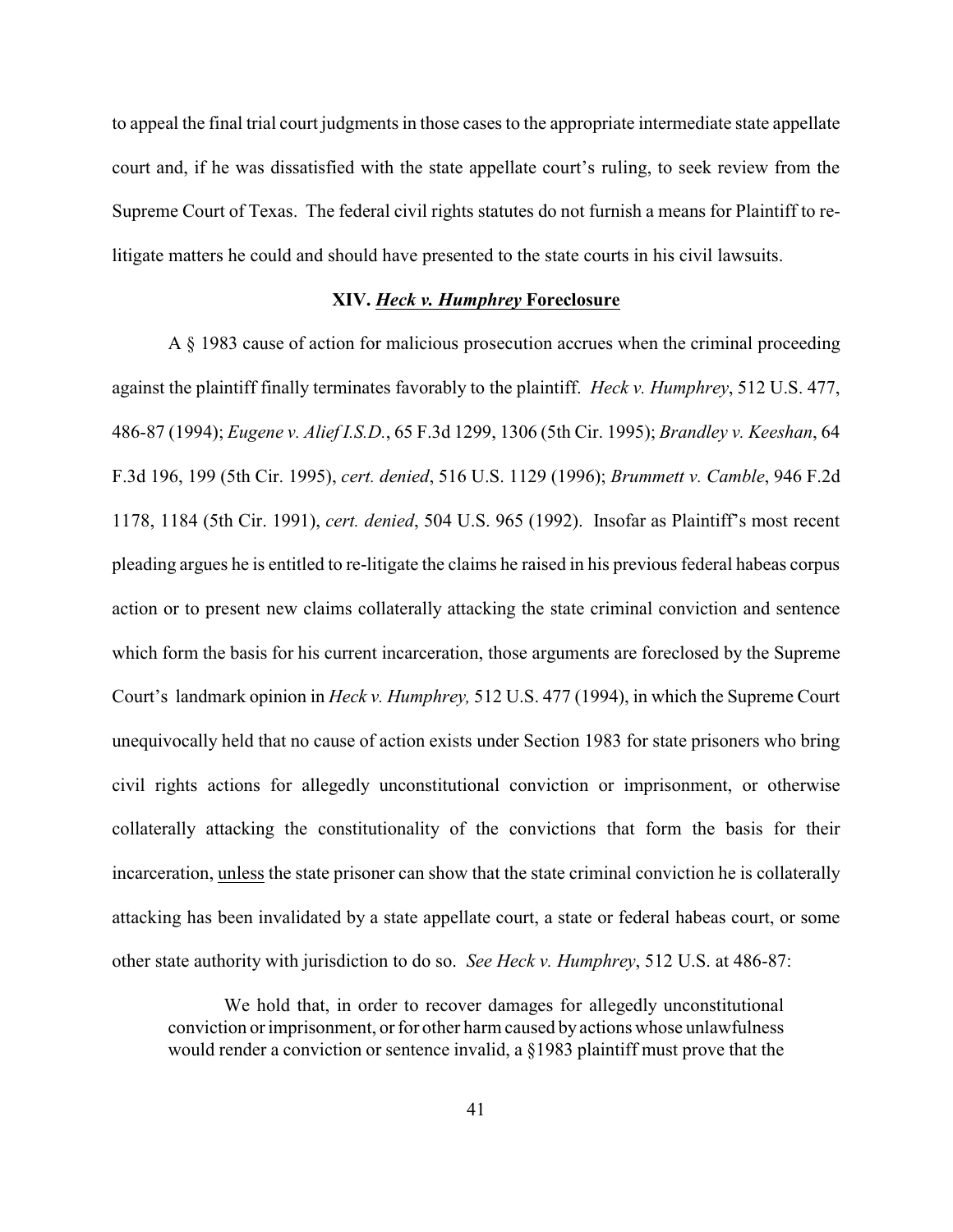to appeal the final trial court judgments in those cases to the appropriate intermediate state appellate court and, if he was dissatisfied with the state appellate court's ruling, to seek review from the Supreme Court of Texas. The federal civil rights statutes do not furnish a means for Plaintiff to re-litigate matters he could and should have presented to the state courts in his civil lawsuits.

## XIV. *Heck v. Humphrey* Foreclosure

A § 1983 cause of action for malicious prosecution accrues when the criminal proceeding against the plaintiff finally terminates favorably to the plaintiff. *Heck v. Humphrey*, 512 U.S. 477, 486-87 (1994); *Eugene v. Alief I.S.D.*, 65 F.3d 1299, 1306 (5th Cir. 1995); *Brandley v. Keeshan*, 64 F.3d 196, 199 (5th Cir. 1995), *cert. denied*, 516 U.S. 1129 (1996); *Brummett v. Camble*, 946 F.2d 1178, 1184 (5th Cir. 1991), *cert. denied*, 504 U.S. 965 (1992). Insofar as Plaintiff's most recent pleading argues he is entitled to re-litigate the claims he raised in his previous federal habeas corpus action or to present new claims collaterally attacking the state criminal conviction and sentence which form the basis for his current incarceration, those arguments are foreclosed by the Supreme Court's landmark opinion in *Heck v. Humphrey,* 512 U.S. 477 (1994), in which the Supreme Court unequivocally held that no cause of action exists under Section 1983 for state prisoners who bring civil rights actions for allegedly unconstitutional conviction or imprisonment, or otherwise collaterally attacking the constitutionality of the convictions that form the basis for their incarceration, unless the state prisoner can show that the state criminal conviction he is collaterally attacking has been invalidated by a state appellate court, a state or federal habeas court, or some other state authority with jurisdiction to do so. *See Heck v. Humphrey*, 512 U.S. at 486-87:

> We hold that, in order to recover damages for allegedly unconstitutional conviction or imprisonment, or for other harm caused by actions whose unlawfulness would render a conviction or sentence invalid, a §1983 plaintiff must prove that the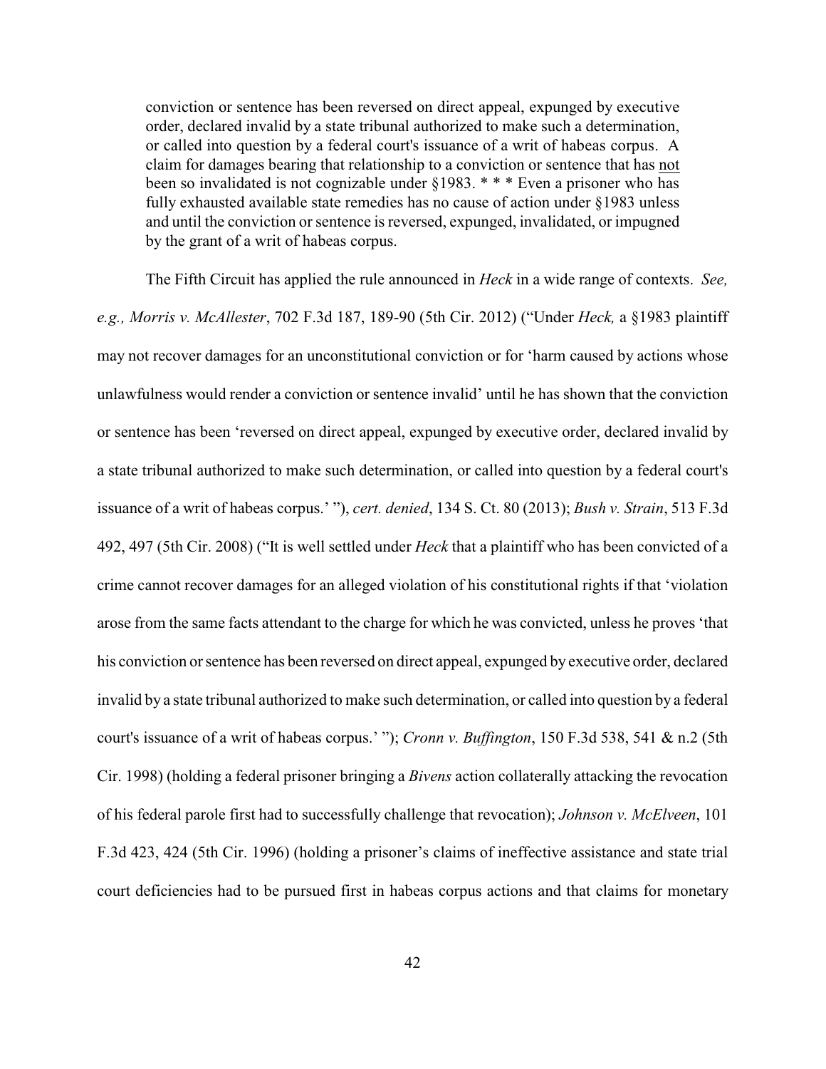> conviction or sentence has been reversed on direct appeal, expunged by executive order, declared invalid by a state tribunal authorized to make such a determination, or called into question by a federal court's issuance of a writ of habeas corpus. A claim for damages bearing that relationship to a conviction or sentence that has not been so invalidated is not cognizable under §1983. * * * Even a prisoner who has fully exhausted available state remedies has no cause of action under §1983 unless and until the conviction or sentence is reversed, expunged, invalidated, or impugned by the grant of a writ of habeas corpus.

The Fifth Circuit has applied the rule announced in *Heck* in a wide range of contexts. *See, e.g., Morris v. McAllester*, 702 F.3d 187, 189-90 (5th Cir. 2012) ("Under *Heck,* a §1983 plaintiff may not recover damages for an unconstitutional conviction or for 'harm caused by actions whose unlawfulness would render a conviction or sentence invalid' until he has shown that the conviction or sentence has been 'reversed on direct appeal, expunged by executive order, declared invalid by a state tribunal authorized to make such determination, or called into question by a federal court's issuance of a writ of habeas corpus.' "), *cert. denied*, 134 S. Ct. 80 (2013); *Bush v. Strain*, 513 F.3d 492, 497 (5th Cir. 2008) ("It is well settled under *Heck* that a plaintiff who has been convicted of a crime cannot recover damages for an alleged violation of his constitutional rights if that 'violation arose from the same facts attendant to the charge for which he was convicted, unless he proves 'that his conviction or sentence has been reversed on direct appeal, expunged by executive order, declared invalid by a state tribunal authorized to make such determination, or called into question by a federal court's issuance of a writ of habeas corpus.' "); *Cronn v. Buffington*, 150 F.3d 538, 541 & n.2 (5th Cir. 1998) (holding a federal prisoner bringing a *Bivens* action collaterally attacking the revocation of his federal parole first had to successfully challenge that revocation); *Johnson v. McElveen*, 101 F.3d 423, 424 (5th Cir. 1996) (holding a prisoner's claims of ineffective assistance and state trial court deficiencies had to be pursued first in habeas corpus actions and that claims for monetary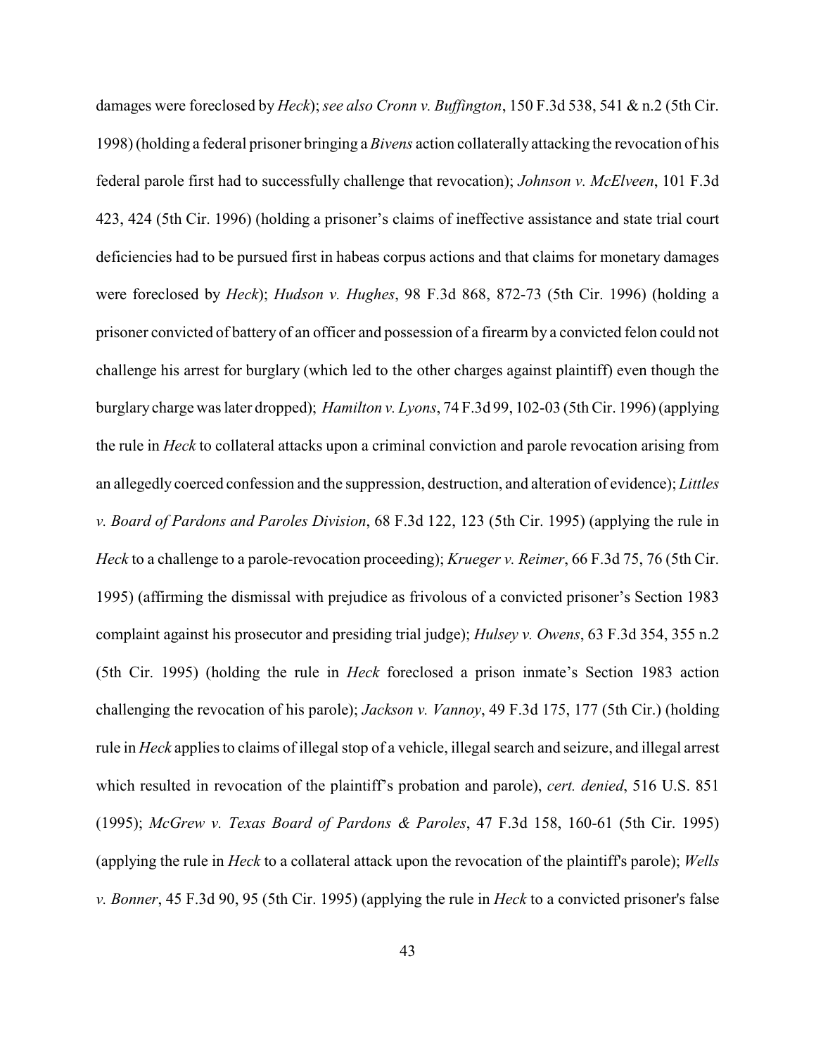damages were foreclosed by *Heck*); *see also Cronn v. Buffington*, 150 F.3d 538, 541 & n.2 (5th Cir. 1998) (holding a federal prisoner bringing a *Bivens* action collaterally attacking the revocation of his federal parole first had to successfully challenge that revocation); *Johnson v. McElveen*, 101 F.3d 423, 424 (5th Cir. 1996) (holding a prisoner's claims of ineffective assistance and state trial court deficiencies had to be pursued first in habeas corpus actions and that claims for monetary damages were foreclosed by *Heck*); *Hudson v. Hughes*, 98 F.3d 868, 872-73 (5th Cir. 1996) (holding a prisoner convicted of battery of an officer and possession of a firearm by a convicted felon could not challenge his arrest for burglary (which led to the other charges against plaintiff) even though the burglary charge was later dropped); *Hamilton v. Lyons*, 74 F.3d 99, 102-03 (5th Cir. 1996) (applying the rule in *Heck* to collateral attacks upon a criminal conviction and parole revocation arising from an allegedly coerced confession and the suppression, destruction, and alteration of evidence); *Littles v. Board of Pardons and Paroles Division*, 68 F.3d 122, 123 (5th Cir. 1995) (applying the rule in *Heck* to a challenge to a parole-revocation proceeding); *Krueger v. Reimer*, 66 F.3d 75, 76 (5th Cir. 1995) (affirming the dismissal with prejudice as frivolous of a convicted prisoner's Section 1983 complaint against his prosecutor and presiding trial judge); *Hulsey v. Owens*, 63 F.3d 354, 355 n.2 (5th Cir. 1995) (holding the rule in *Heck* foreclosed a prison inmate's Section 1983 action challenging the revocation of his parole); *Jackson v. Vannoy*, 49 F.3d 175, 177 (5th Cir.) (holding rule in *Heck* applies to claims of illegal stop of a vehicle, illegal search and seizure, and illegal arrest which resulted in revocation of the plaintiff's probation and parole), *cert. denied*, 516 U.S. 851 (1995); *McGrew v. Texas Board of Pardons & Paroles*, 47 F.3d 158, 160-61 (5th Cir. 1995) (applying the rule in *Heck* to a collateral attack upon the revocation of the plaintiff's parole); *Wells v. Bonner*, 45 F.3d 90, 95 (5th Cir. 1995) (applying the rule in *Heck* to a convicted prisoner's false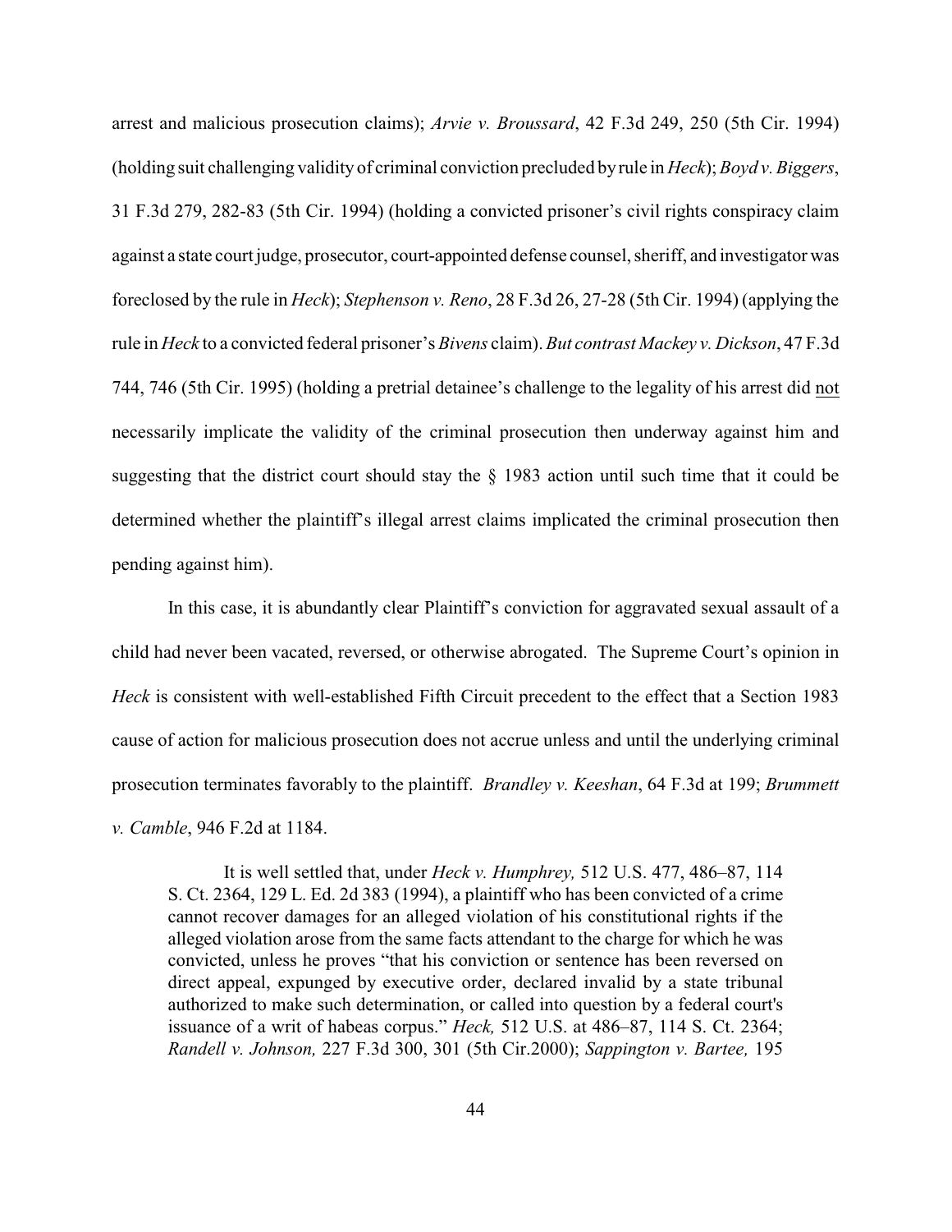arrest and malicious prosecution claims); *Arvie v. Broussard*, 42 F.3d 249, 250 (5th Cir. 1994) (holding suit challenging validity of criminal conviction precluded by rule in *Heck*); *Boyd v. Biggers*, 31 F.3d 279, 282-83 (5th Cir. 1994) (holding a convicted prisoner's civil rights conspiracy claim against a state court judge, prosecutor, court-appointed defense counsel, sheriff, and investigator was foreclosed by the rule in *Heck*); *Stephenson v. Reno*, 28 F.3d 26, 27-28 (5th Cir. 1994) (applying the rule in *Heck* to a convicted federal prisoner's *Bivens* claim). *But contrast Mackey v. Dickson*, 47 F.3d 744, 746 (5th Cir. 1995) (holding a pretrial detainee's challenge to the legality of his arrest did <u>not</u> necessarily implicate the validity of the criminal prosecution then underway against him and suggesting that the district court should stay the § 1983 action until such time that it could be determined whether the plaintiff's illegal arrest claims implicated the criminal prosecution then pending against him).

In this case, it is abundantly clear Plaintiff's conviction for aggravated sexual assault of a child had never been vacated, reversed, or otherwise abrogated. The Supreme Court's opinion in *Heck* is consistent with well-established Fifth Circuit precedent to the effect that a Section 1983 cause of action for malicious prosecution does not accrue unless and until the underlying criminal prosecution terminates favorably to the plaintiff. *Brandley v. Keeshan*, 64 F.3d at 199; *Brummett v. Camble*, 946 F.2d at 1184.

> It is well settled that, under *Heck v. Humphrey,* 512 U.S. 477, 486–87, 114 S. Ct. 2364, 129 L. Ed. 2d 383 (1994), a plaintiff who has been convicted of a crime cannot recover damages for an alleged violation of his constitutional rights if the alleged violation arose from the same facts attendant to the charge for which he was convicted, unless he proves "that his conviction or sentence has been reversed on direct appeal, expunged by executive order, declared invalid by a state tribunal authorized to make such determination, or called into question by a federal court's issuance of a writ of habeas corpus." *Heck,* 512 U.S. at 486–87, 114 S. Ct. 2364; *Randell v. Johnson,* 227 F.3d 300, 301 (5th Cir.2000); *Sappington v. Bartee,* 195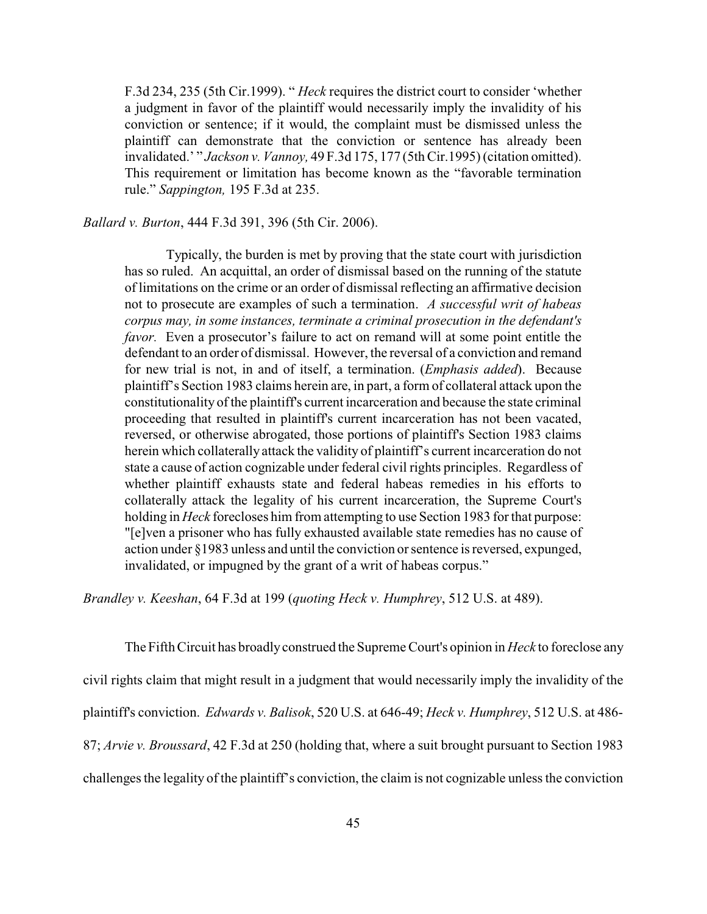> F.3d 234, 235 (5th Cir.1999). " *Heck* requires the district court to consider 'whether a judgment in favor of the plaintiff would necessarily imply the invalidity of his conviction or sentence; if it would, the complaint must be dismissed unless the plaintiff can demonstrate that the conviction or sentence has already been invalidated.' " *Jackson v. Vannoy,* 49 F.3d 175, 177 (5th Cir.1995) (citation omitted). This requirement or limitation has become known as the "favorable termination rule." *Sappington,* 195 F.3d at 235.

*Ballard v. Burton*, 444 F.3d 391, 396 (5th Cir. 2006).

> Typically, the burden is met by proving that the state court with jurisdiction has so ruled. An acquittal, an order of dismissal based on the running of the statute of limitations on the crime or an order of dismissal reflecting an affirmative decision not to prosecute are examples of such a termination. *A successful writ of habeas corpus may, in some instances, terminate a criminal prosecution in the defendant's favor.* Even a prosecutor's failure to act on remand will at some point entitle the defendant to an order of dismissal. However, the reversal of a conviction and remand for new trial is not, in and of itself, a termination. (*Emphasis added*). Because plaintiff's Section 1983 claims herein are, in part, a form of collateral attack upon the constitutionality of the plaintiff's current incarceration and because the state criminal proceeding that resulted in plaintiff's current incarceration has not been vacated, reversed, or otherwise abrogated, those portions of plaintiff's Section 1983 claims herein which collaterally attack the validity of plaintiff's current incarceration do not state a cause of action cognizable under federal civil rights principles. Regardless of whether plaintiff exhausts state and federal habeas remedies in his efforts to collaterally attack the legality of his current incarceration, the Supreme Court's holding in *Heck* forecloses him from attempting to use Section 1983 for that purpose: "[e]ven a prisoner who has fully exhausted available state remedies has no cause of action under §1983 unless and until the conviction or sentence is reversed, expunged, invalidated, or impugned by the grant of a writ of habeas corpus."

*Brandley v. Keeshan*, 64 F.3d at 199 (*quoting Heck v. Humphrey*, 512 U.S. at 489).

The Fifth Circuit has broadly construed the Supreme Court's opinion in *Heck* to foreclose any civil rights claim that might result in a judgment that would necessarily imply the invalidity of the plaintiff's conviction. *Edwards v. Balisok*, 520 U.S. at 646-49; *Heck v. Humphrey*, 512 U.S. at 486-87; *Arvie v. Broussard*, 42 F.3d at 250 (holding that, where a suit brought pursuant to Section 1983 challenges the legality of the plaintiff's conviction, the claim is not cognizable unless the conviction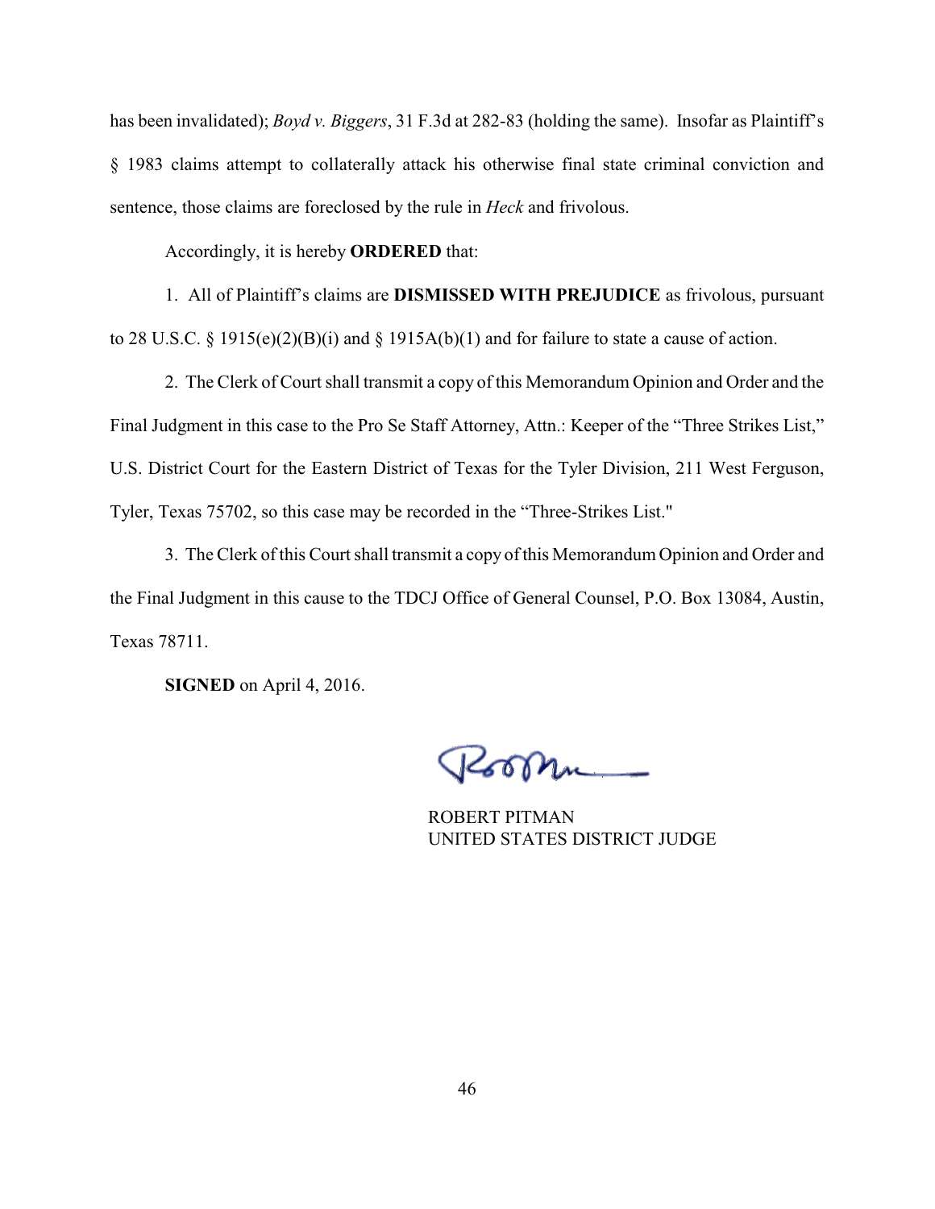has been invalidated); *Boyd v. Biggers*, 31 F.3d at 282-83 (holding the same). Insofar as Plaintiff's § 1983 claims attempt to collaterally attack his otherwise final state criminal conviction and sentence, those claims are foreclosed by the rule in *Heck* and frivolous.

Accordingly, it is hereby **ORDERED** that:

1. All of Plaintiff's claims are **DISMISSED WITH PREJUDICE** as frivolous, pursuant to 28 U.S.C. § 1915(e)(2)(B)(i) and § 1915A(b)(1) and for failure to state a cause of action.

2. The Clerk of Court shall transmit a copy of this Memorandum Opinion and Order and the Final Judgment in this case to the Pro Se Staff Attorney, Attn.: Keeper of the "Three Strikes List," U.S. District Court for the Eastern District of Texas for the Tyler Division, 211 West Ferguson, Tyler, Texas 75702, so this case may be recorded in the "Three-Strikes List."

3. The Clerk of this Court shall transmit a copy of this Memorandum Opinion and Order and the Final Judgment in this cause to the TDCJ Office of General Counsel, P.O. Box 13084, Austin, Texas 78711.

**SIGNED** on April 4, 2016.

ROBERT PITMAN
UNITED STATES DISTRICT JUDGE